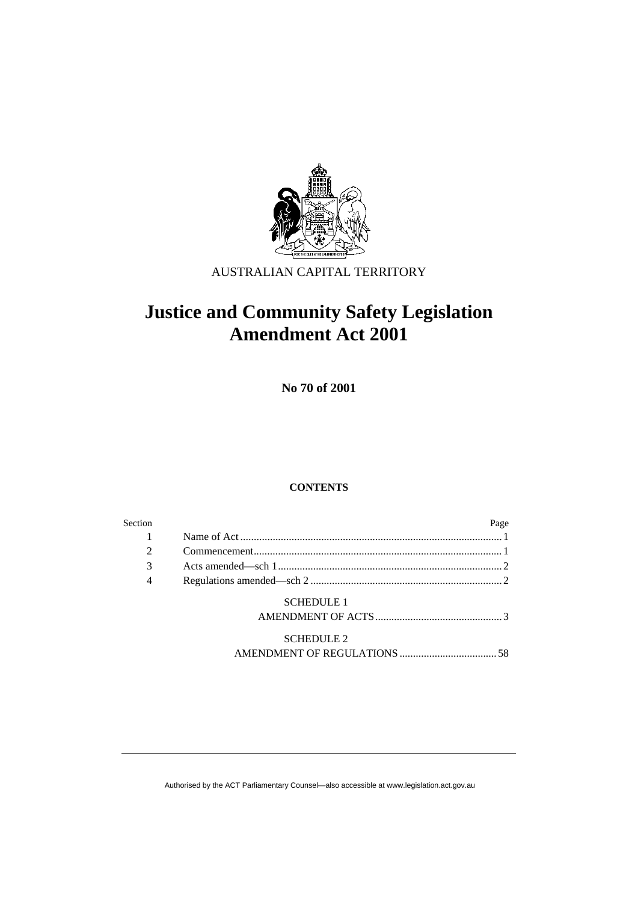AUSTRALIAN CAPITAL TERRITORY

# Justice and Community Safety Legislation Amendment Act 2001

**No 70 of 2001**

**CONTENTS**

| Section | | Page |
|---|---|---|
| 1 | Name of Act | 1 |
| 2 | Commencement | 1 |
| 3 | Acts amended—sch 1 | 2 |
| 4 | Regulations amended—sch 2 | 2 |
| | SCHEDULE 1<br>AMENDMENT OF ACTS | 3 |
| | SCHEDULE 2<br>AMENDMENT OF REGULATIONS | 58 |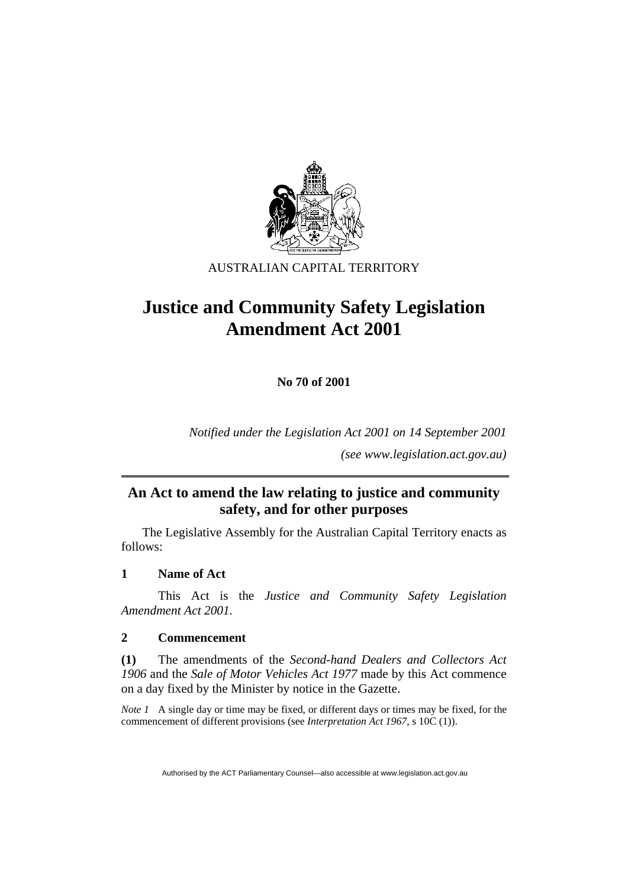AUSTRALIAN CAPITAL TERRITORY

# Justice and Community Safety Legislation Amendment Act 2001

**No 70 of 2001**

*Notified under the Legislation Act 2001 on 14 September 2001*

*(see www.legislation.act.gov.au)*

## An Act to amend the law relating to justice and community safety, and for other purposes

The Legislative Assembly for the Australian Capital Territory enacts as follows:

### 1 Name of Act

This Act is the *Justice and Community Safety Legislation Amendment Act 2001*.

### 2 Commencement

**(1)** The amendments of the *Second-hand Dealers and Collectors Act 1906* and the *Sale of Motor Vehicles Act 1977* made by this Act commence on a day fixed by the Minister by notice in the Gazette.

*Note 1* A single day or time may be fixed, or different days or times may be fixed, for the commencement of different provisions (see *Interpretation Act 1967*, s 10C (1)).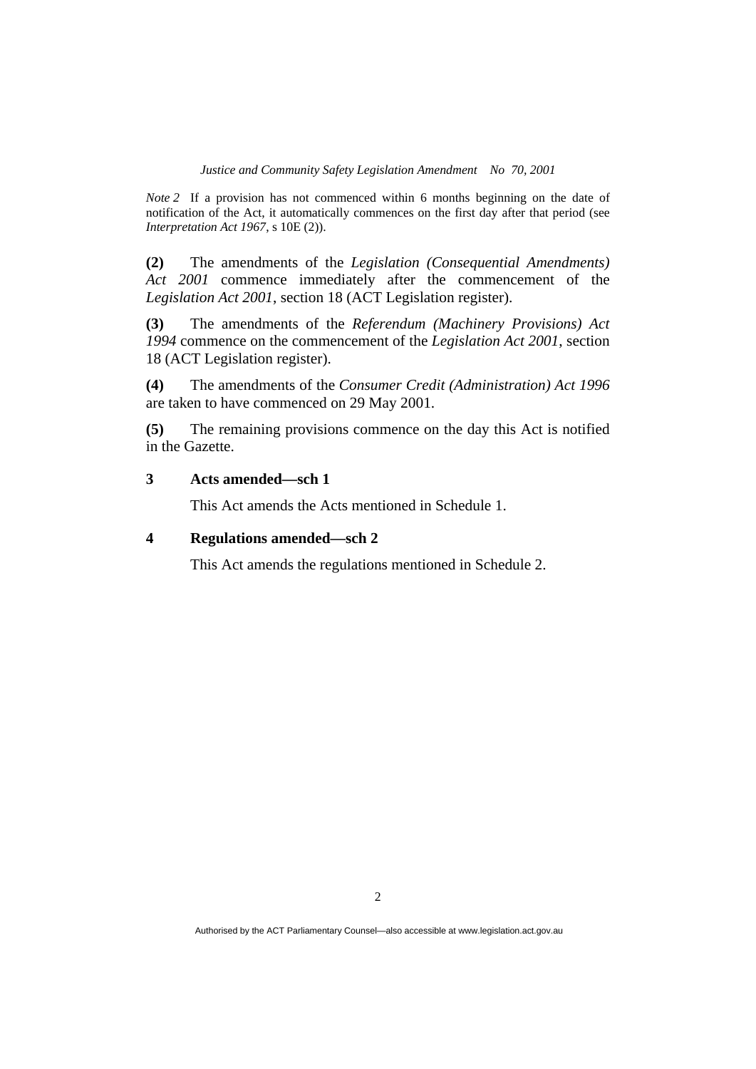*Note 2* If a provision has not commenced within 6 months beginning on the date of notification of the Act, it automatically commences on the first day after that period (see *Interpretation Act 1967*, s 10E (2)).

**(2)** The amendments of the *Legislation (Consequential Amendments) Act 2001* commence immediately after the commencement of the *Legislation Act 2001*, section 18 (ACT Legislation register).

**(3)** The amendments of the *Referendum (Machinery Provisions) Act 1994* commence on the commencement of the *Legislation Act 2001*, section 18 (ACT Legislation register).

**(4)** The amendments of the *Consumer Credit (Administration) Act 1996* are taken to have commenced on 29 May 2001.

**(5)** The remaining provisions commence on the day this Act is notified in the Gazette.

### 3 Acts amended—sch 1

This Act amends the Acts mentioned in Schedule 1.

### 4 Regulations amended—sch 2

This Act amends the regulations mentioned in Schedule 2.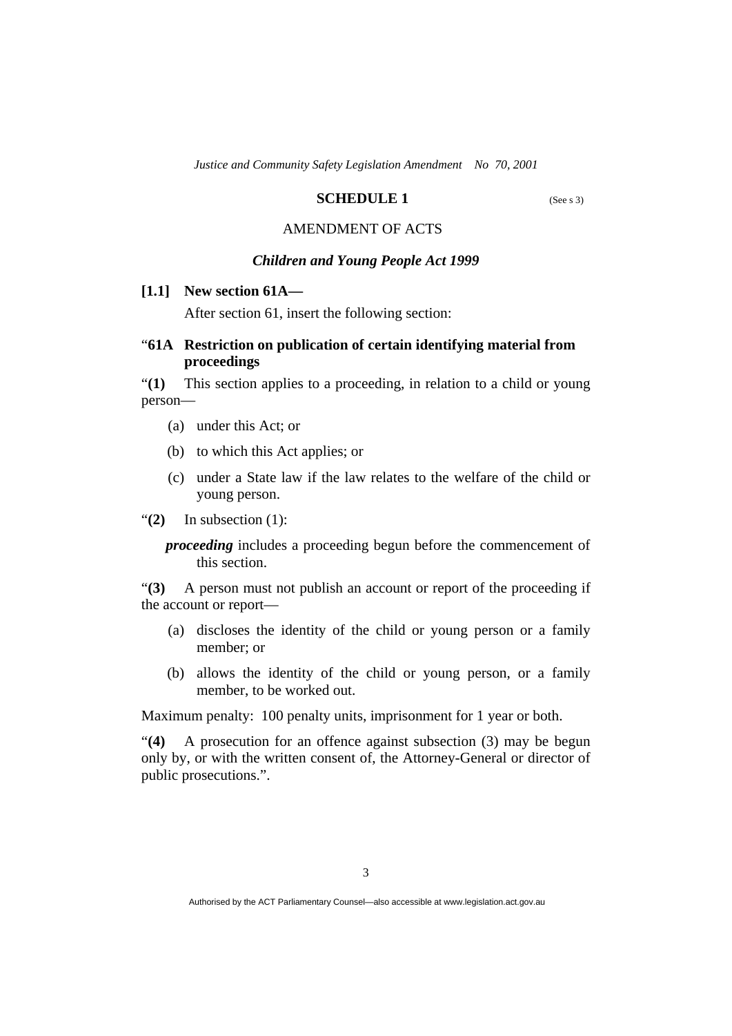## SCHEDULE 1

(See s 3)

### AMENDMENT OF ACTS

### *Children and Young People Act 1999*

**[1.1] New section 61A—**

After section 61, insert the following section:

"**61A Restriction on publication of certain identifying material from proceedings**

"**(1)** This section applies to a proceeding, in relation to a child or young person—

(a) under this Act; or

(b) to which this Act applies; or

(c) under a State law if the law relates to the welfare of the child or young person.

"**(2)** In subsection (1):

***proceeding*** includes a proceeding begun before the commencement of this section.

"**(3)** A person must not publish an account or report of the proceeding if the account or report—

(a) discloses the identity of the child or young person or a family member; or

(b) allows the identity of the child or young person, or a family member, to be worked out.

Maximum penalty: 100 penalty units, imprisonment for 1 year or both.

"**(4)** A prosecution for an offence against subsection (3) may be begun only by, or with the written consent of, the Attorney-General or director of public prosecutions.".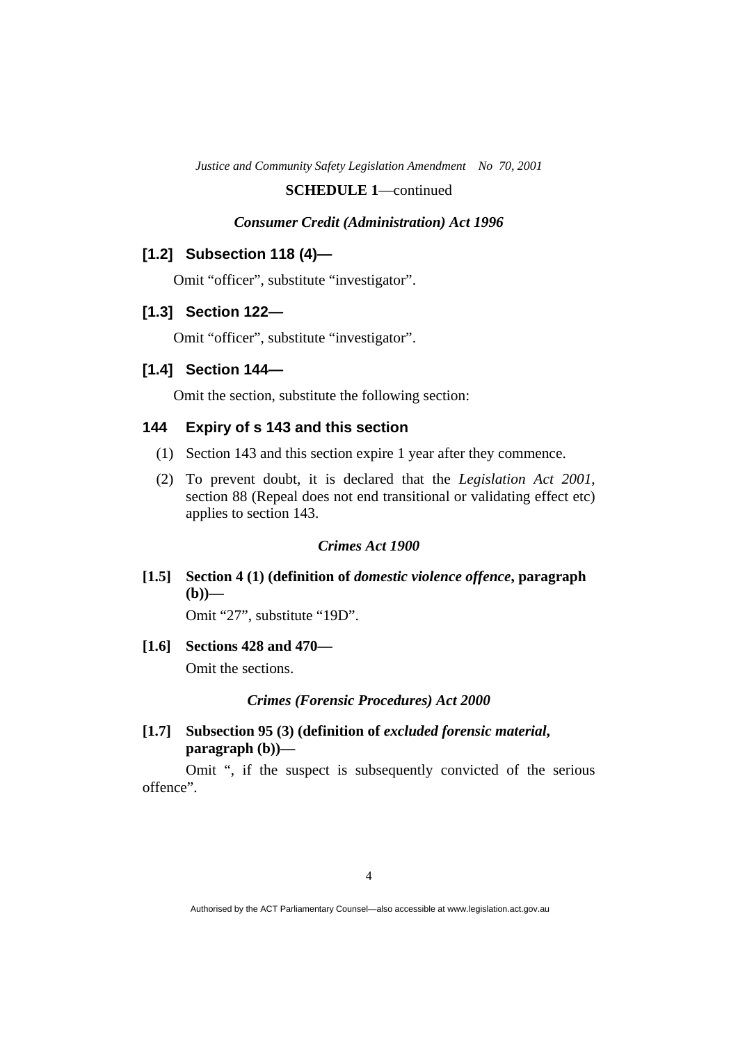**SCHEDULE 1**—continued

### *Consumer Credit (Administration) Act 1996*

### [1.2] Subsection 118 (4)—

Omit "officer", substitute "investigator".

### [1.3] Section 122—

Omit "officer", substitute "investigator".

### [1.4] Section 144—

Omit the section, substitute the following section:

### 144 Expiry of s 143 and this section

(1) Section 143 and this section expire 1 year after they commence.

(2) To prevent doubt, it is declared that the *Legislation Act 2001*, section 88 (Repeal does not end transitional or validating effect etc) applies to section 143.

### *Crimes Act 1900*

### [1.5] Section 4 (1) (definition of *domestic violence offence*, paragraph (b))—

Omit "27", substitute "19D".

### [1.6] Sections 428 and 470—

Omit the sections.

### *Crimes (Forensic Procedures) Act 2000*

### [1.7] Subsection 95 (3) (definition of *excluded forensic material*, paragraph (b))—

Omit ", if the suspect is subsequently convicted of the serious offence".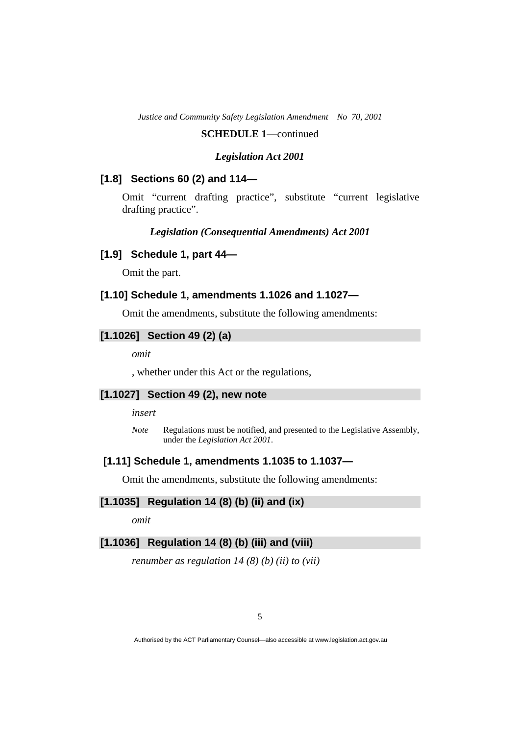**SCHEDULE 1**—continued

***Legislation Act 2001***

### [1.8] Sections 60 (2) and 114—

Omit "current drafting practice", substitute "current legislative drafting practice".

***Legislation (Consequential Amendments) Act 2001***

### [1.9] Schedule 1, part 44—

Omit the part.

### [1.10] Schedule 1, amendments 1.1026 and 1.1027—

Omit the amendments, substitute the following amendments:

#### [1.1026] Section 49 (2) (a)

*omit*

, whether under this Act or the regulations,

#### [1.1027] Section 49 (2), new note

*insert*

*Note* Regulations must be notified, and presented to the Legislative Assembly, under the *Legislation Act 2001*.

### [1.11] Schedule 1, amendments 1.1035 to 1.1037—

Omit the amendments, substitute the following amendments:

#### [1.1035] Regulation 14 (8) (b) (ii) and (ix)

*omit*

#### [1.1036] Regulation 14 (8) (b) (iii) and (viii)

*renumber as regulation 14 (8) (b) (ii) to (vii)*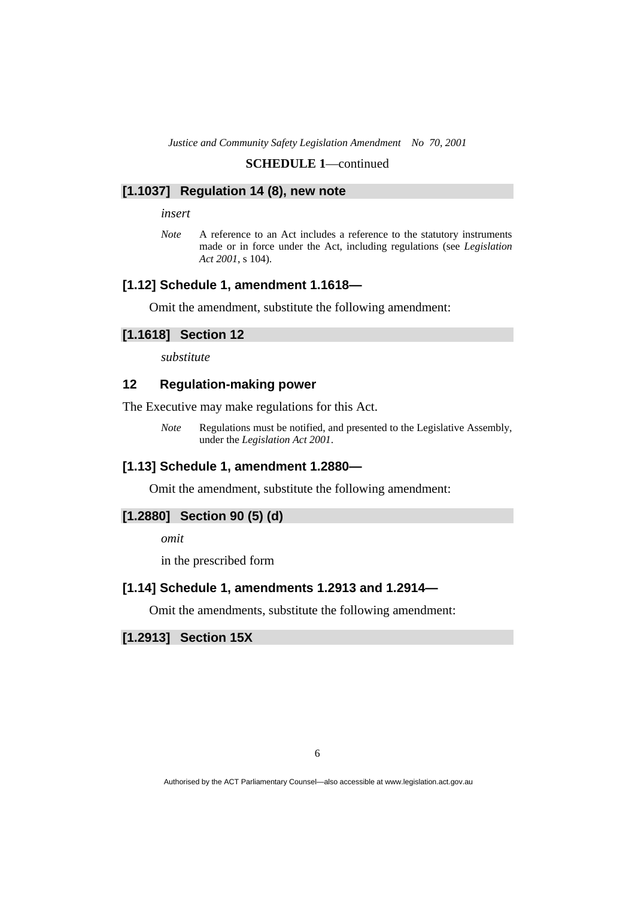**SCHEDULE 1**—continued

### [1.1037] Regulation 14 (8), new note

*insert*

*Note* A reference to an Act includes a reference to the statutory instruments made or in force under the Act, including regulations (see *Legislation Act 2001*, s 104).

### [1.12] Schedule 1, amendment 1.1618—

Omit the amendment, substitute the following amendment:

### [1.1618] Section 12

*substitute*

### 12 Regulation-making power

The Executive may make regulations for this Act.

*Note* Regulations must be notified, and presented to the Legislative Assembly, under the *Legislation Act 2001*.

### [1.13] Schedule 1, amendment 1.2880—

Omit the amendment, substitute the following amendment:

### [1.2880] Section 90 (5) (d)

*omit*

in the prescribed form

### [1.14] Schedule 1, amendments 1.2913 and 1.2914—

Omit the amendments, substitute the following amendment:

### [1.2913] Section 15X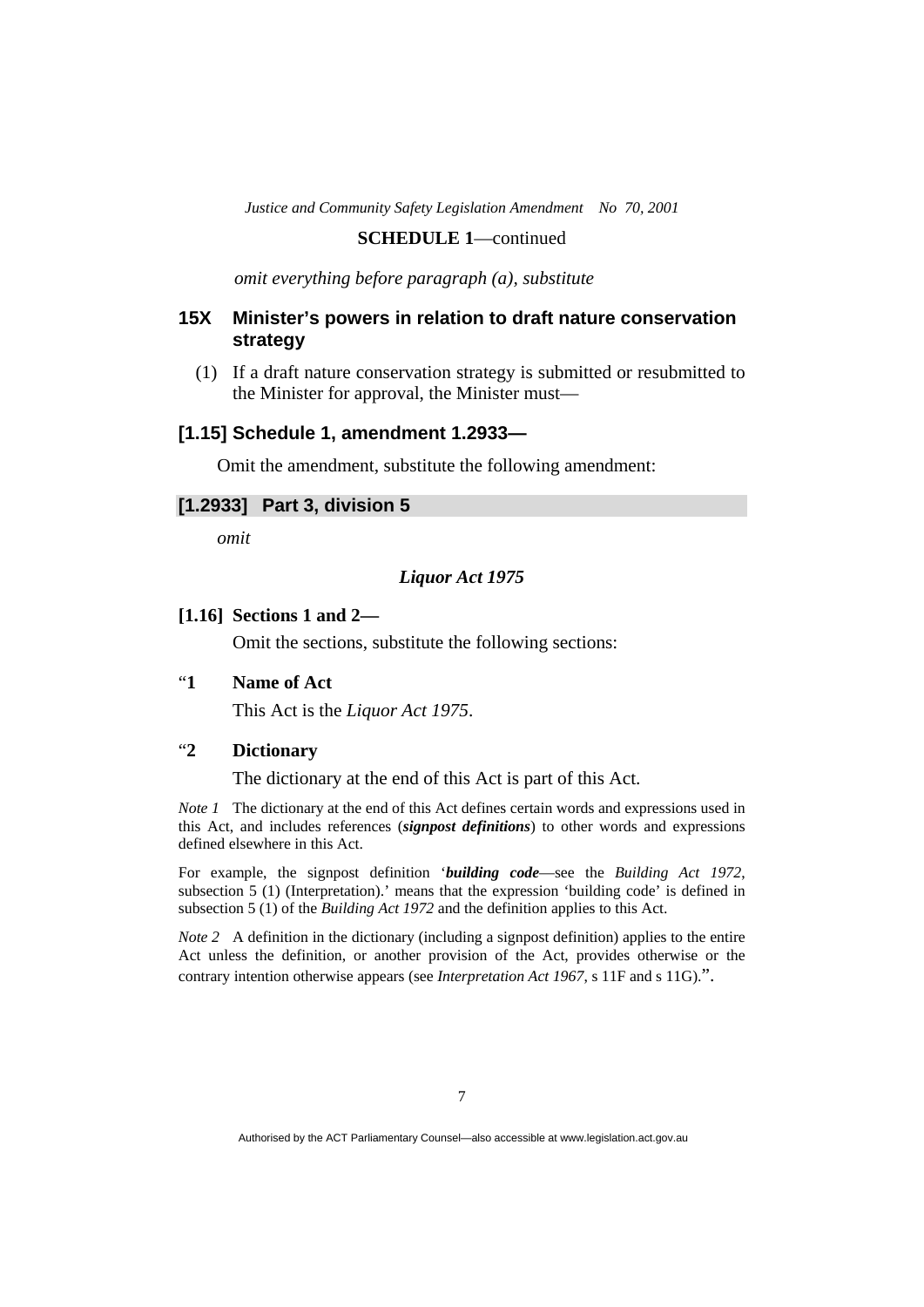**SCHEDULE 1**—continued

*omit everything before paragraph (a), substitute*

### 15X Minister's powers in relation to draft nature conservation strategy

(1) If a draft nature conservation strategy is submitted or resubmitted to the Minister for approval, the Minister must—

### [1.15] Schedule 1, amendment 1.2933—

Omit the amendment, substitute the following amendment:

### [1.2933] Part 3, division 5

*omit*

***Liquor Act 1975***

**[1.16] Sections 1 and 2—**

Omit the sections, substitute the following sections:

"**1 Name of Act**

This Act is the *Liquor Act 1975*.

"**2 Dictionary**

The dictionary at the end of this Act is part of this Act.

*Note 1* The dictionary at the end of this Act defines certain words and expressions used in this Act, and includes references (***signpost definitions***) to other words and expressions defined elsewhere in this Act.

For example, the signpost definition '***building code***—see the *Building Act 1972*, subsection 5 (1) (Interpretation).' means that the expression 'building code' is defined in subsection 5 (1) of the *Building Act 1972* and the definition applies to this Act.

*Note 2* A definition in the dictionary (including a signpost definition) applies to the entire Act unless the definition, or another provision of the Act, provides otherwise or the contrary intention otherwise appears (see *Interpretation Act 1967*, s 11F and s 11G).".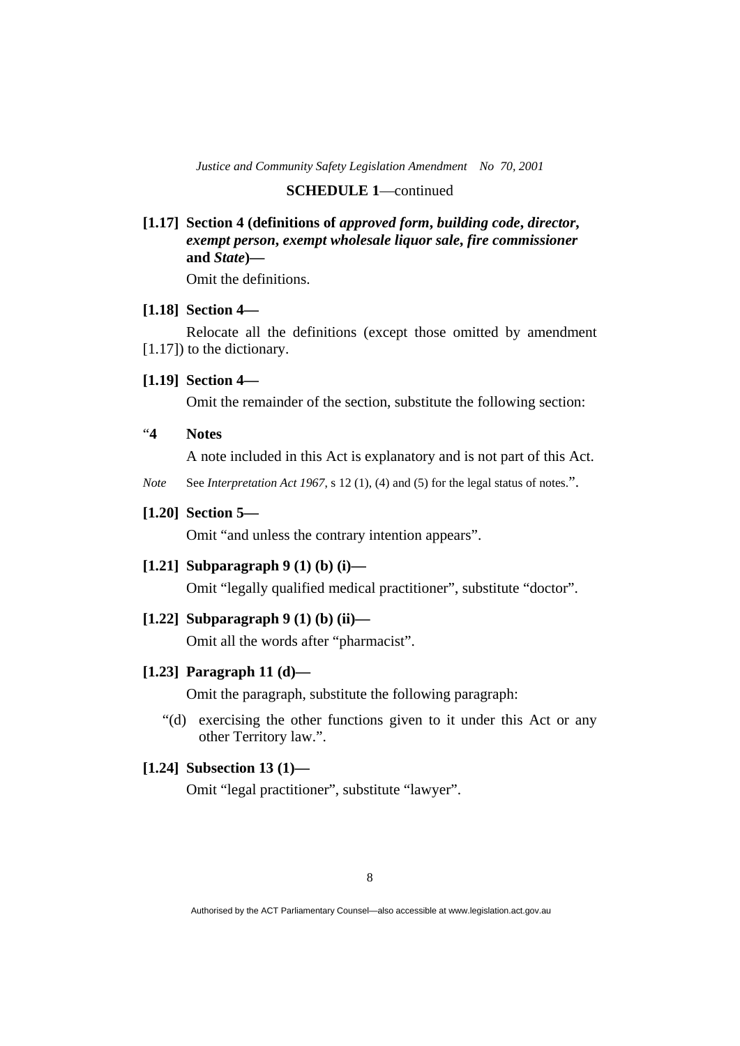**SCHEDULE 1**—continued

**[1.17] Section 4 (definitions of *approved form*, *building code*, *director*, *exempt person*, *exempt wholesale liquor sale*, *fire commissioner* and *State*)—**

Omit the definitions.

**[1.18] Section 4—**

Relocate all the definitions (except those omitted by amendment [1.17]) to the dictionary.

**[1.19] Section 4—**

Omit the remainder of the section, substitute the following section:

“**4 Notes**

A note included in this Act is explanatory and is not part of this Act.

*Note* See *Interpretation Act 1967*, s 12 (1), (4) and (5) for the legal status of notes.”.

**[1.20] Section 5—**

Omit “and unless the contrary intention appears”.

**[1.21] Subparagraph 9 (1) (b) (i)—**

Omit “legally qualified medical practitioner”, substitute “doctor”.

**[1.22] Subparagraph 9 (1) (b) (ii)—**

Omit all the words after “pharmacist”.

**[1.23] Paragraph 11 (d)—**

Omit the paragraph, substitute the following paragraph:

“(d) exercising the other functions given to it under this Act or any other Territory law.”.

**[1.24] Subsection 13 (1)—**

Omit “legal practitioner”, substitute “lawyer”.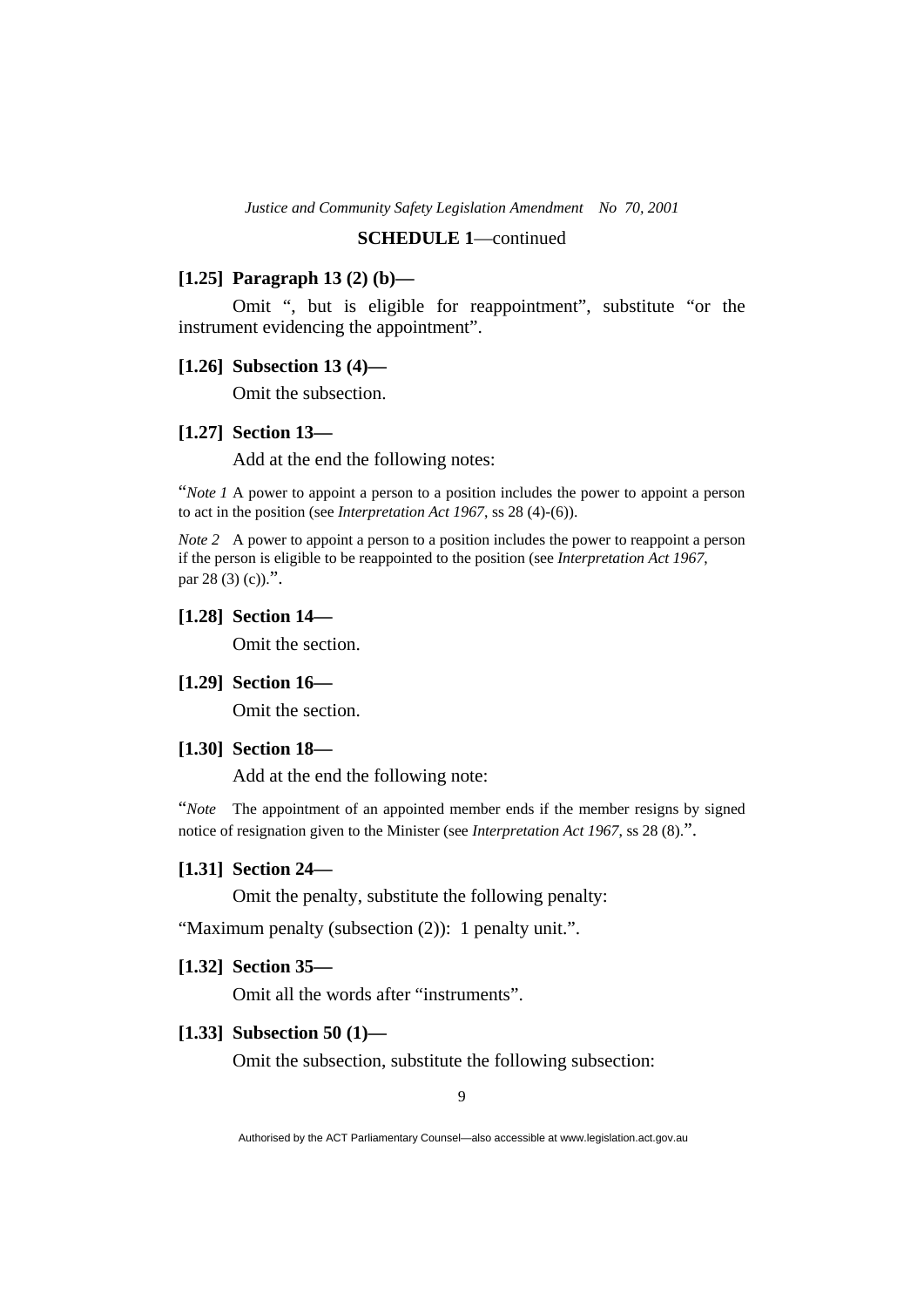**SCHEDULE 1**—continued

**[1.25] Paragraph 13 (2) (b)—**

Omit ", but is eligible for reappointment", substitute "or the instrument evidencing the appointment".

**[1.26] Subsection 13 (4)—**

Omit the subsection.

**[1.27] Section 13—**

Add at the end the following notes:

"*Note 1* A power to appoint a person to a position includes the power to appoint a person to act in the position (see *Interpretation Act 1967*, ss 28 (4)-(6)).

*Note 2* A power to appoint a person to a position includes the power to reappoint a person if the person is eligible to be reappointed to the position (see *Interpretation Act 1967*, par 28 (3) (c)).".

**[1.28] Section 14—**

Omit the section.

**[1.29] Section 16—**

Omit the section.

**[1.30] Section 18—**

Add at the end the following note:

"*Note* The appointment of an appointed member ends if the member resigns by signed notice of resignation given to the Minister (see *Interpretation Act 1967*, ss 28 (8).".

**[1.31] Section 24—**

Omit the penalty, substitute the following penalty:

"Maximum penalty (subsection (2)): 1 penalty unit.".

**[1.32] Section 35—**

Omit all the words after "instruments".

**[1.33] Subsection 50 (1)—**

Omit the subsection, substitute the following subsection: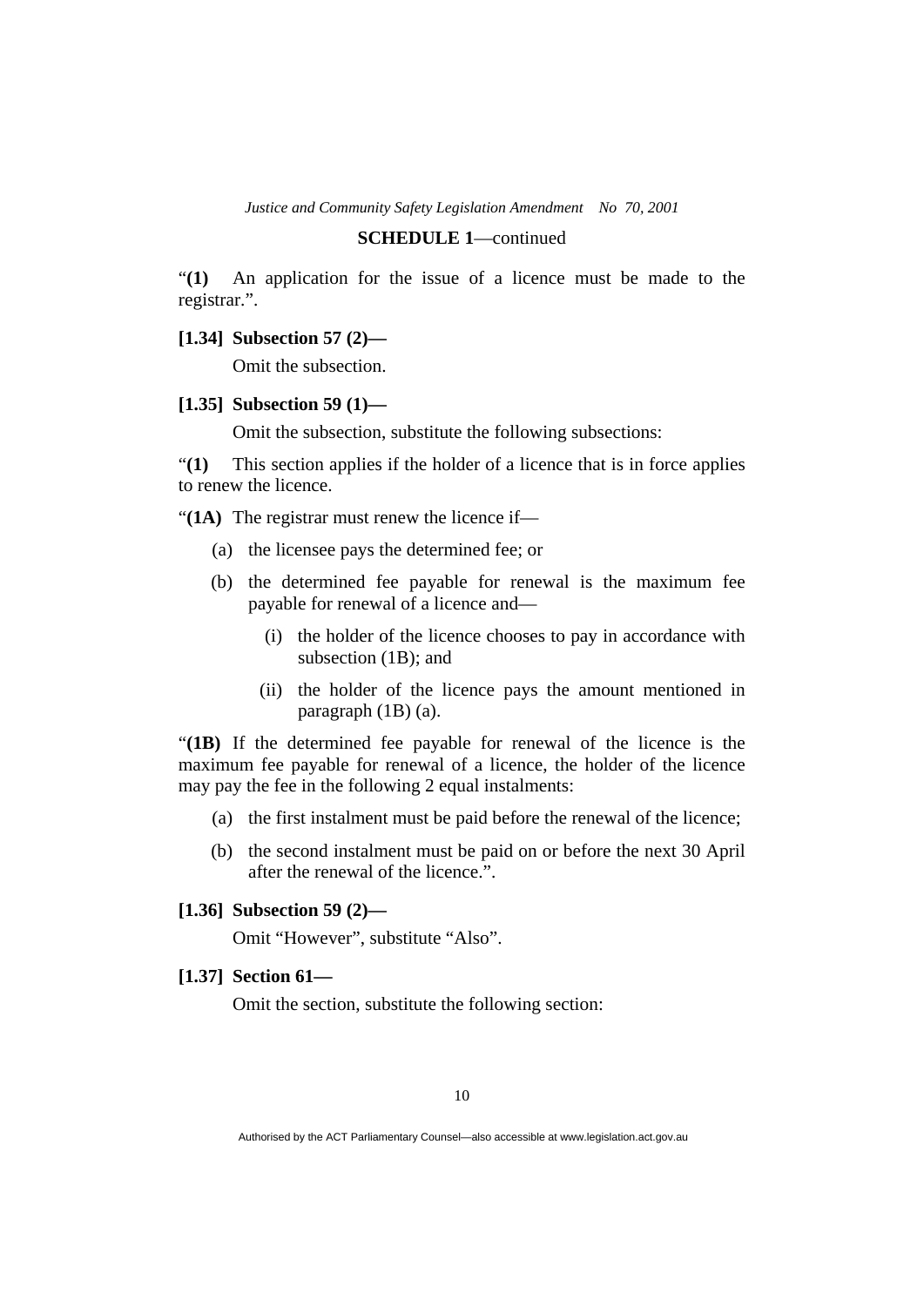**SCHEDULE 1**—continued

“**(1)** An application for the issue of a licence must be made to the registrar.”.

**[1.34] Subsection 57 (2)—**

Omit the subsection.

**[1.35] Subsection 59 (1)—**

Omit the subsection, substitute the following subsections:

“**(1)** This section applies if the holder of a licence that is in force applies to renew the licence.

“**(1A)** The registrar must renew the licence if—

(a) the licensee pays the determined fee; or

(b) the determined fee payable for renewal is the maximum fee payable for renewal of a licence and—

(i) the holder of the licence chooses to pay in accordance with subsection (1B); and

(ii) the holder of the licence pays the amount mentioned in paragraph (1B) (a).

“**(1B)** If the determined fee payable for renewal of the licence is the maximum fee payable for renewal of a licence, the holder of the licence may pay the fee in the following 2 equal instalments:

(a) the first instalment must be paid before the renewal of the licence;

(b) the second instalment must be paid on or before the next 30 April after the renewal of the licence.”.

**[1.36] Subsection 59 (2)—**

Omit “However”, substitute “Also”.

**[1.37] Section 61—**

Omit the section, substitute the following section: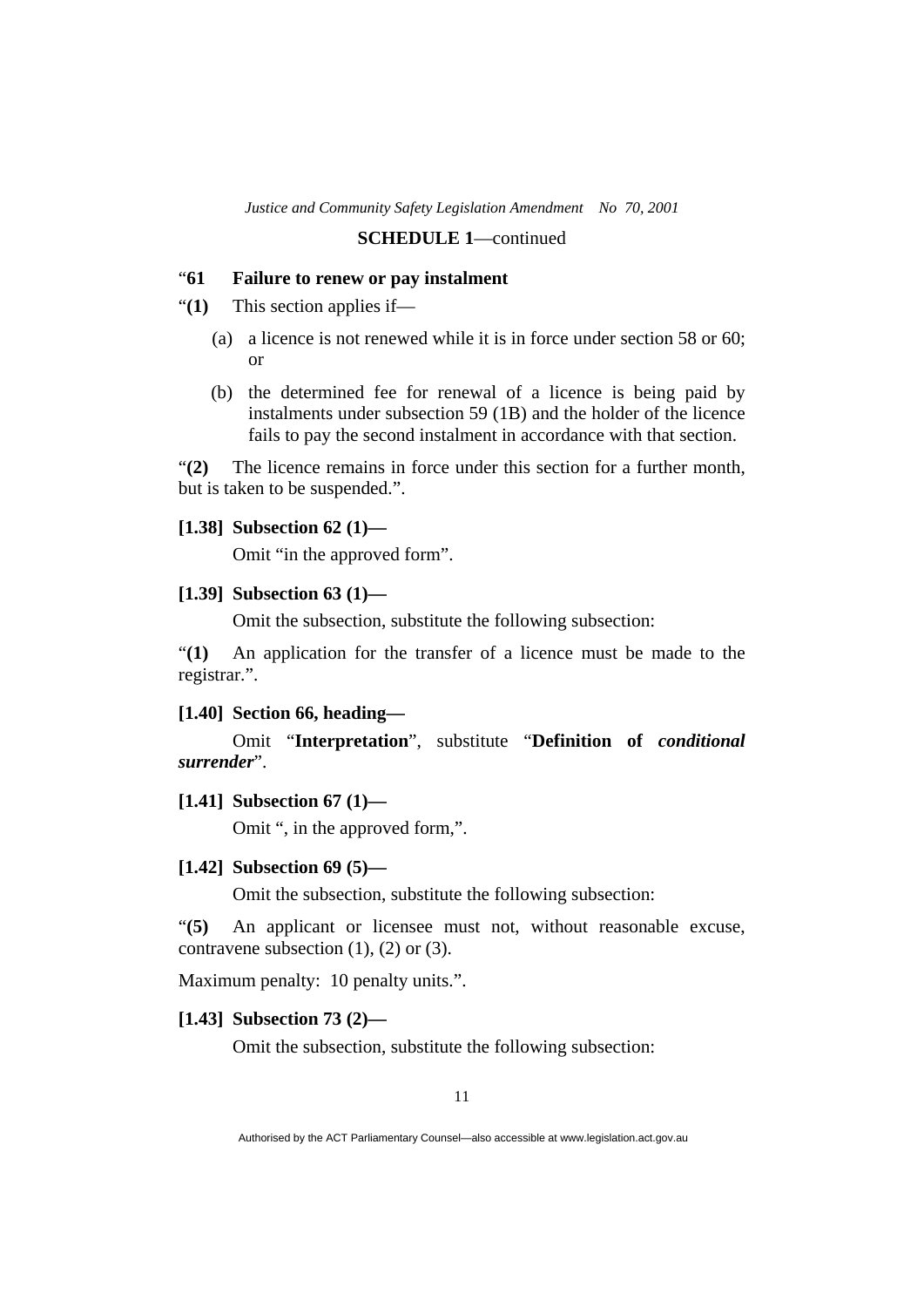“**61 Failure to renew or pay instalment**

“**(1)** This section applies if—

(a) a licence is not renewed while it is in force under section 58 or 60; or

(b) the determined fee for renewal of a licence is being paid by instalments under subsection 59 (1B) and the holder of the licence fails to pay the second instalment in accordance with that section.

“**(2)** The licence remains in force under this section for a further month, but is taken to be suspended.”.

**[1.38] Subsection 62 (1)—**

Omit “in the approved form”.

**[1.39] Subsection 63 (1)—**

Omit the subsection, substitute the following subsection:

“**(1)** An application for the transfer of a licence must be made to the registrar.”.

**[1.40] Section 66, heading—**

Omit “**Interpretation**”, substitute “**Definition of *conditional surrender***”.

**[1.41] Subsection 67 (1)—**

Omit “, in the approved form,”.

**[1.42] Subsection 69 (5)—**

Omit the subsection, substitute the following subsection:

“**(5)** An applicant or licensee must not, without reasonable excuse, contravene subsection (1), (2) or (3).

Maximum penalty: 10 penalty units.”.

**[1.43] Subsection 73 (2)—**

Omit the subsection, substitute the following subsection: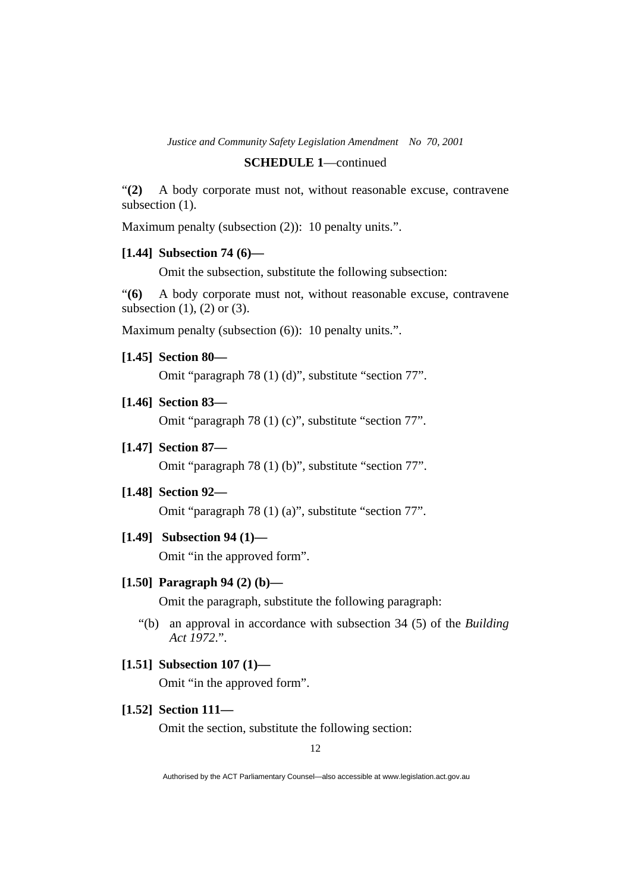“**(2)** A body corporate must not, without reasonable excuse, contravene subsection (1).

Maximum penalty (subsection (2)): 10 penalty units.”.

**[1.44] Subsection 74 (6)—**

Omit the subsection, substitute the following subsection:

“**(6)** A body corporate must not, without reasonable excuse, contravene subsection (1), (2) or (3).

Maximum penalty (subsection (6)): 10 penalty units.”.

**[1.45] Section 80—**

Omit “paragraph 78 (1) (d)”, substitute “section 77”.

**[1.46] Section 83—**

Omit “paragraph 78 (1) (c)”, substitute “section 77”.

**[1.47] Section 87—**

Omit “paragraph 78 (1) (b)”, substitute “section 77”.

**[1.48] Section 92—**

Omit “paragraph 78 (1) (a)”, substitute “section 77”.

**[1.49] Subsection 94 (1)—**

Omit “in the approved form”.

**[1.50] Paragraph 94 (2) (b)—**

Omit the paragraph, substitute the following paragraph:

“(b) an approval in accordance with subsection 34 (5) of the *Building Act 1972*.”.

**[1.51] Subsection 107 (1)—**

Omit “in the approved form”.

**[1.52] Section 111—**

Omit the section, substitute the following section: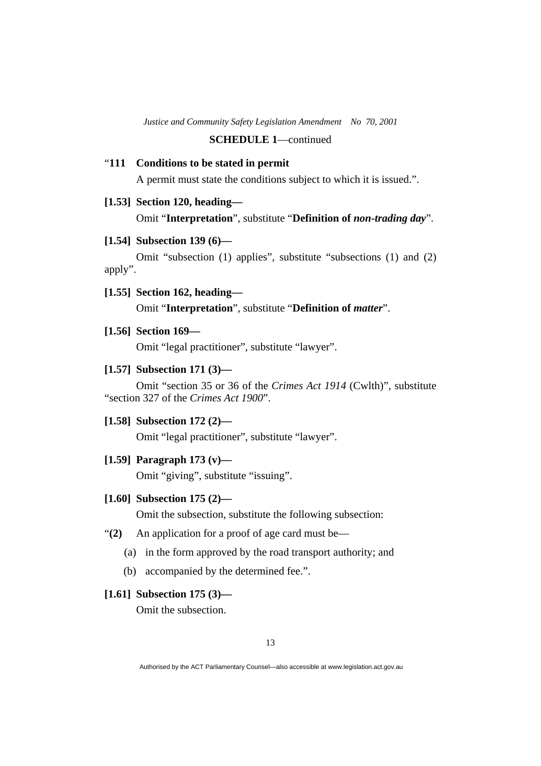**SCHEDULE 1**—continued

"**111 Conditions to be stated in permit**

A permit must state the conditions subject to which it is issued.".

**[1.53] Section 120, heading—**

Omit "**Interpretation**", substitute "**Definition of *non-trading day***".

**[1.54] Subsection 139 (6)—**

Omit "subsection (1) applies", substitute "subsections (1) and (2) apply".

**[1.55] Section 162, heading—**

Omit "**Interpretation**", substitute "**Definition of *matter***".

**[1.56] Section 169—**

Omit "legal practitioner", substitute "lawyer".

**[1.57] Subsection 171 (3)—**

Omit "section 35 or 36 of the *Crimes Act 1914* (Cwlth)", substitute "section 327 of the *Crimes Act 1900*".

**[1.58] Subsection 172 (2)—**

Omit "legal practitioner", substitute "lawyer".

**[1.59] Paragraph 173 (v)—**

Omit "giving", substitute "issuing".

**[1.60] Subsection 175 (2)—**

Omit the subsection, substitute the following subsection:

"**(2)** An application for a proof of age card must be—

(a) in the form approved by the road transport authority; and

(b) accompanied by the determined fee.".

**[1.61] Subsection 175 (3)—**

Omit the subsection.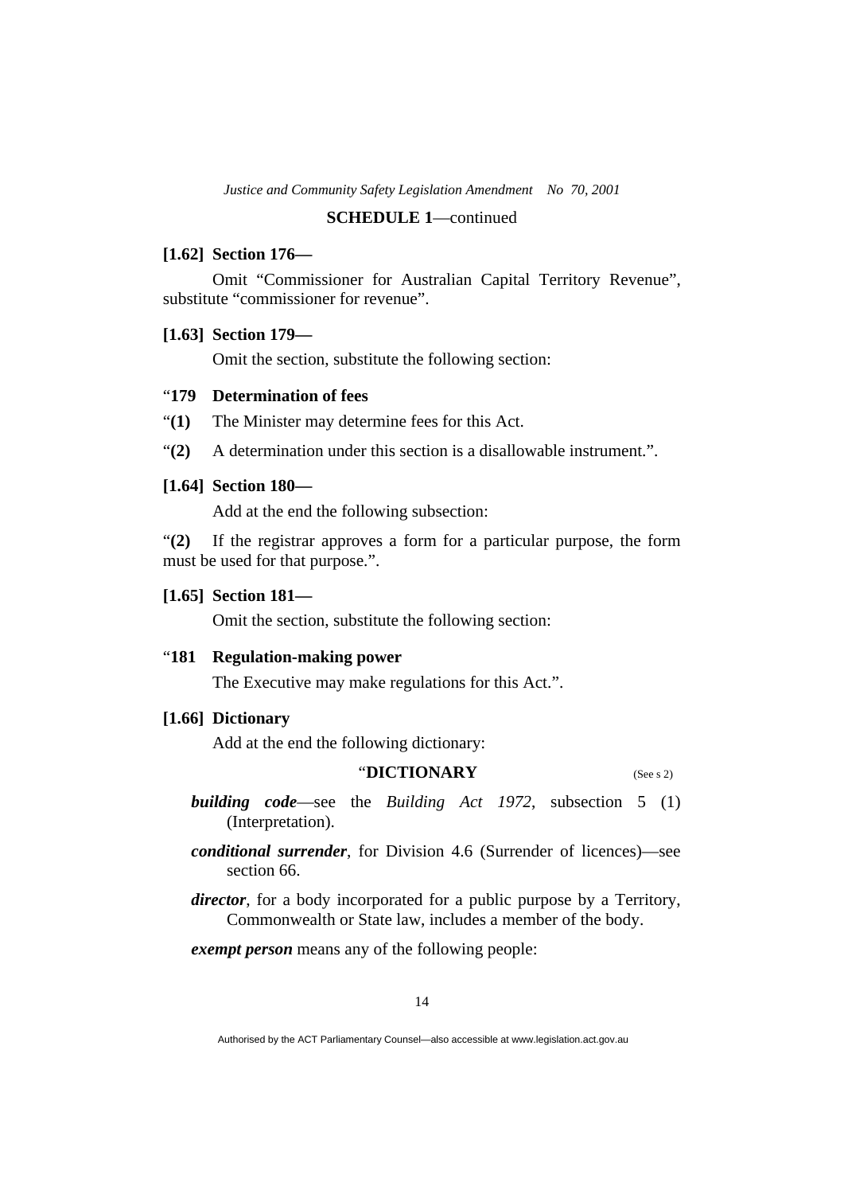**SCHEDULE 1**—continued

**[1.62] Section 176—**

Omit "Commissioner for Australian Capital Territory Revenue", substitute "commissioner for revenue".

**[1.63] Section 179—**

Omit the section, substitute the following section:

"**179 Determination of fees**

"**(1)** The Minister may determine fees for this Act.

"**(2)** A determination under this section is a disallowable instrument.".

**[1.64] Section 180—**

Add at the end the following subsection:

"**(2)** If the registrar approves a form for a particular purpose, the form must be used for that purpose.".

**[1.65] Section 181—**

Omit the section, substitute the following section:

"**181 Regulation-making power**

The Executive may make regulations for this Act.".

**[1.66] Dictionary**

Add at the end the following dictionary:

"**DICTIONARY** (See s 2)

***building code***—see the *Building Act 1972*, subsection 5 (1) (Interpretation).

***conditional surrender***, for Division 4.6 (Surrender of licences)—see section 66.

***director***, for a body incorporated for a public purpose by a Territory, Commonwealth or State law, includes a member of the body.

***exempt person*** means any of the following people: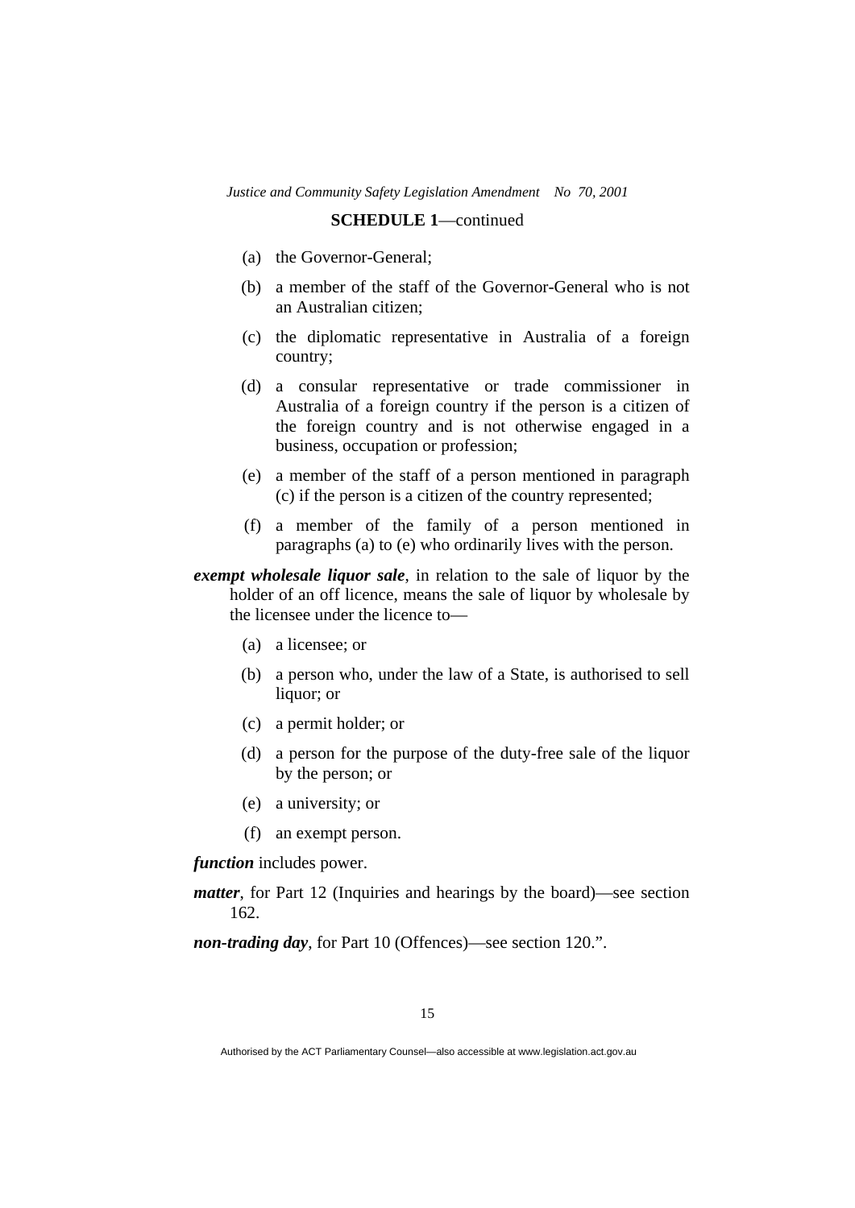**SCHEDULE 1**—continued

(a) the Governor-General;

(b) a member of the staff of the Governor-General who is not an Australian citizen;

(c) the diplomatic representative in Australia of a foreign country;

(d) a consular representative or trade commissioner in Australia of a foreign country if the person is a citizen of the foreign country and is not otherwise engaged in a business, occupation or profession;

(e) a member of the staff of a person mentioned in paragraph (c) if the person is a citizen of the country represented;

(f) a member of the family of a person mentioned in paragraphs (a) to (e) who ordinarily lives with the person.

***exempt wholesale liquor sale***, in relation to the sale of liquor by the holder of an off licence, means the sale of liquor by wholesale by the licensee under the licence to—

(a) a licensee; or

(b) a person who, under the law of a State, is authorised to sell liquor; or

(c) a permit holder; or

(d) a person for the purpose of the duty-free sale of the liquor by the person; or

(e) a university; or

(f) an exempt person.

***function*** includes power.

***matter***, for Part 12 (Inquiries and hearings by the board)—see section 162.

***non-trading day***, for Part 10 (Offences)—see section 120.".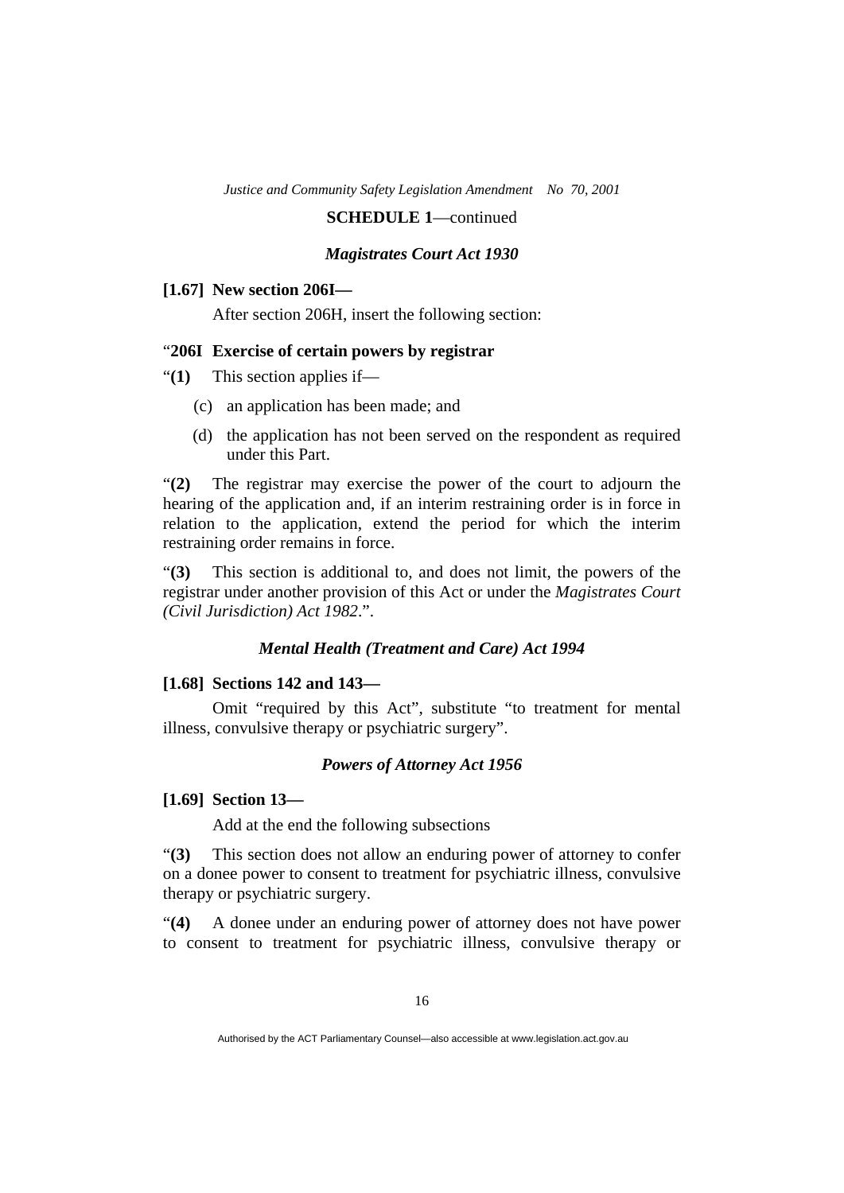**SCHEDULE 1**—continued

### *Magistrates Court Act 1930*

**[1.67] New section 206I—**

After section 206H, insert the following section:

"**206I Exercise of certain powers by registrar**

"**(1)** This section applies if—

(c) an application has been made; and

(d) the application has not been served on the respondent as required under this Part.

"**(2)** The registrar may exercise the power of the court to adjourn the hearing of the application and, if an interim restraining order is in force in relation to the application, extend the period for which the interim restraining order remains in force.

"**(3)** This section is additional to, and does not limit, the powers of the registrar under another provision of this Act or under the *Magistrates Court (Civil Jurisdiction) Act 1982*.".

### *Mental Health (Treatment and Care) Act 1994*

**[1.68] Sections 142 and 143—**

Omit "required by this Act", substitute "to treatment for mental illness, convulsive therapy or psychiatric surgery".

### *Powers of Attorney Act 1956*

**[1.69] Section 13—**

Add at the end the following subsections

"**(3)** This section does not allow an enduring power of attorney to confer on a donee power to consent to treatment for psychiatric illness, convulsive therapy or psychiatric surgery.

"**(4)** A donee under an enduring power of attorney does not have power to consent to treatment for psychiatric illness, convulsive therapy or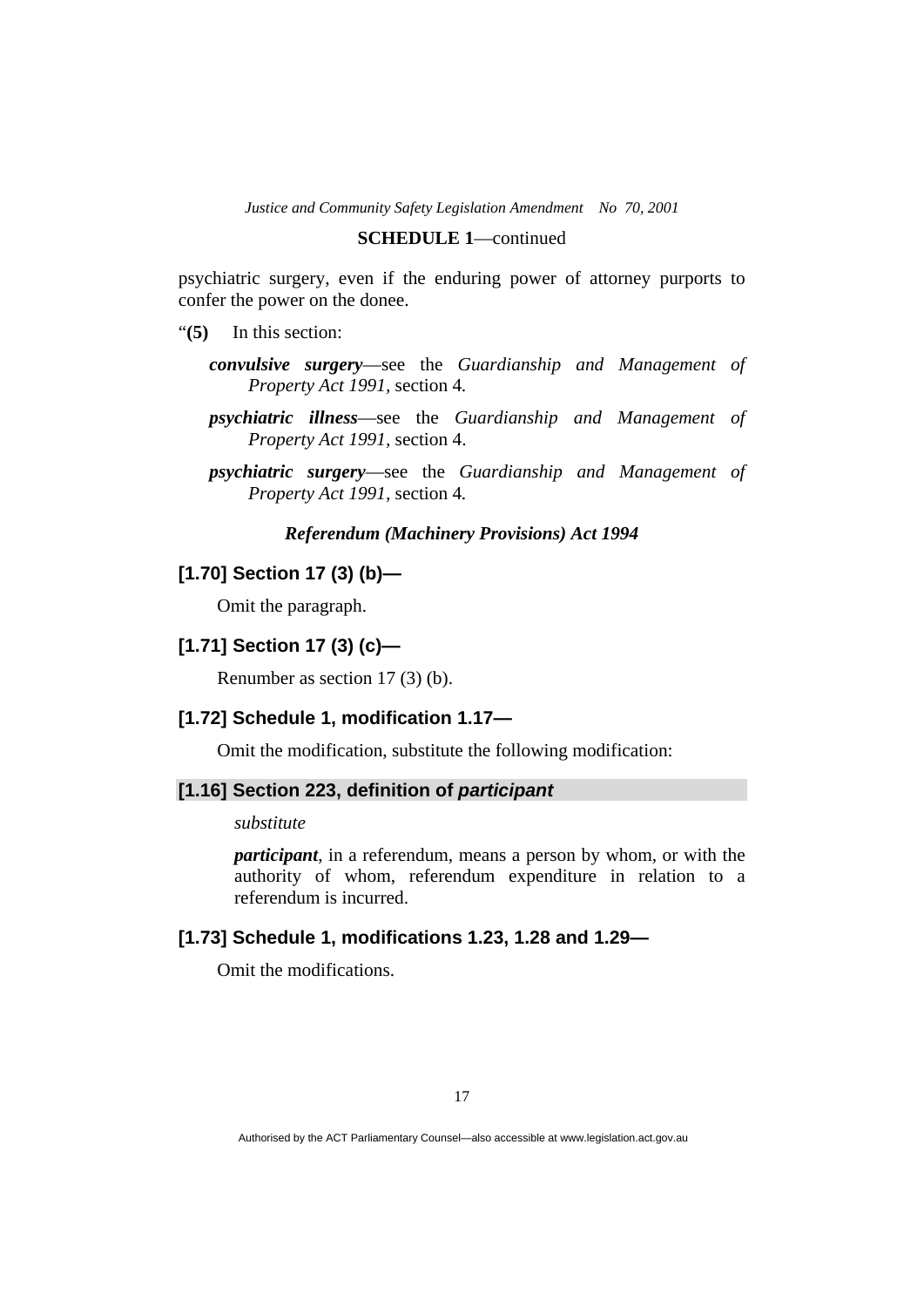psychiatric surgery, even if the enduring power of attorney purports to confer the power on the donee.

"**(5)** In this section:

***convulsive surgery***—see the *Guardianship and Management of Property Act 1991*, section 4.

***psychiatric illness***—see the *Guardianship and Management of Property Act 1991*, section 4.

***psychiatric surgery***—see the *Guardianship and Management of Property Act 1991*, section 4.

***Referendum (Machinery Provisions) Act 1994***

### [1.70] Section 17 (3) (b)—

Omit the paragraph.

### [1.71] Section 17 (3) (c)—

Renumber as section 17 (3) (b).

### [1.72] Schedule 1, modification 1.17—

Omit the modification, substitute the following modification:

### [1.16] Section 223, definition of *participant*

*substitute*

***participant***, in a referendum, means a person by whom, or with the authority of whom, referendum expenditure in relation to a referendum is incurred.

### [1.73] Schedule 1, modifications 1.23, 1.28 and 1.29—

Omit the modifications.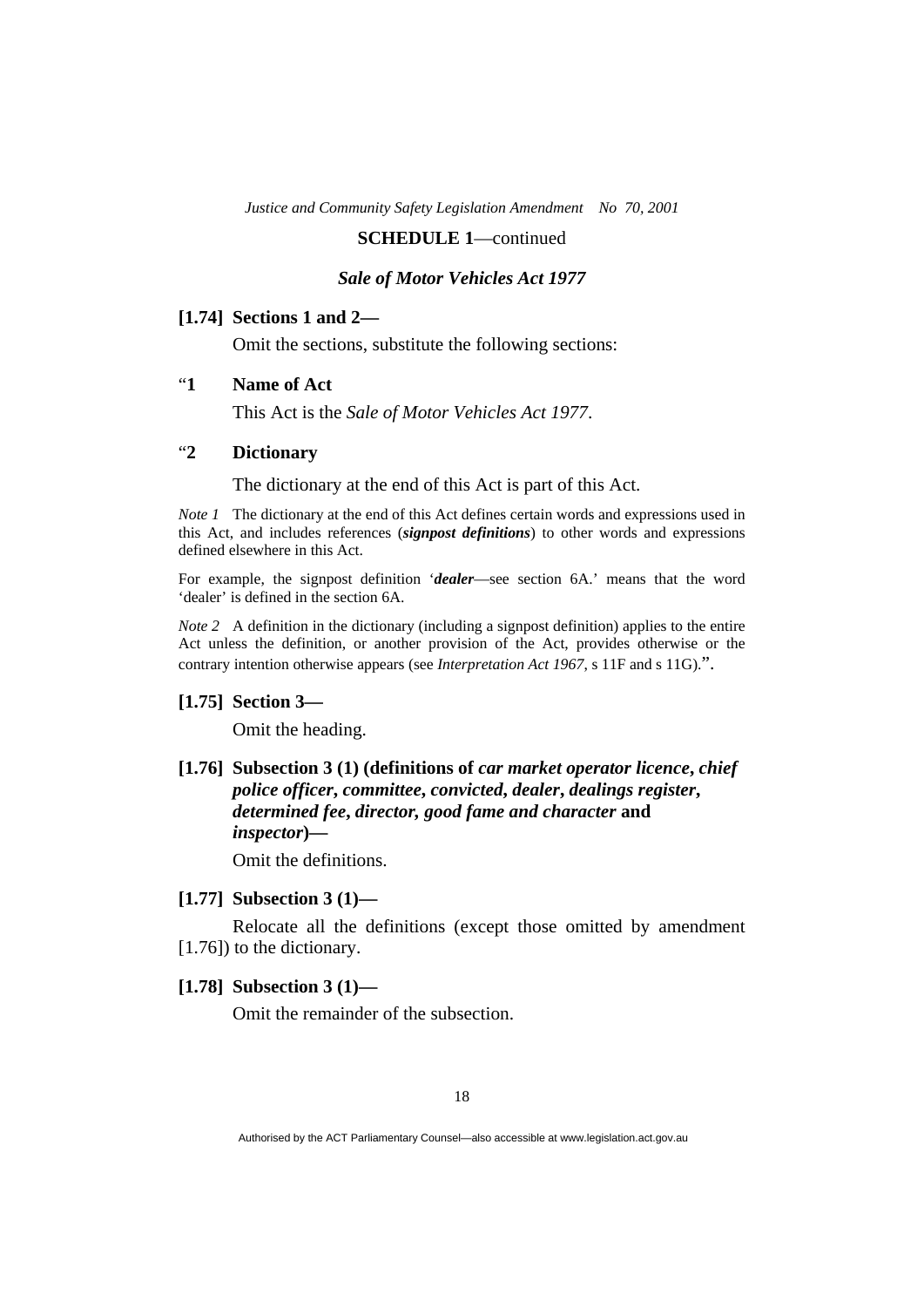**SCHEDULE 1**—continued

### *Sale of Motor Vehicles Act 1977*

**[1.74] Sections 1 and 2—**

Omit the sections, substitute the following sections:

"**1 Name of Act**

This Act is the *Sale of Motor Vehicles Act 1977*.

"**2 Dictionary**

The dictionary at the end of this Act is part of this Act.

*Note 1* The dictionary at the end of this Act defines certain words and expressions used in this Act, and includes references (***signpost definitions***) to other words and expressions defined elsewhere in this Act.

For example, the signpost definition '***dealer***—see section 6A.' means that the word 'dealer' is defined in the section 6A.

*Note 2* A definition in the dictionary (including a signpost definition) applies to the entire Act unless the definition, or another provision of the Act, provides otherwise or the contrary intention otherwise appears (see *Interpretation Act 1967*, s 11F and s 11G).".

**[1.75] Section 3—**

Omit the heading.

**[1.76] Subsection 3 (1) (definitions of *car market operator licence*, *chief police officer*, *committee*, *convicted*, *dealer*, *dealings register*, *determined fee*, *director*, *good fame and character* and *inspector*)—**

Omit the definitions.

**[1.77] Subsection 3 (1)—**

Relocate all the definitions (except those omitted by amendment [1.76]) to the dictionary.

**[1.78] Subsection 3 (1)—**

Omit the remainder of the subsection.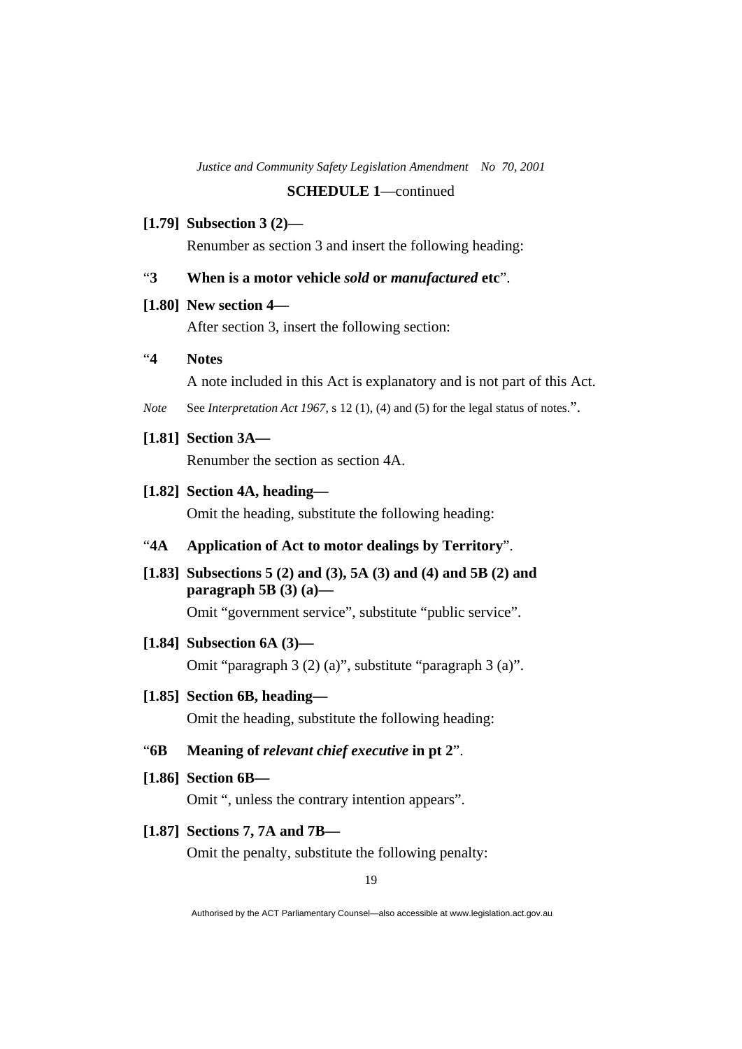**SCHEDULE 1**—continued

**[1.79] Subsection 3 (2)—**

Renumber as section 3 and insert the following heading:

"**3 When is a motor vehicle *sold* or *manufactured* etc**".

**[1.80] New section 4—**

After section 3, insert the following section:

"**4 Notes**

A note included in this Act is explanatory and is not part of this Act.

*Note* See *Interpretation Act 1967*, s 12 (1), (4) and (5) for the legal status of notes.".

**[1.81] Section 3A—**

Renumber the section as section 4A.

**[1.82] Section 4A, heading—**

Omit the heading, substitute the following heading:

"**4A Application of Act to motor dealings by Territory**".

**[1.83] Subsections 5 (2) and (3), 5A (3) and (4) and 5B (2) and paragraph 5B (3) (a)—**

Omit "government service", substitute "public service".

**[1.84] Subsection 6A (3)—**

Omit "paragraph 3 (2) (a)", substitute "paragraph 3 (a)".

**[1.85] Section 6B, heading—**

Omit the heading, substitute the following heading:

"**6B Meaning of *relevant chief executive* in pt 2**".

**[1.86] Section 6B—**

Omit ", unless the contrary intention appears".

**[1.87] Sections 7, 7A and 7B—**

Omit the penalty, substitute the following penalty: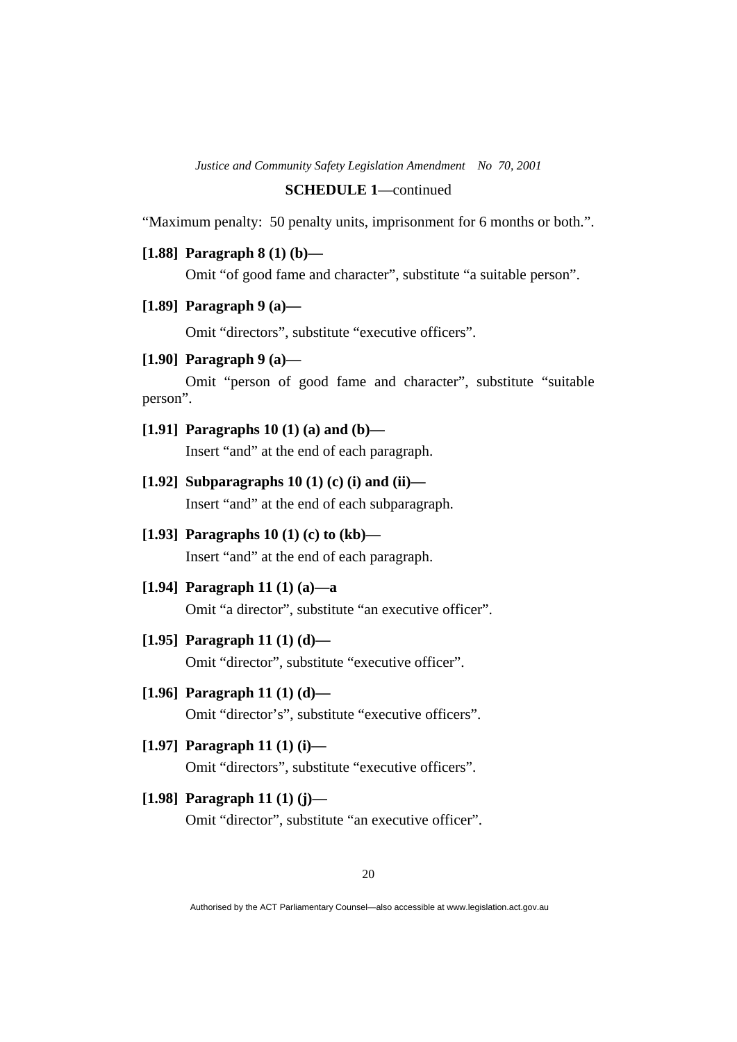"Maximum penalty: 50 penalty units, imprisonment for 6 months or both.".

**[1.88] Paragraph 8 (1) (b)—**

Omit "of good fame and character", substitute "a suitable person".

**[1.89] Paragraph 9 (a)—**

Omit "directors", substitute "executive officers".

**[1.90] Paragraph 9 (a)—**

Omit "person of good fame and character", substitute "suitable person".

**[1.91] Paragraphs 10 (1) (a) and (b)—**

Insert "and" at the end of each paragraph.

**[1.92] Subparagraphs 10 (1) (c) (i) and (ii)—**

Insert "and" at the end of each subparagraph.

**[1.93] Paragraphs 10 (1) (c) to (kb)—**

Insert "and" at the end of each paragraph.

**[1.94] Paragraph 11 (1) (a)—a**

Omit "a director", substitute "an executive officer".

**[1.95] Paragraph 11 (1) (d)—**

Omit "director", substitute "executive officer".

**[1.96] Paragraph 11 (1) (d)—**

Omit "director's", substitute "executive officers".

**[1.97] Paragraph 11 (1) (i)—**

Omit "directors", substitute "executive officers".

**[1.98] Paragraph 11 (1) (j)—**

Omit "director", substitute "an executive officer".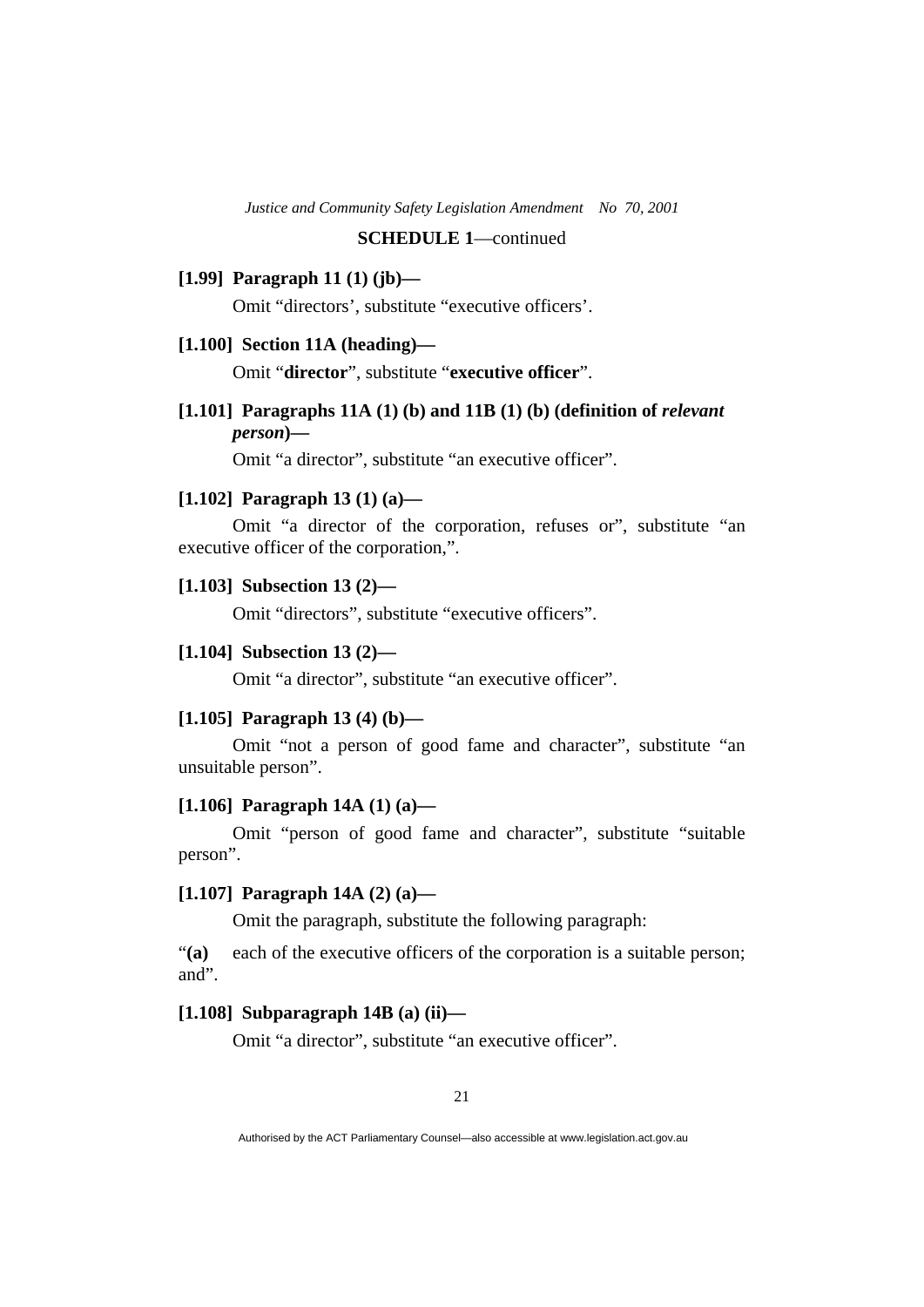**SCHEDULE 1**—continued

**[1.99] Paragraph 11 (1) (jb)—**

Omit "directors', substitute "executive officers'.

**[1.100] Section 11A (heading)—**

Omit "**director**", substitute "**executive officer**".

**[1.101] Paragraphs 11A (1) (b) and 11B (1) (b) (definition of *relevant person*)—**

Omit "a director", substitute "an executive officer".

**[1.102] Paragraph 13 (1) (a)—**

Omit "a director of the corporation, refuses or", substitute "an executive officer of the corporation,".

**[1.103] Subsection 13 (2)—**

Omit "directors", substitute "executive officers".

**[1.104] Subsection 13 (2)—**

Omit "a director", substitute "an executive officer".

**[1.105] Paragraph 13 (4) (b)—**

Omit "not a person of good fame and character", substitute "an unsuitable person".

**[1.106] Paragraph 14A (1) (a)—**

Omit "person of good fame and character", substitute "suitable person".

**[1.107] Paragraph 14A (2) (a)—**

Omit the paragraph, substitute the following paragraph:

"**(a)** each of the executive officers of the corporation is a suitable person; and".

**[1.108] Subparagraph 14B (a) (ii)—**

Omit "a director", substitute "an executive officer".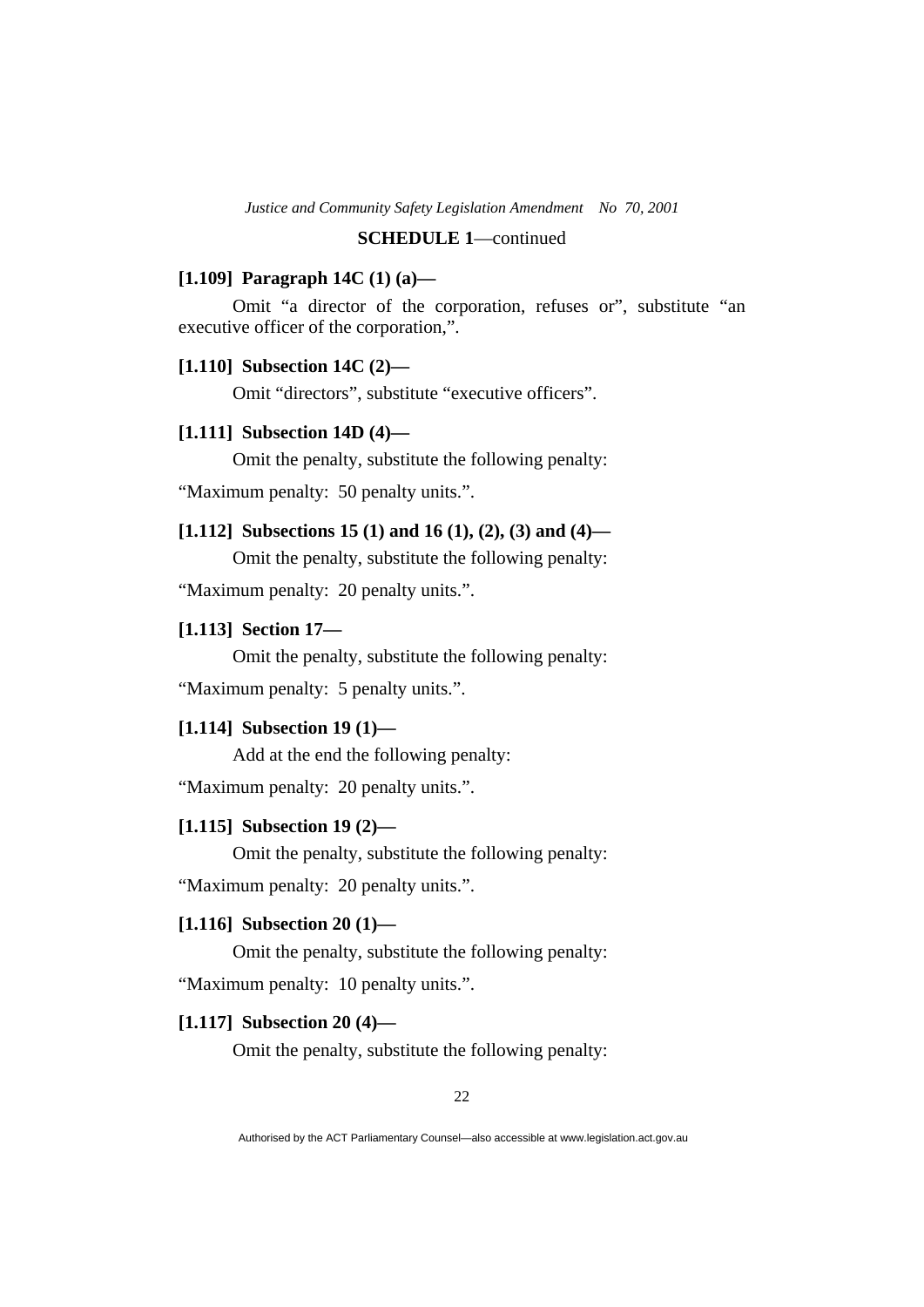**SCHEDULE 1**—continued

**[1.109] Paragraph 14C (1) (a)—**

Omit "a director of the corporation, refuses or", substitute "an executive officer of the corporation,".

**[1.110] Subsection 14C (2)—**

Omit "directors", substitute "executive officers".

**[1.111] Subsection 14D (4)—**

Omit the penalty, substitute the following penalty:

"Maximum penalty: 50 penalty units.".

**[1.112] Subsections 15 (1) and 16 (1), (2), (3) and (4)—**

Omit the penalty, substitute the following penalty:

"Maximum penalty: 20 penalty units.".

**[1.113] Section 17—**

Omit the penalty, substitute the following penalty:

"Maximum penalty: 5 penalty units.".

**[1.114] Subsection 19 (1)—**

Add at the end the following penalty:

"Maximum penalty: 20 penalty units.".

**[1.115] Subsection 19 (2)—**

Omit the penalty, substitute the following penalty:

"Maximum penalty: 20 penalty units.".

**[1.116] Subsection 20 (1)—**

Omit the penalty, substitute the following penalty:

"Maximum penalty: 10 penalty units.".

**[1.117] Subsection 20 (4)—**

Omit the penalty, substitute the following penalty: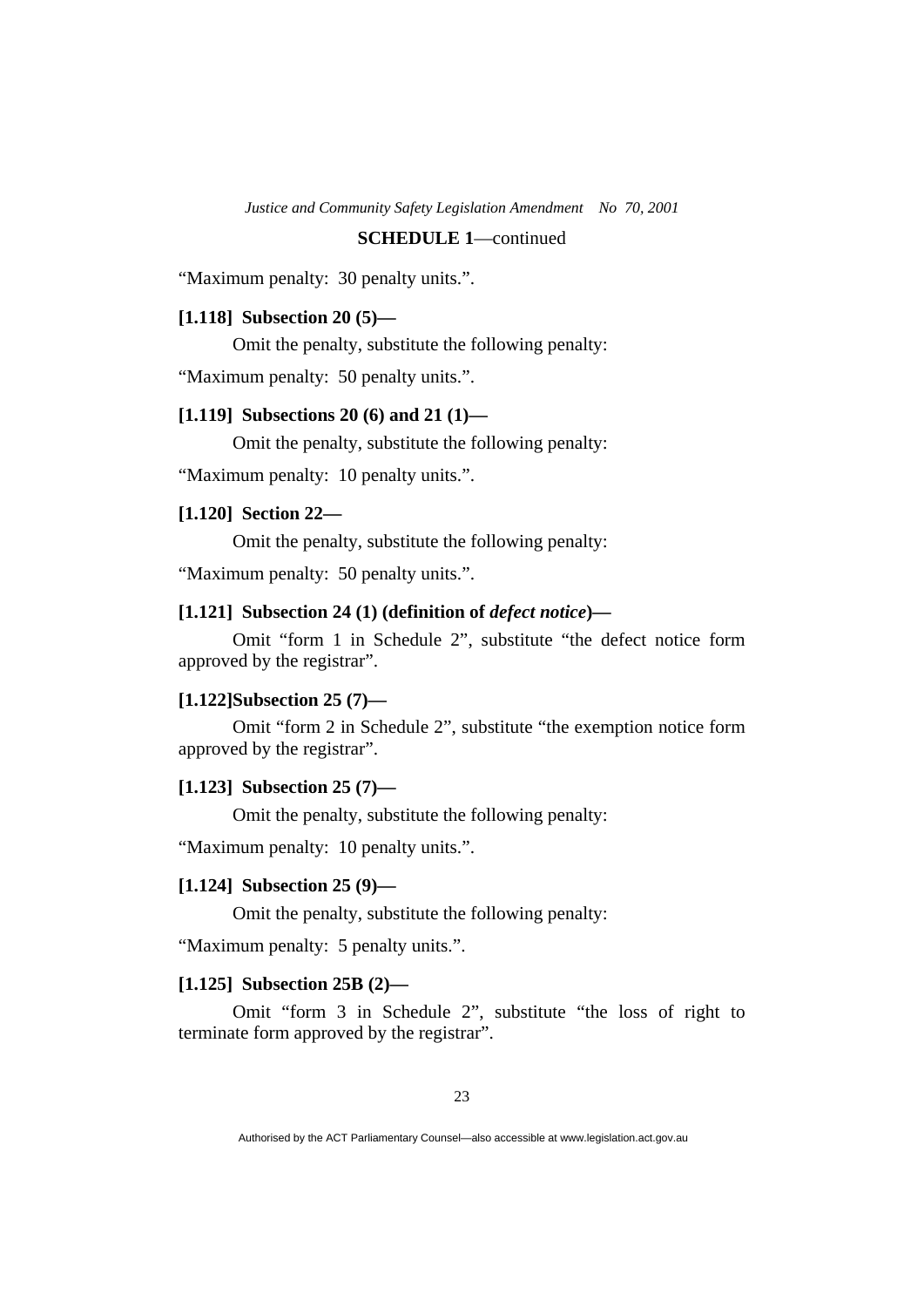**SCHEDULE 1**—continued

"Maximum penalty: 30 penalty units.".

**[1.118] Subsection 20 (5)—**

Omit the penalty, substitute the following penalty:

"Maximum penalty: 50 penalty units.".

**[1.119] Subsections 20 (6) and 21 (1)—**

Omit the penalty, substitute the following penalty:

"Maximum penalty: 10 penalty units.".

**[1.120] Section 22—**

Omit the penalty, substitute the following penalty:

"Maximum penalty: 50 penalty units.".

**[1.121] Subsection 24 (1) (definition of *defect notice*)—**

Omit "form 1 in Schedule 2", substitute "the defect notice form approved by the registrar".

**[1.122]Subsection 25 (7)—**

Omit "form 2 in Schedule 2", substitute "the exemption notice form approved by the registrar".

**[1.123] Subsection 25 (7)—**

Omit the penalty, substitute the following penalty:

"Maximum penalty: 10 penalty units.".

**[1.124] Subsection 25 (9)—**

Omit the penalty, substitute the following penalty:

"Maximum penalty: 5 penalty units.".

**[1.125] Subsection 25B (2)—**

Omit "form 3 in Schedule 2", substitute "the loss of right to terminate form approved by the registrar".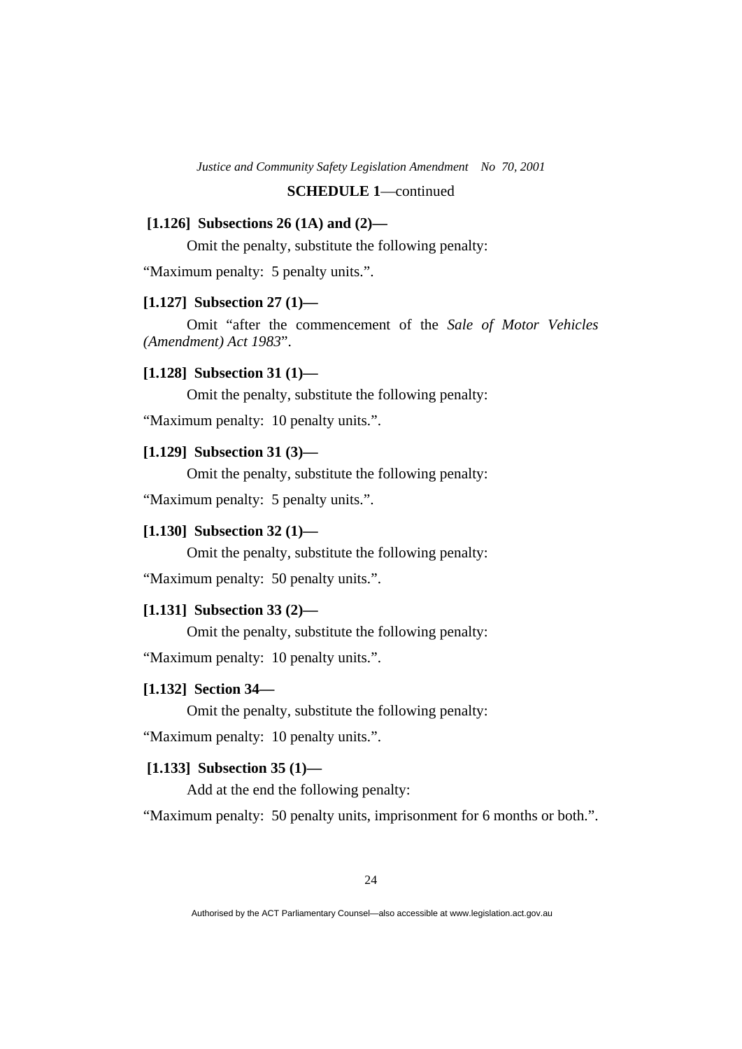**SCHEDULE 1**—continued

**[1.126] Subsections 26 (1A) and (2)—**

Omit the penalty, substitute the following penalty:

"Maximum penalty: 5 penalty units.".

**[1.127] Subsection 27 (1)—**

Omit "after the commencement of the *Sale of Motor Vehicles (Amendment) Act 1983*".

**[1.128] Subsection 31 (1)—**

Omit the penalty, substitute the following penalty:

"Maximum penalty: 10 penalty units.".

**[1.129] Subsection 31 (3)—**

Omit the penalty, substitute the following penalty:

"Maximum penalty: 5 penalty units.".

**[1.130] Subsection 32 (1)—**

Omit the penalty, substitute the following penalty:

"Maximum penalty: 50 penalty units.".

**[1.131] Subsection 33 (2)—**

Omit the penalty, substitute the following penalty:

"Maximum penalty: 10 penalty units.".

**[1.132] Section 34—**

Omit the penalty, substitute the following penalty:

"Maximum penalty: 10 penalty units.".

**[1.133] Subsection 35 (1)—**

Add at the end the following penalty:

"Maximum penalty: 50 penalty units, imprisonment for 6 months or both.".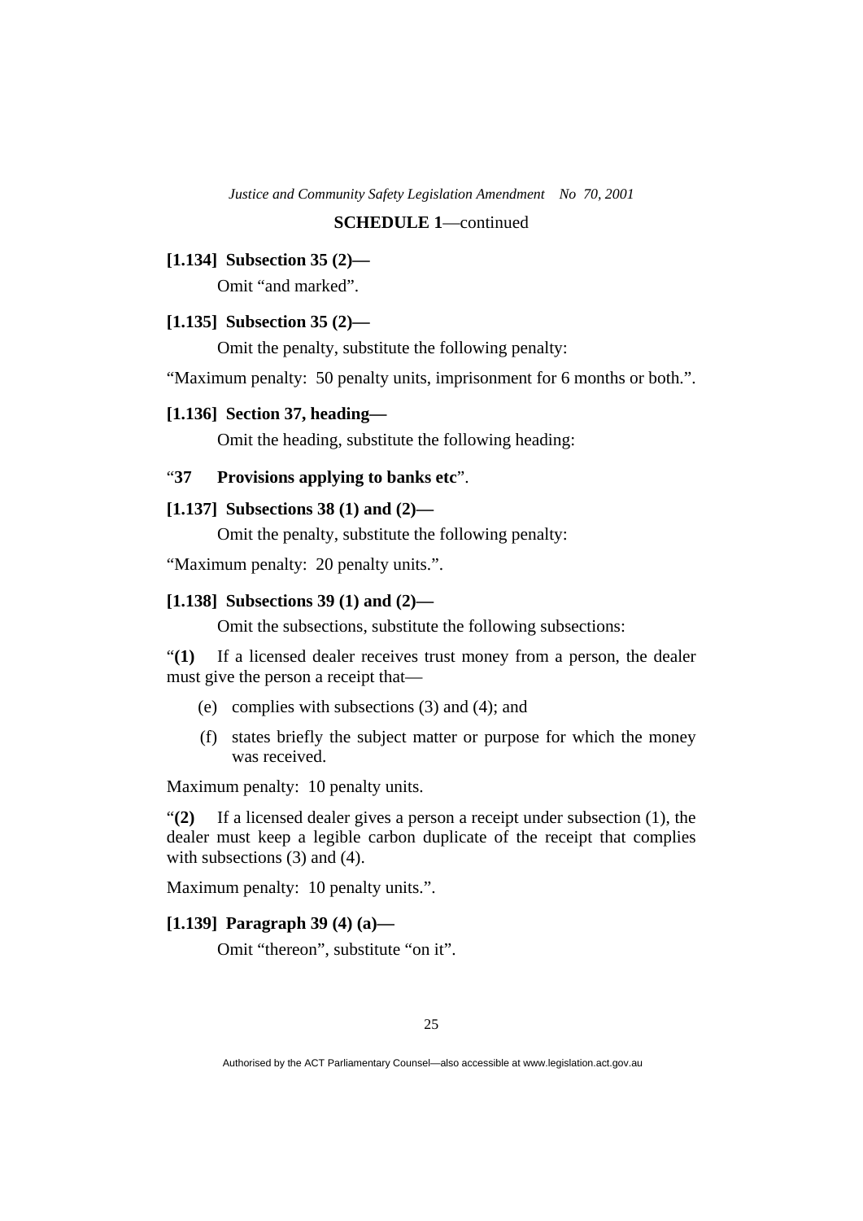**SCHEDULE 1**—continued

**[1.134] Subsection 35 (2)—**

Omit "and marked".

**[1.135] Subsection 35 (2)—**

Omit the penalty, substitute the following penalty:

"Maximum penalty: 50 penalty units, imprisonment for 6 months or both.".

**[1.136] Section 37, heading—**

Omit the heading, substitute the following heading:

"**37 Provisions applying to banks etc**".

**[1.137] Subsections 38 (1) and (2)—**

Omit the penalty, substitute the following penalty:

"Maximum penalty: 20 penalty units.".

**[1.138] Subsections 39 (1) and (2)—**

Omit the subsections, substitute the following subsections:

"**(1)** If a licensed dealer receives trust money from a person, the dealer must give the person a receipt that—

(e) complies with subsections (3) and (4); and

(f) states briefly the subject matter or purpose for which the money was received.

Maximum penalty: 10 penalty units.

"**(2)** If a licensed dealer gives a person a receipt under subsection (1), the dealer must keep a legible carbon duplicate of the receipt that complies with subsections (3) and (4).

Maximum penalty: 10 penalty units.".

**[1.139] Paragraph 39 (4) (a)—**

Omit "thereon", substitute "on it".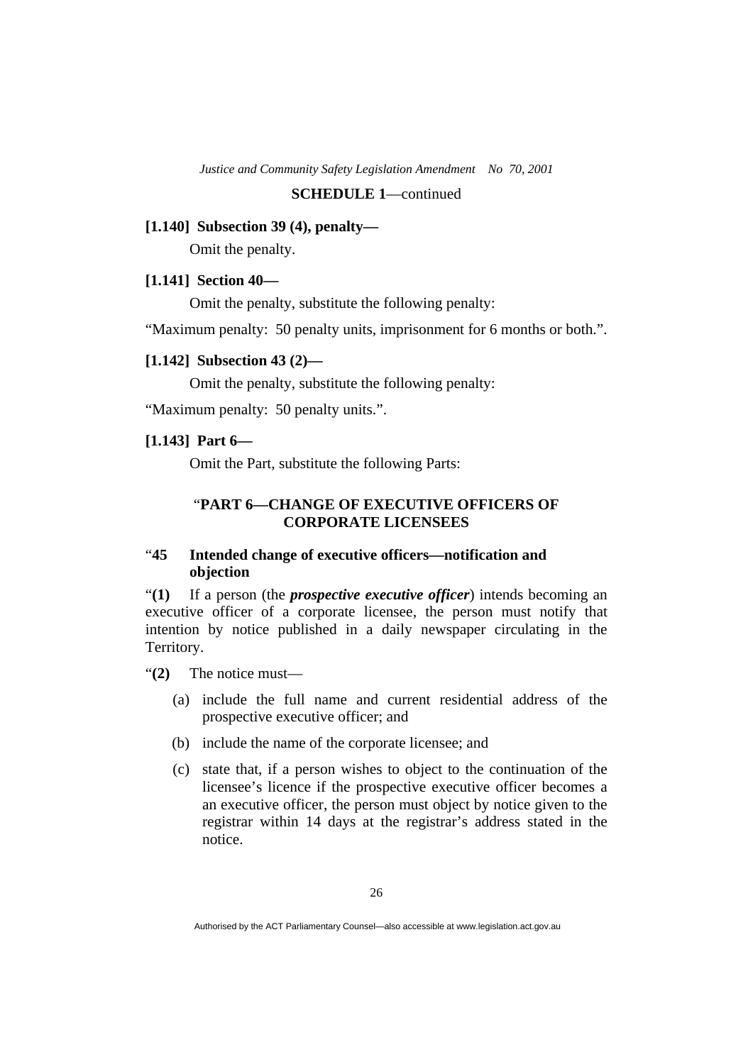**SCHEDULE 1**—continued

**[1.140] Subsection 39 (4), penalty—**

Omit the penalty.

**[1.141] Section 40—**

Omit the penalty, substitute the following penalty:

“Maximum penalty: 50 penalty units, imprisonment for 6 months or both.”.

**[1.142] Subsection 43 (2)—**

Omit the penalty, substitute the following penalty:

“Maximum penalty: 50 penalty units.”.

**[1.143] Part 6—**

Omit the Part, substitute the following Parts:

“**PART 6—CHANGE OF EXECUTIVE OFFICERS OF CORPORATE LICENSEES**

“**45 Intended change of executive officers—notification and objection**

“**(1)** If a person (the ***prospective executive officer***) intends becoming an executive officer of a corporate licensee, the person must notify that intention by notice published in a daily newspaper circulating in the Territory.

“**(2)** The notice must—

(a) include the full name and current residential address of the prospective executive officer; and

(b) include the name of the corporate licensee; and

(c) state that, if a person wishes to object to the continuation of the licensee’s licence if the prospective executive officer becomes a an executive officer, the person must object by notice given to the registrar within 14 days at the registrar’s address stated in the notice.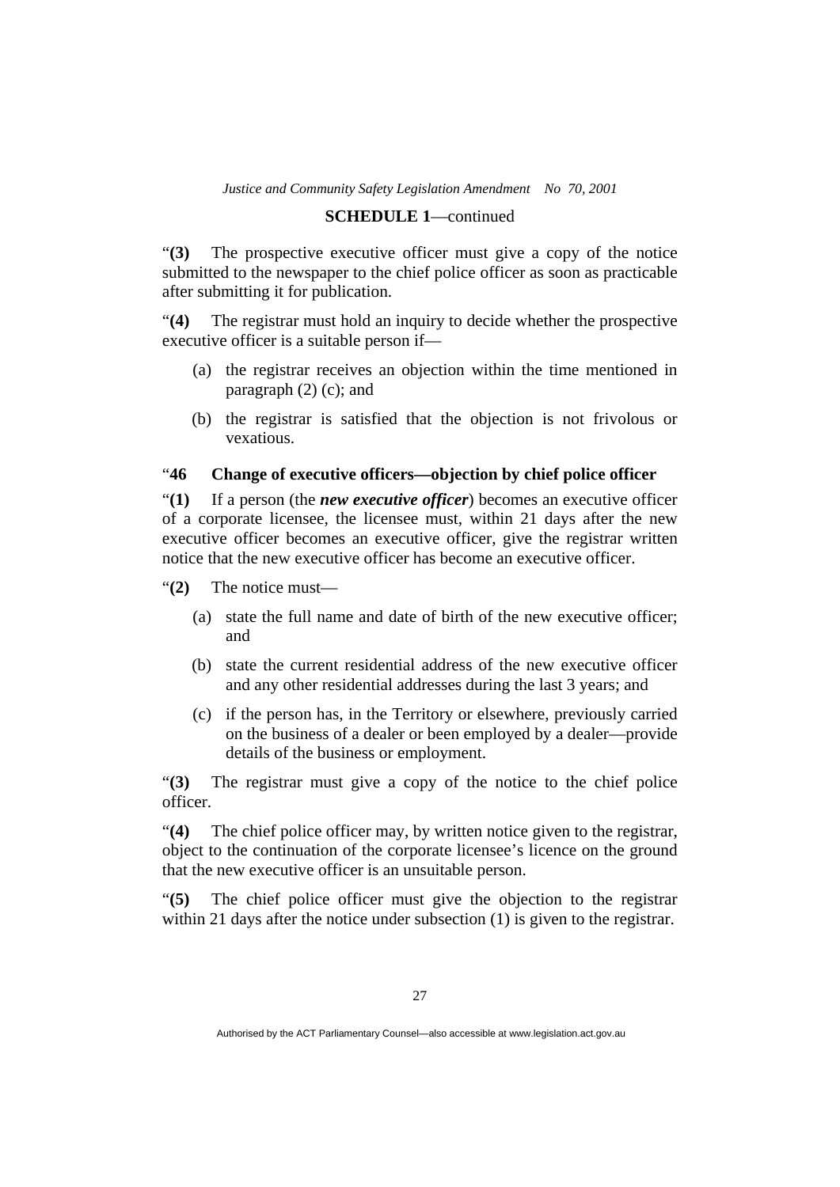“**(3)** The prospective executive officer must give a copy of the notice submitted to the newspaper to the chief police officer as soon as practicable after submitting it for publication.

“**(4)** The registrar must hold an inquiry to decide whether the prospective executive officer is a suitable person if—

(a) the registrar receives an objection within the time mentioned in paragraph (2) (c); and

(b) the registrar is satisfied that the objection is not frivolous or vexatious.

### “46 Change of executive officers—objection by chief police officer

“**(1)** If a person (the ***new executive officer***) becomes an executive officer of a corporate licensee, the licensee must, within 21 days after the new executive officer becomes an executive officer, give the registrar written notice that the new executive officer has become an executive officer.

“**(2)** The notice must—

(a) state the full name and date of birth of the new executive officer; and

(b) state the current residential address of the new executive officer and any other residential addresses during the last 3 years; and

(c) if the person has, in the Territory or elsewhere, previously carried on the business of a dealer or been employed by a dealer—provide details of the business or employment.

“**(3)** The registrar must give a copy of the notice to the chief police officer.

“**(4)** The chief police officer may, by written notice given to the registrar, object to the continuation of the corporate licensee’s licence on the ground that the new executive officer is an unsuitable person.

“**(5)** The chief police officer must give the objection to the registrar within 21 days after the notice under subsection (1) is given to the registrar.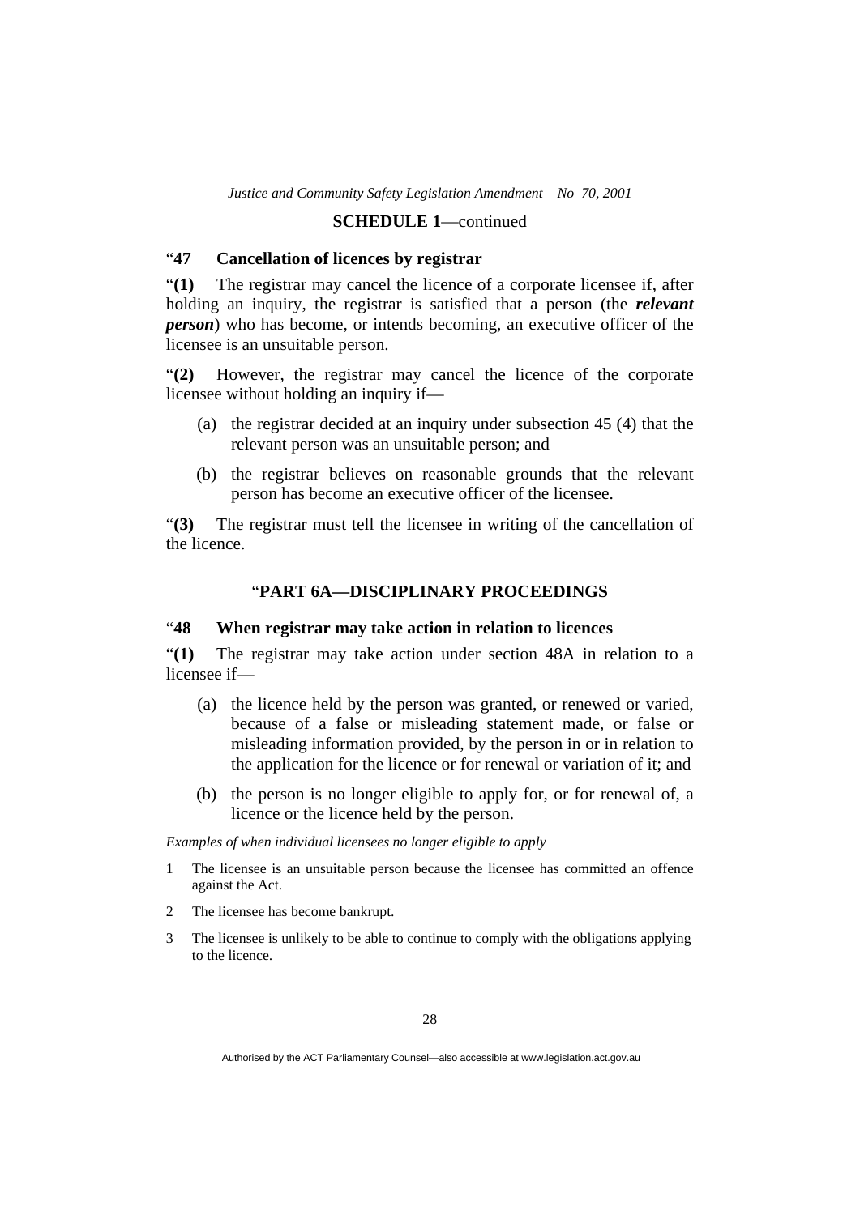**SCHEDULE 1**—continued

### “47 Cancellation of licences by registrar

“**(1)** The registrar may cancel the licence of a corporate licensee if, after holding an inquiry, the registrar is satisfied that a person (the ***relevant person***) who has become, or intends becoming, an executive officer of the licensee is an unsuitable person.

“**(2)** However, the registrar may cancel the licence of the corporate licensee without holding an inquiry if—

(a) the registrar decided at an inquiry under subsection 45 (4) that the relevant person was an unsuitable person; and

(b) the registrar believes on reasonable grounds that the relevant person has become an executive officer of the licensee.

“**(3)** The registrar must tell the licensee in writing of the cancellation of the licence.

## “PART 6A—DISCIPLINARY PROCEEDINGS

### “48 When registrar may take action in relation to licences

“**(1)** The registrar may take action under section 48A in relation to a licensee if—

(a) the licence held by the person was granted, or renewed or varied, because of a false or misleading statement made, or false or misleading information provided, by the person in or in relation to the application for the licence or for renewal or variation of it; and

(b) the person is no longer eligible to apply for, or for renewal of, a licence or the licence held by the person.

*Examples of when individual licensees no longer eligible to apply*

1 The licensee is an unsuitable person because the licensee has committed an offence against the Act.

2 The licensee has become bankrupt.

3 The licensee is unlikely to be able to continue to comply with the obligations applying to the licence.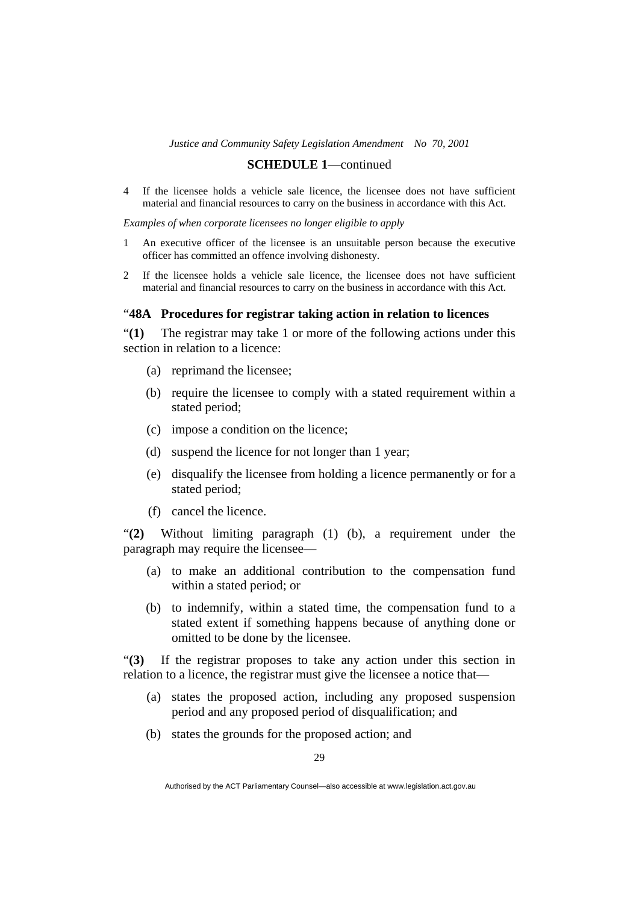4 If the licensee holds a vehicle sale licence, the licensee does not have sufficient material and financial resources to carry on the business in accordance with this Act.

*Examples of when corporate licensees no longer eligible to apply*

1 An executive officer of the licensee is an unsuitable person because the executive officer has committed an offence involving dishonesty.

2 If the licensee holds a vehicle sale licence, the licensee does not have sufficient material and financial resources to carry on the business in accordance with this Act.

### "**48A Procedures for registrar taking action in relation to licences**

"**(1)** The registrar may take 1 or more of the following actions under this section in relation to a licence:

(a) reprimand the licensee;

(b) require the licensee to comply with a stated requirement within a stated period;

(c) impose a condition on the licence;

(d) suspend the licence for not longer than 1 year;

(e) disqualify the licensee from holding a licence permanently or for a stated period;

(f) cancel the licence.

"**(2)** Without limiting paragraph (1) (b), a requirement under the paragraph may require the licensee—

(a) to make an additional contribution to the compensation fund within a stated period; or

(b) to indemnify, within a stated time, the compensation fund to a stated extent if something happens because of anything done or omitted to be done by the licensee.

"**(3)** If the registrar proposes to take any action under this section in relation to a licence, the registrar must give the licensee a notice that—

(a) states the proposed action, including any proposed suspension period and any proposed period of disqualification; and

(b) states the grounds for the proposed action; and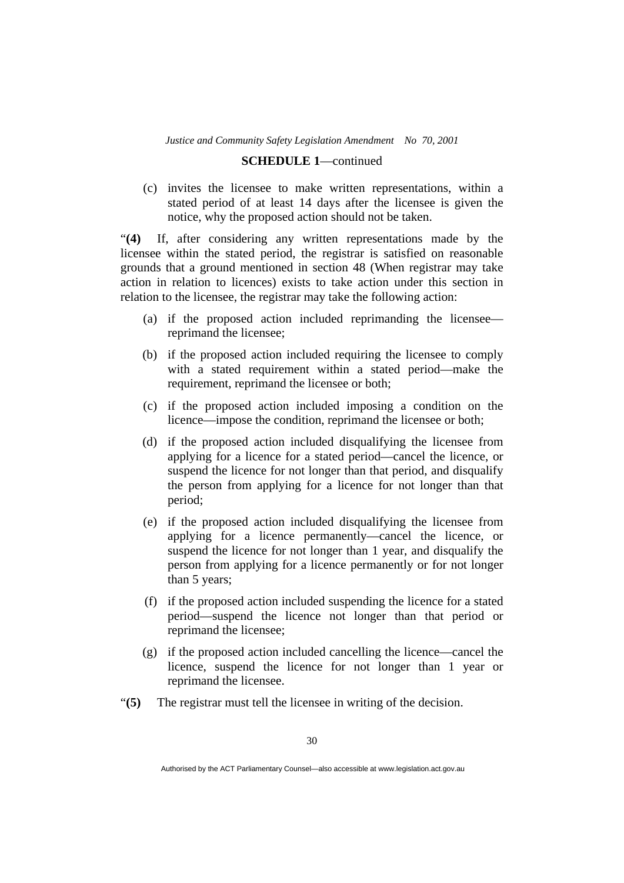**SCHEDULE 1**—continued

(c) invites the licensee to make written representations, within a stated period of at least 14 days after the licensee is given the notice, why the proposed action should not be taken.

"**(4)** If, after considering any written representations made by the licensee within the stated period, the registrar is satisfied on reasonable grounds that a ground mentioned in section 48 (When registrar may take action in relation to licences) exists to take action under this section in relation to the licensee, the registrar may take the following action:

(a) if the proposed action included reprimanding the licensee—reprimand the licensee;

(b) if the proposed action included requiring the licensee to comply with a stated requirement within a stated period—make the requirement, reprimand the licensee or both;

(c) if the proposed action included imposing a condition on the licence—impose the condition, reprimand the licensee or both;

(d) if the proposed action included disqualifying the licensee from applying for a licence for a stated period—cancel the licence, or suspend the licence for not longer than that period, and disqualify the person from applying for a licence for not longer than that period;

(e) if the proposed action included disqualifying the licensee from applying for a licence permanently—cancel the licence, or suspend the licence for not longer than 1 year, and disqualify the person from applying for a licence permanently or for not longer than 5 years;

(f) if the proposed action included suspending the licence for a stated period—suspend the licence not longer than that period or reprimand the licensee;

(g) if the proposed action included cancelling the licence—cancel the licence, suspend the licence for not longer than 1 year or reprimand the licensee.

"**(5)** The registrar must tell the licensee in writing of the decision.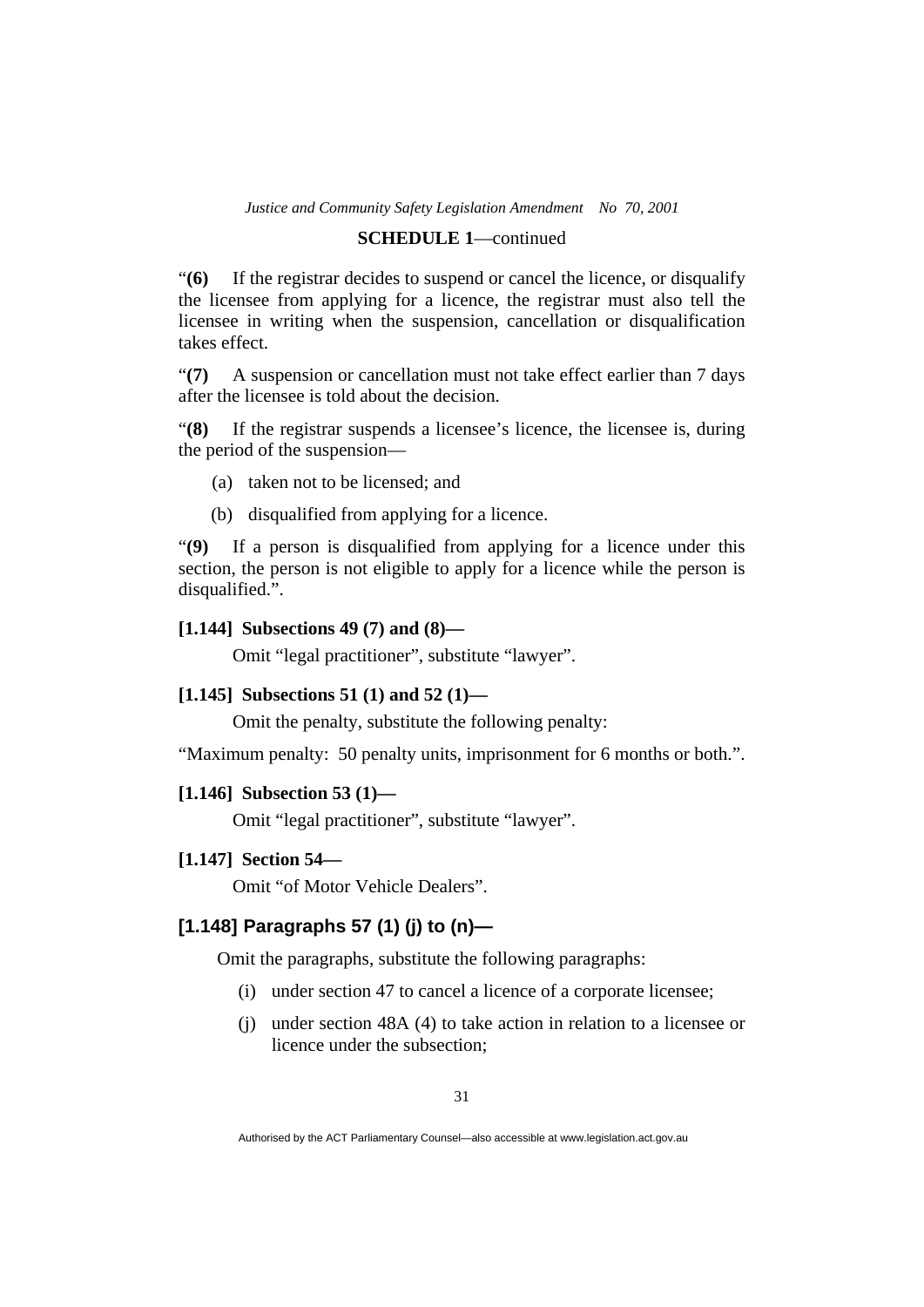"**(6)** If the registrar decides to suspend or cancel the licence, or disqualify the licensee from applying for a licence, the registrar must also tell the licensee in writing when the suspension, cancellation or disqualification takes effect.

"**(7)** A suspension or cancellation must not take effect earlier than 7 days after the licensee is told about the decision.

"**(8)** If the registrar suspends a licensee's licence, the licensee is, during the period of the suspension—

(a) taken not to be licensed; and

(b) disqualified from applying for a licence.

"**(9)** If a person is disqualified from applying for a licence under this section, the person is not eligible to apply for a licence while the person is disqualified.".

**[1.144] Subsections 49 (7) and (8)—**

Omit "legal practitioner", substitute "lawyer".

**[1.145] Subsections 51 (1) and 52 (1)—**

Omit the penalty, substitute the following penalty:

"Maximum penalty: 50 penalty units, imprisonment for 6 months or both.".

**[1.146] Subsection 53 (1)—**

Omit "legal practitioner", substitute "lawyer".

**[1.147] Section 54—**

Omit "of Motor Vehicle Dealers".

**[1.148] Paragraphs 57 (1) (j) to (n)—**

Omit the paragraphs, substitute the following paragraphs:

(i) under section 47 to cancel a licence of a corporate licensee;

(j) under section 48A (4) to take action in relation to a licensee or licence under the subsection;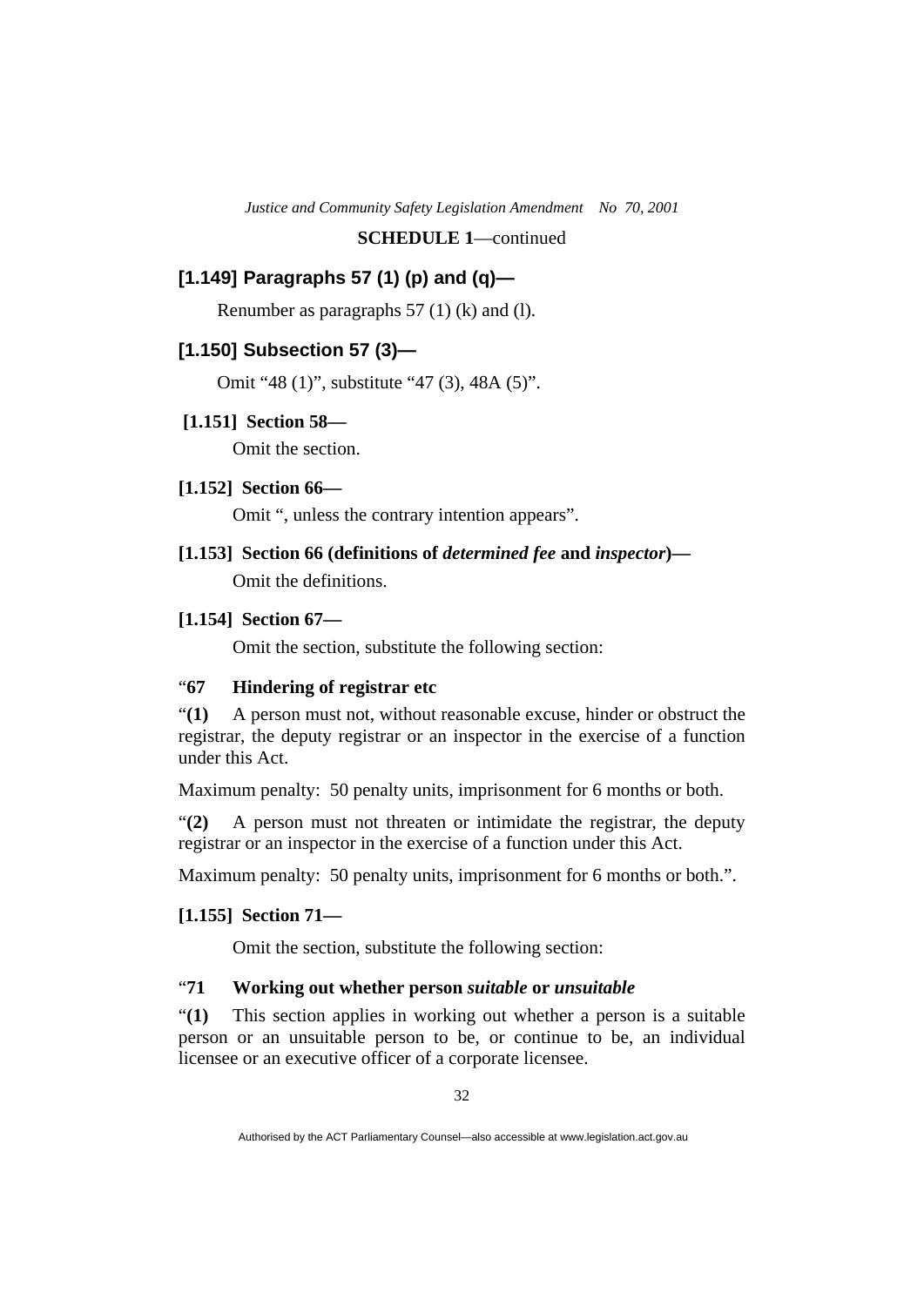**SCHEDULE 1**—continued

### [1.149] Paragraphs 57 (1) (p) and (q)—

Renumber as paragraphs 57 (1) (k) and (l).

### [1.150] Subsection 57 (3)—

Omit "48 (1)", substitute "47 (3), 48A (5)".

**[1.151] Section 58—**

Omit the section.

**[1.152] Section 66—**

Omit ", unless the contrary intention appears".

**[1.153] Section 66 (definitions of *determined fee* and *inspector*)—**

Omit the definitions.

**[1.154] Section 67—**

Omit the section, substitute the following section:

"**67 Hindering of registrar etc**

"**(1)** A person must not, without reasonable excuse, hinder or obstruct the registrar, the deputy registrar or an inspector in the exercise of a function under this Act.

Maximum penalty: 50 penalty units, imprisonment for 6 months or both.

"**(2)** A person must not threaten or intimidate the registrar, the deputy registrar or an inspector in the exercise of a function under this Act.

Maximum penalty: 50 penalty units, imprisonment for 6 months or both.".

**[1.155] Section 71—**

Omit the section, substitute the following section:

"**71 Working out whether person *suitable* or *unsuitable***

"**(1)** This section applies in working out whether a person is a suitable person or an unsuitable person to be, or continue to be, an individual licensee or an executive officer of a corporate licensee.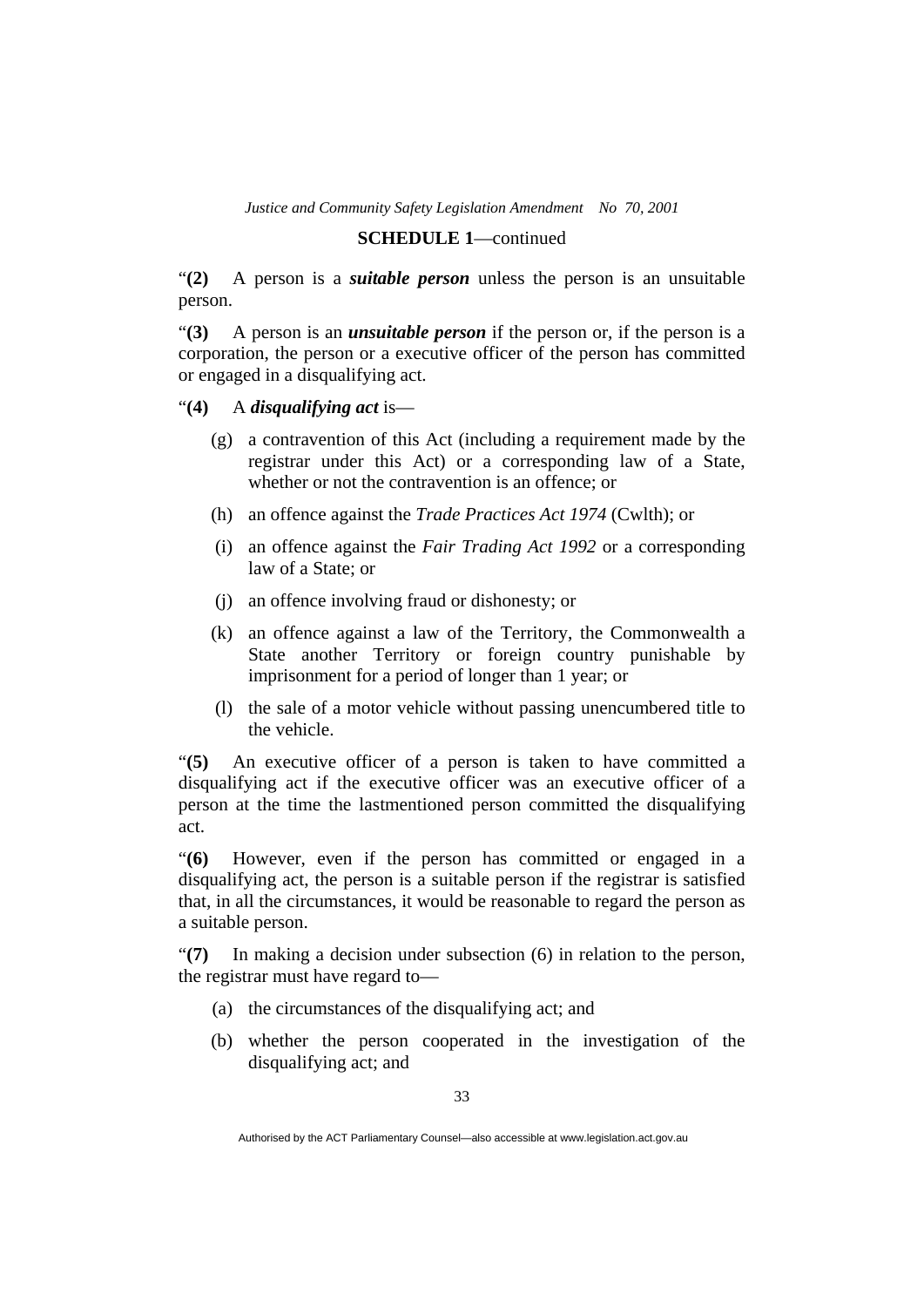**SCHEDULE 1**—continued

“**(2)** A person is a ***suitable person*** unless the person is an unsuitable person.

“**(3)** A person is an ***unsuitable person*** if the person or, if the person is a corporation, the person or a executive officer of the person has committed or engaged in a disqualifying act.

“**(4)** A ***disqualifying act*** is—

(g) a contravention of this Act (including a requirement made by the registrar under this Act) or a corresponding law of a State, whether or not the contravention is an offence; or

(h) an offence against the *Trade Practices Act 1974* (Cwlth); or

(i) an offence against the *Fair Trading Act 1992* or a corresponding law of a State; or

(j) an offence involving fraud or dishonesty; or

(k) an offence against a law of the Territory, the Commonwealth a State another Territory or foreign country punishable by imprisonment for a period of longer than 1 year; or

(l) the sale of a motor vehicle without passing unencumbered title to the vehicle.

“**(5)** An executive officer of a person is taken to have committed a disqualifying act if the executive officer was an executive officer of a person at the time the lastmentioned person committed the disqualifying act.

“**(6)** However, even if the person has committed or engaged in a disqualifying act, the person is a suitable person if the registrar is satisfied that, in all the circumstances, it would be reasonable to regard the person as a suitable person.

“**(7)** In making a decision under subsection (6) in relation to the person, the registrar must have regard to—

(a) the circumstances of the disqualifying act; and

(b) whether the person cooperated in the investigation of the disqualifying act; and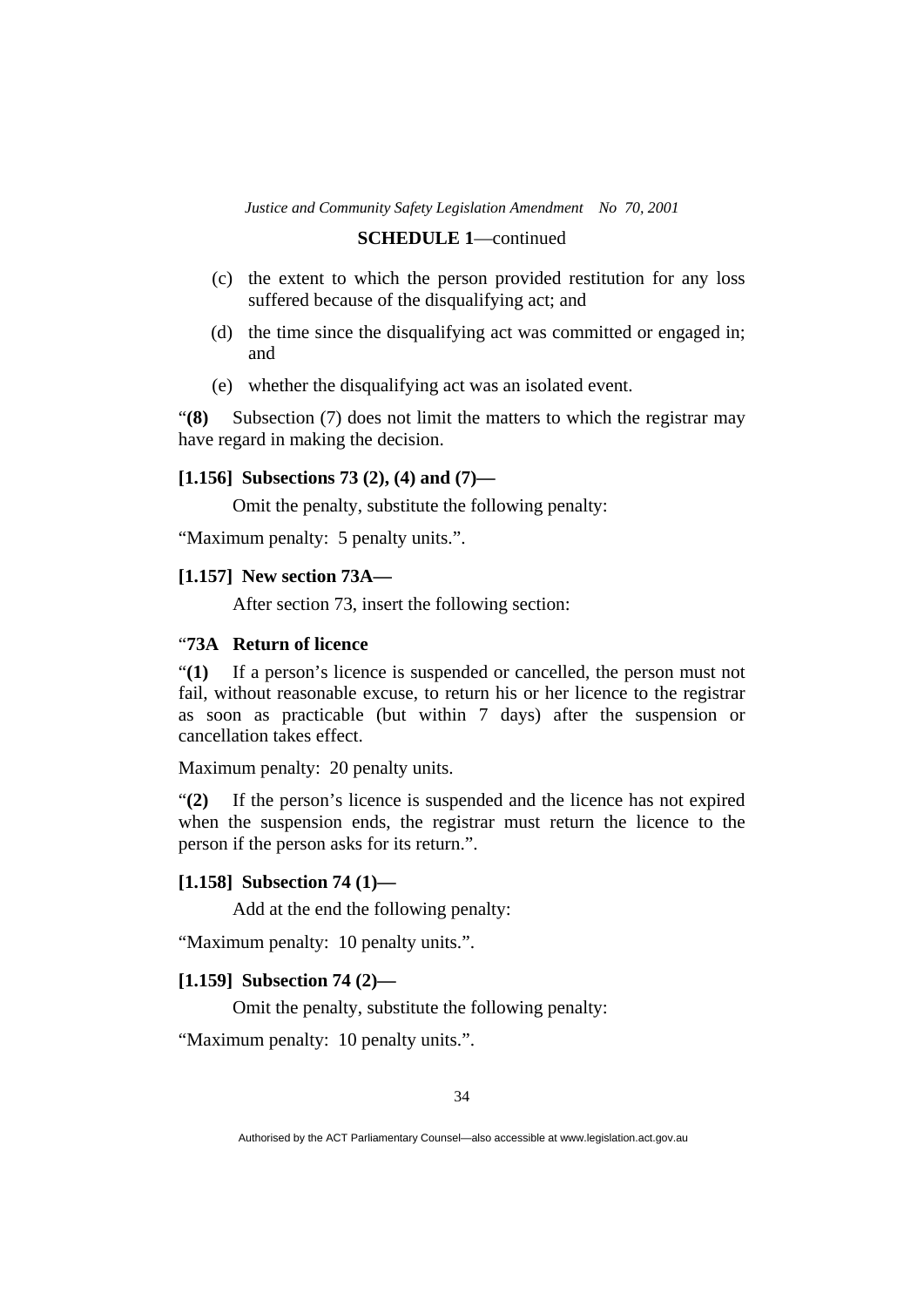**SCHEDULE 1**—continued

(c) the extent to which the person provided restitution for any loss suffered because of the disqualifying act; and

(d) the time since the disqualifying act was committed or engaged in; and

(e) whether the disqualifying act was an isolated event.

"**(8)** Subsection (7) does not limit the matters to which the registrar may have regard in making the decision.

**[1.156] Subsections 73 (2), (4) and (7)—**

Omit the penalty, substitute the following penalty:

"Maximum penalty: 5 penalty units.".

**[1.157] New section 73A—**

After section 73, insert the following section:

"**73A Return of licence**

"**(1)** If a person's licence is suspended or cancelled, the person must not fail, without reasonable excuse, to return his or her licence to the registrar as soon as practicable (but within 7 days) after the suspension or cancellation takes effect.

Maximum penalty: 20 penalty units.

"**(2)** If the person's licence is suspended and the licence has not expired when the suspension ends, the registrar must return the licence to the person if the person asks for its return.".

**[1.158] Subsection 74 (1)—**

Add at the end the following penalty:

"Maximum penalty: 10 penalty units.".

**[1.159] Subsection 74 (2)—**

Omit the penalty, substitute the following penalty:

"Maximum penalty: 10 penalty units.".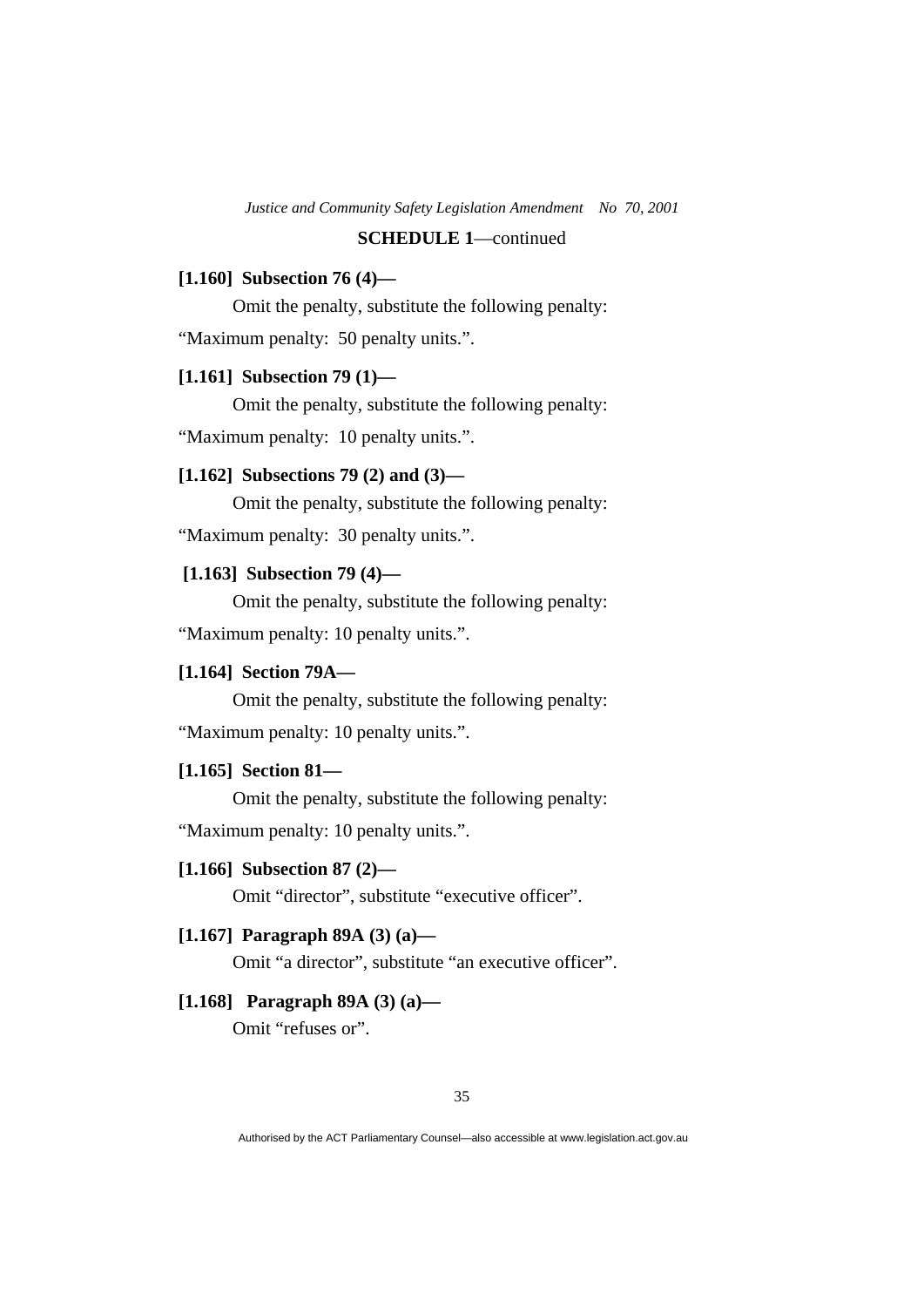**SCHEDULE 1**—continued

**[1.160] Subsection 76 (4)—**

Omit the penalty, substitute the following penalty:

"Maximum penalty: 50 penalty units.".

**[1.161] Subsection 79 (1)—**

Omit the penalty, substitute the following penalty:

"Maximum penalty: 10 penalty units.".

**[1.162] Subsections 79 (2) and (3)—**

Omit the penalty, substitute the following penalty:

"Maximum penalty: 30 penalty units.".

**[1.163] Subsection 79 (4)—**

Omit the penalty, substitute the following penalty:

"Maximum penalty: 10 penalty units.".

**[1.164] Section 79A—**

Omit the penalty, substitute the following penalty:

"Maximum penalty: 10 penalty units.".

**[1.165] Section 81—**

Omit the penalty, substitute the following penalty:

"Maximum penalty: 10 penalty units.".

**[1.166] Subsection 87 (2)—**

Omit "director", substitute "executive officer".

**[1.167] Paragraph 89A (3) (a)—**

Omit "a director", substitute "an executive officer".

**[1.168] Paragraph 89A (3) (a)—**

Omit "refuses or".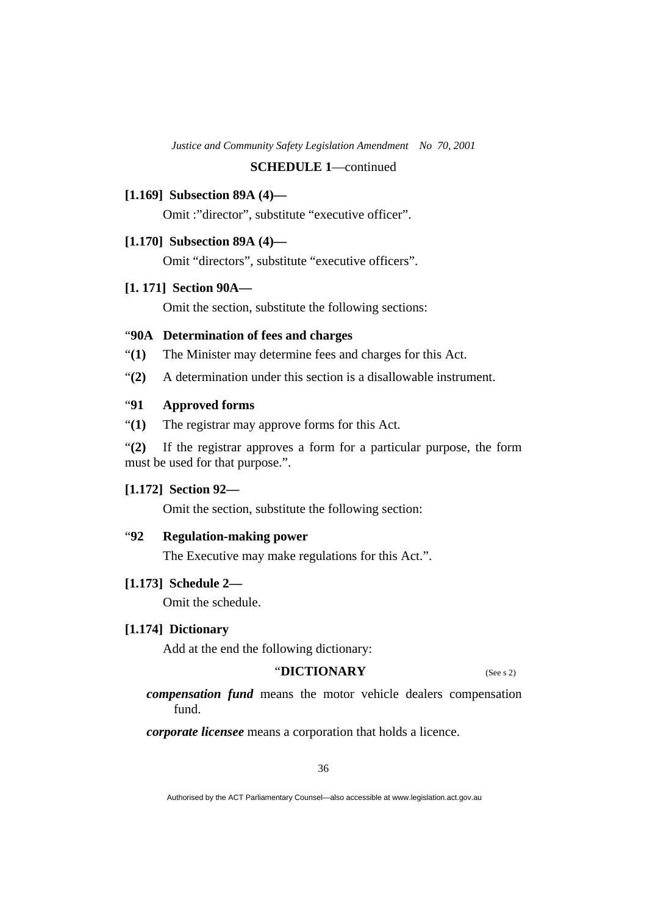**SCHEDULE 1**—continued

**[1.169] Subsection 89A (4)—**

Omit :"director", substitute "executive officer".

**[1.170] Subsection 89A (4)—**

Omit "directors", substitute "executive officers".

**[1. 171] Section 90A—**

Omit the section, substitute the following sections:

"**90A Determination of fees and charges**

"**(1)** The Minister may determine fees and charges for this Act.

"**(2)** A determination under this section is a disallowable instrument.

"**91 Approved forms**

"**(1)** The registrar may approve forms for this Act.

"**(2)** If the registrar approves a form for a particular purpose, the form must be used for that purpose.".

**[1.172] Section 92—**

Omit the section, substitute the following section:

"**92 Regulation-making power**

The Executive may make regulations for this Act.".

**[1.173] Schedule 2—**

Omit the schedule.

**[1.174] Dictionary**

Add at the end the following dictionary:

"**DICTIONARY** (See s 2)

***compensation fund*** means the motor vehicle dealers compensation fund.

***corporate licensee*** means a corporation that holds a licence.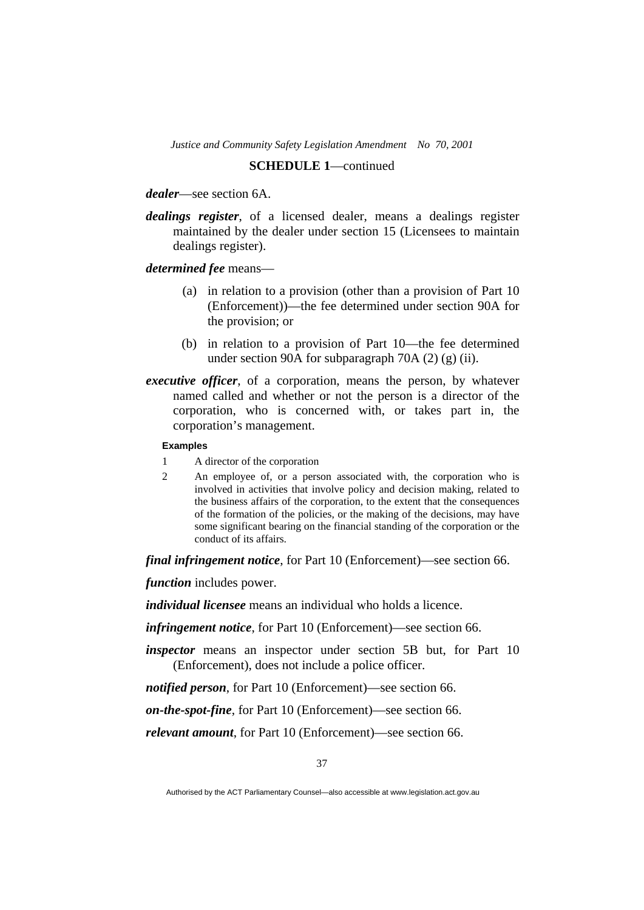**SCHEDULE 1**—continued

***dealer***—see section 6A.

***dealings register***, of a licensed dealer, means a dealings register maintained by the dealer under section 15 (Licensees to maintain dealings register).

***determined fee*** means—

(a) in relation to a provision (other than a provision of Part 10 (Enforcement))—the fee determined under section 90A for the provision; or

(b) in relation to a provision of Part 10—the fee determined under section 90A for subparagraph 70A (2) (g) (ii).

***executive officer***, of a corporation, means the person, by whatever named called and whether or not the person is a director of the corporation, who is concerned with, or takes part in, the corporation's management.

**Examples**

1 A director of the corporation

2 An employee of, or a person associated with, the corporation who is involved in activities that involve policy and decision making, related to the business affairs of the corporation, to the extent that the consequences of the formation of the policies, or the making of the decisions, may have some significant bearing on the financial standing of the corporation or the conduct of its affairs.

***final infringement notice***, for Part 10 (Enforcement)—see section 66.

***function*** includes power.

***individual licensee*** means an individual who holds a licence.

***infringement notice***, for Part 10 (Enforcement)—see section 66.

***inspector*** means an inspector under section 5B but, for Part 10 (Enforcement), does not include a police officer.

***notified person***, for Part 10 (Enforcement)—see section 66.

***on-the-spot-fine***, for Part 10 (Enforcement)—see section 66.

***relevant amount***, for Part 10 (Enforcement)—see section 66.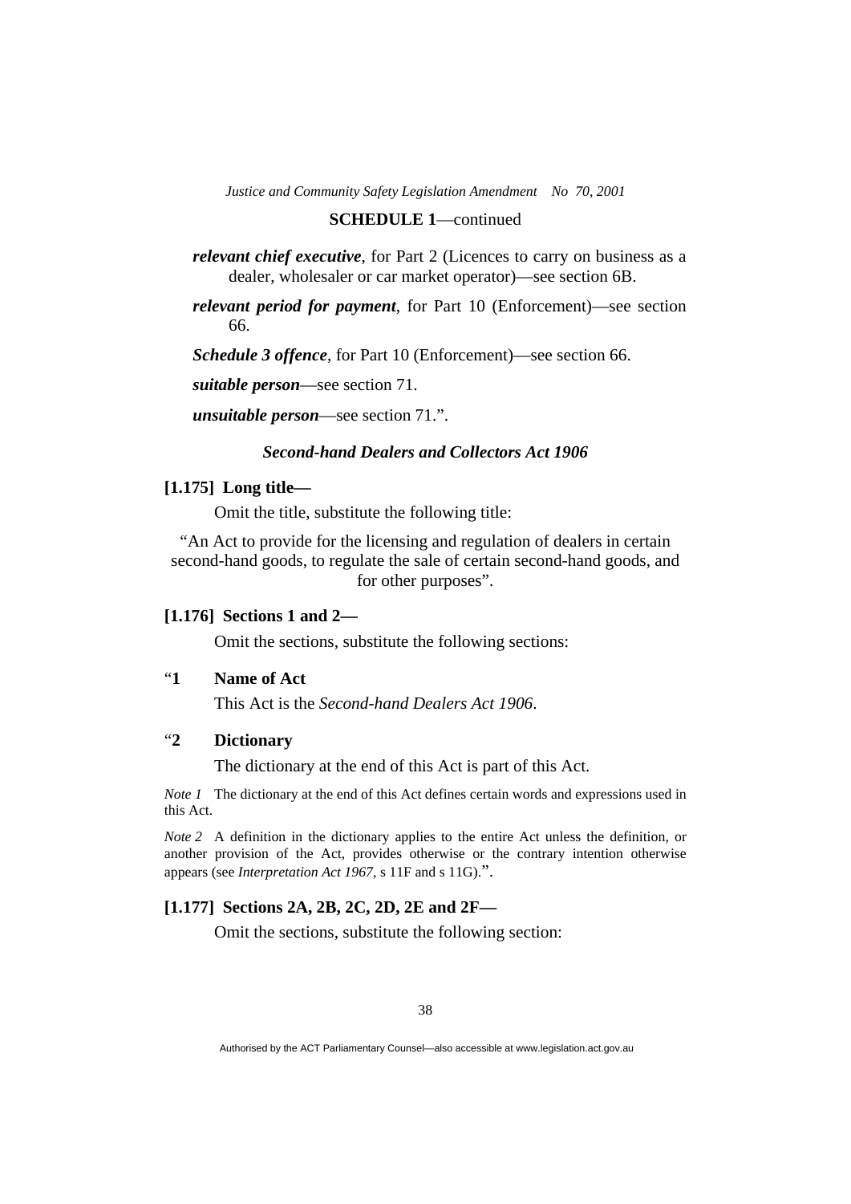**SCHEDULE 1**—continued

***relevant chief executive***, for Part 2 (Licences to carry on business as a dealer, wholesaler or car market operator)—see section 6B.

***relevant period for payment***, for Part 10 (Enforcement)—see section 66.

***Schedule 3 offence***, for Part 10 (Enforcement)—see section 66.

***suitable person***—see section 71.

***unsuitable person***—see section 71.".

### *Second-hand Dealers and Collectors Act 1906*

**[1.175] Long title—**

Omit the title, substitute the following title:

"An Act to provide for the licensing and regulation of dealers in certain second-hand goods, to regulate the sale of certain second-hand goods, and for other purposes".

**[1.176] Sections 1 and 2—**

Omit the sections, substitute the following sections:

"**1 Name of Act**

This Act is the *Second-hand Dealers Act 1906*.

"**2 Dictionary**

The dictionary at the end of this Act is part of this Act.

*Note 1* The dictionary at the end of this Act defines certain words and expressions used in this Act.

*Note 2* A definition in the dictionary applies to the entire Act unless the definition, or another provision of the Act, provides otherwise or the contrary intention otherwise appears (see *Interpretation Act 1967*, s 11F and s 11G).".

**[1.177] Sections 2A, 2B, 2C, 2D, 2E and 2F—**

Omit the sections, substitute the following section: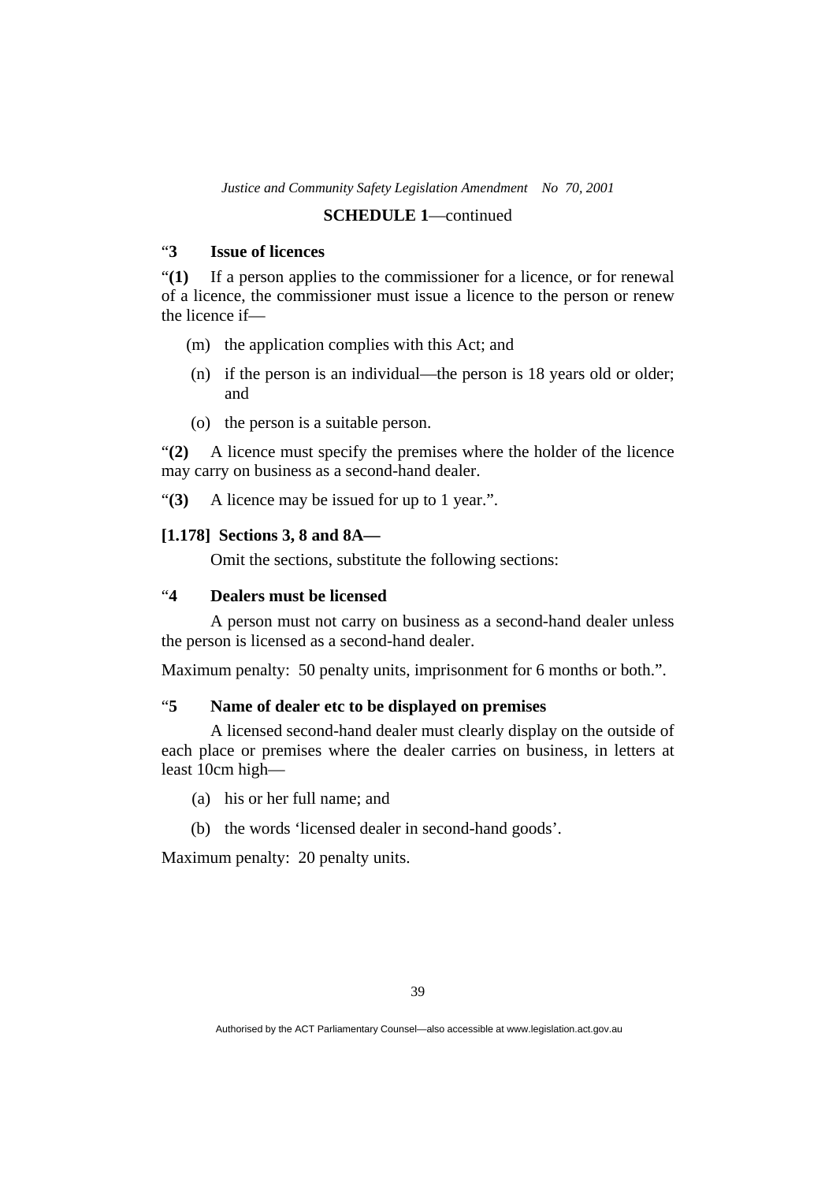**SCHEDULE 1**—continued

“**3 Issue of licences**

“**(1)** If a person applies to the commissioner for a licence, or for renewal of a licence, the commissioner must issue a licence to the person or renew the licence if—

(m) the application complies with this Act; and

(n) if the person is an individual—the person is 18 years old or older; and

(o) the person is a suitable person.

“**(2)** A licence must specify the premises where the holder of the licence may carry on business as a second-hand dealer.

“**(3)** A licence may be issued for up to 1 year.”.

**[1.178] Sections 3, 8 and 8A—**

Omit the sections, substitute the following sections:

“**4 Dealers must be licensed**

A person must not carry on business as a second-hand dealer unless the person is licensed as a second-hand dealer.

Maximum penalty: 50 penalty units, imprisonment for 6 months or both.”.

“**5 Name of dealer etc to be displayed on premises**

A licensed second-hand dealer must clearly display on the outside of each place or premises where the dealer carries on business, in letters at least 10cm high—

(a) his or her full name; and

(b) the words ‘licensed dealer in second-hand goods’.

Maximum penalty: 20 penalty units.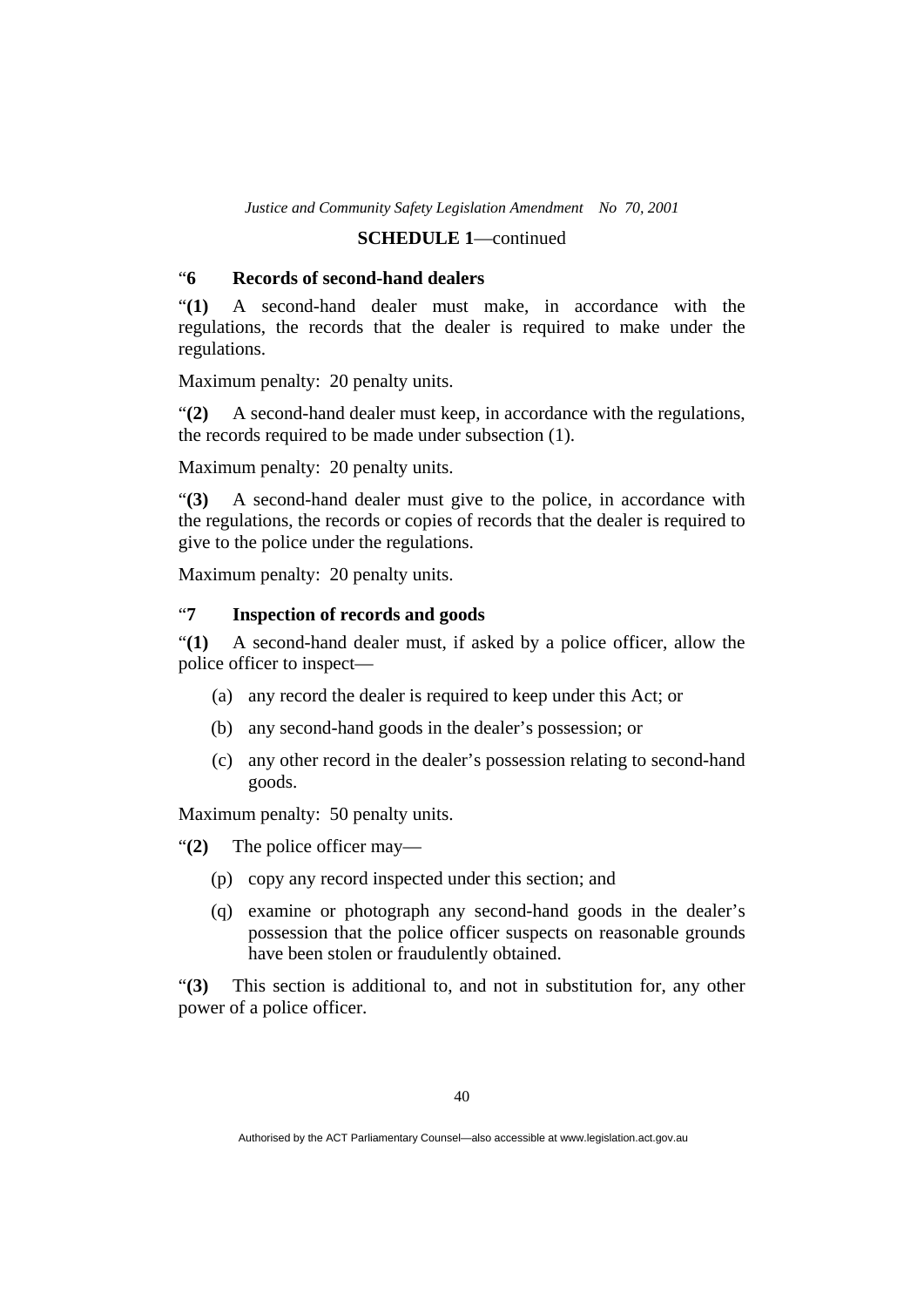**SCHEDULE 1**—continued

### "6 Records of second-hand dealers

"**(1)** A second-hand dealer must make, in accordance with the regulations, the records that the dealer is required to make under the regulations.

Maximum penalty: 20 penalty units.

"**(2)** A second-hand dealer must keep, in accordance with the regulations, the records required to be made under subsection (1).

Maximum penalty: 20 penalty units.

"**(3)** A second-hand dealer must give to the police, in accordance with the regulations, the records or copies of records that the dealer is required to give to the police under the regulations.

Maximum penalty: 20 penalty units.

### "7 Inspection of records and goods

"**(1)** A second-hand dealer must, if asked by a police officer, allow the police officer to inspect—

(a) any record the dealer is required to keep under this Act; or

(b) any second-hand goods in the dealer's possession; or

(c) any other record in the dealer's possession relating to second-hand goods.

Maximum penalty: 50 penalty units.

"**(2)** The police officer may—

(p) copy any record inspected under this section; and

(q) examine or photograph any second-hand goods in the dealer's possession that the police officer suspects on reasonable grounds have been stolen or fraudulently obtained.

"**(3)** This section is additional to, and not in substitution for, any other power of a police officer.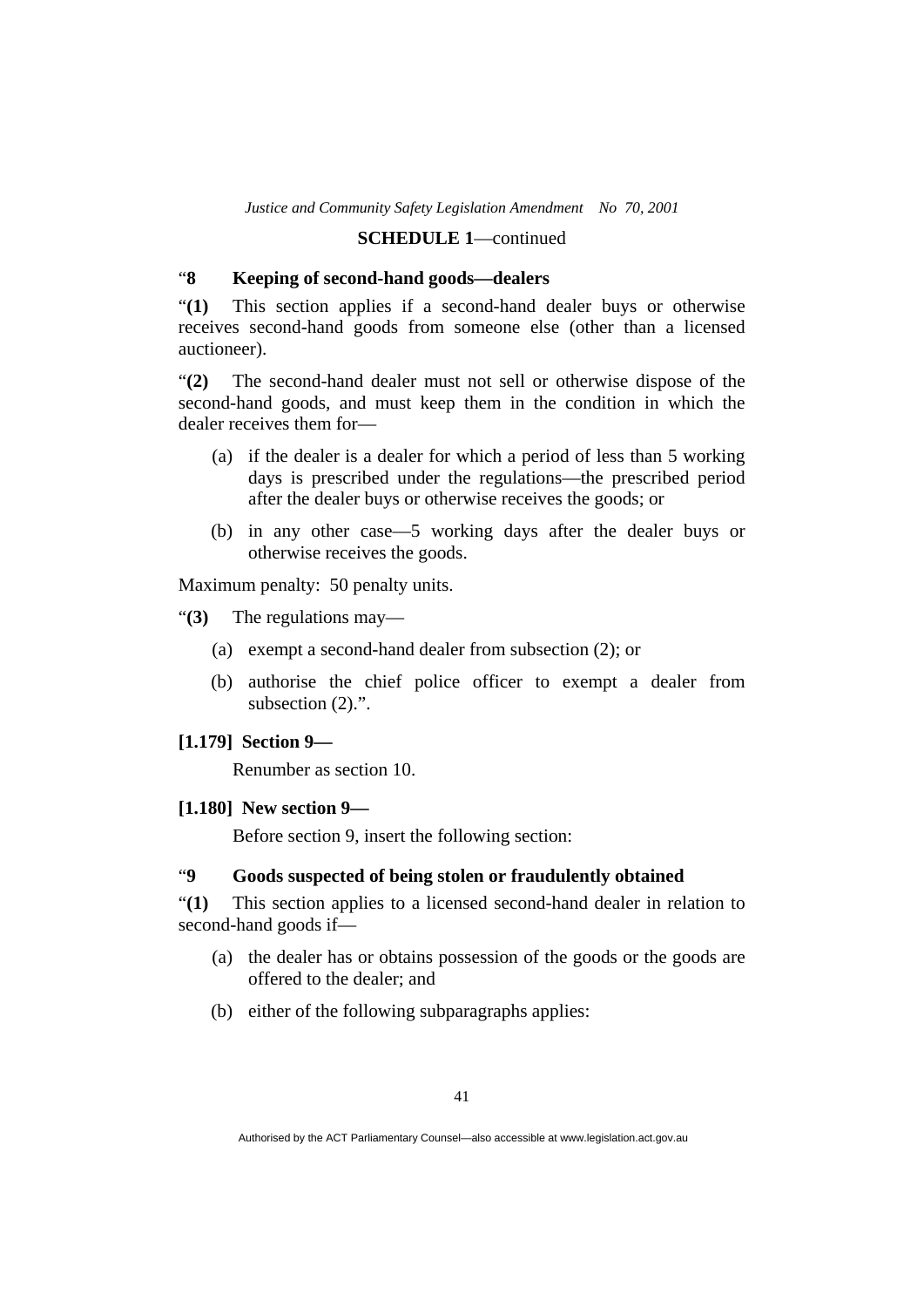**SCHEDULE 1**—continued

### “8 Keeping of second-hand goods—dealers

“**(1)** This section applies if a second-hand dealer buys or otherwise receives second-hand goods from someone else (other than a licensed auctioneer).

“**(2)** The second-hand dealer must not sell or otherwise dispose of the second-hand goods, and must keep them in the condition in which the dealer receives them for—

(a) if the dealer is a dealer for which a period of less than 5 working days is prescribed under the regulations—the prescribed period after the dealer buys or otherwise receives the goods; or

(b) in any other case—5 working days after the dealer buys or otherwise receives the goods.

Maximum penalty: 50 penalty units.

“**(3)** The regulations may—

(a) exempt a second-hand dealer from subsection (2); or

(b) authorise the chief police officer to exempt a dealer from subsection (2).”.

**[1.179] Section 9—**

Renumber as section 10.

**[1.180] New section 9—**

Before section 9, insert the following section:

### “9 Goods suspected of being stolen or fraudulently obtained

“**(1)** This section applies to a licensed second-hand dealer in relation to second-hand goods if—

(a) the dealer has or obtains possession of the goods or the goods are offered to the dealer; and

(b) either of the following subparagraphs applies: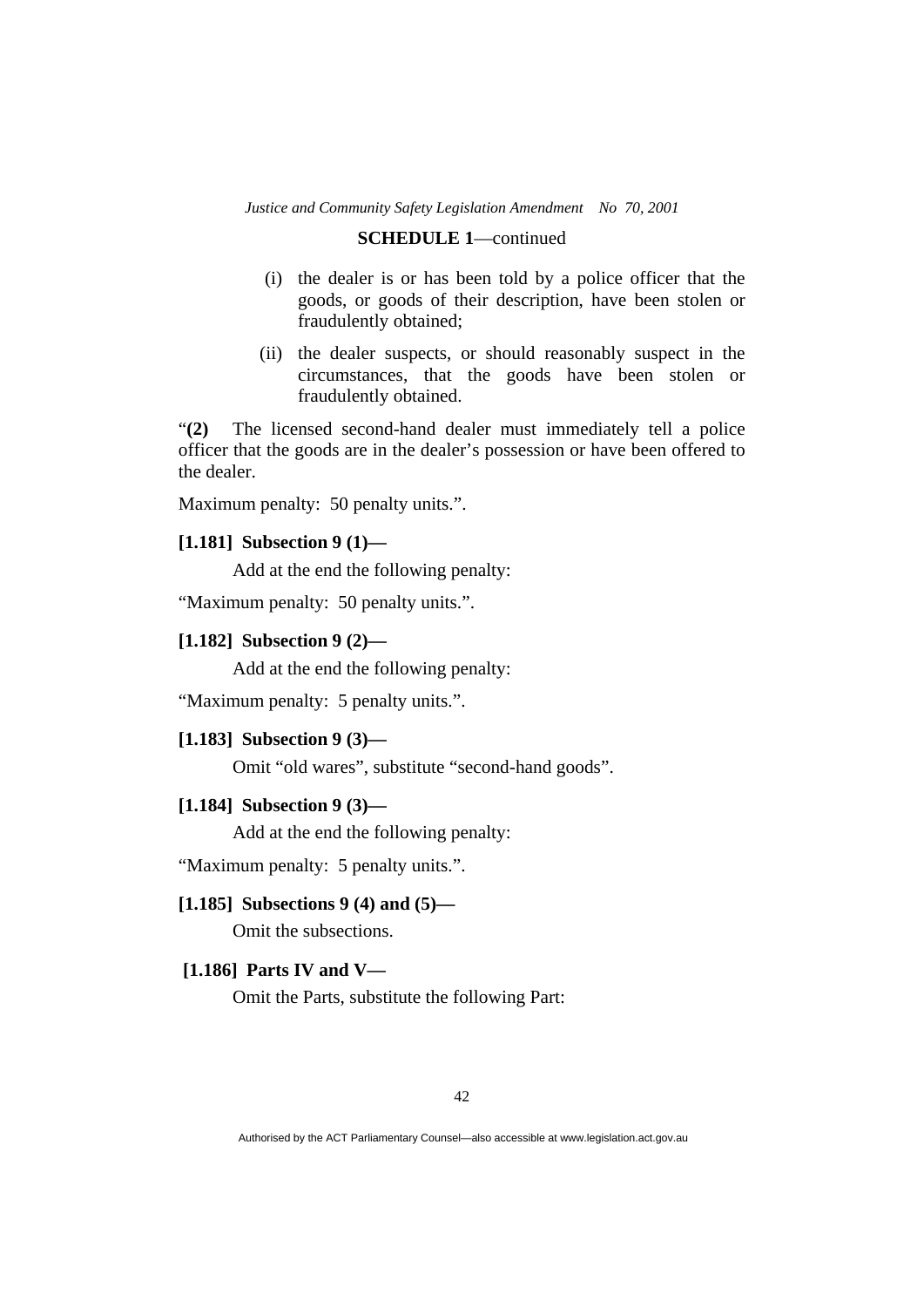(i) the dealer is or has been told by a police officer that the goods, or goods of their description, have been stolen or fraudulently obtained;

(ii) the dealer suspects, or should reasonably suspect in the circumstances, that the goods have been stolen or fraudulently obtained.

"**(2)** The licensed second-hand dealer must immediately tell a police officer that the goods are in the dealer's possession or have been offered to the dealer.

Maximum penalty: 50 penalty units.".

**[1.181] Subsection 9 (1)—**

Add at the end the following penalty:

"Maximum penalty: 50 penalty units.".

**[1.182] Subsection 9 (2)—**

Add at the end the following penalty:

"Maximum penalty: 5 penalty units.".

**[1.183] Subsection 9 (3)—**

Omit "old wares", substitute "second-hand goods".

**[1.184] Subsection 9 (3)—**

Add at the end the following penalty:

"Maximum penalty: 5 penalty units.".

**[1.185] Subsections 9 (4) and (5)—**

Omit the subsections.

**[1.186] Parts IV and V—**

Omit the Parts, substitute the following Part: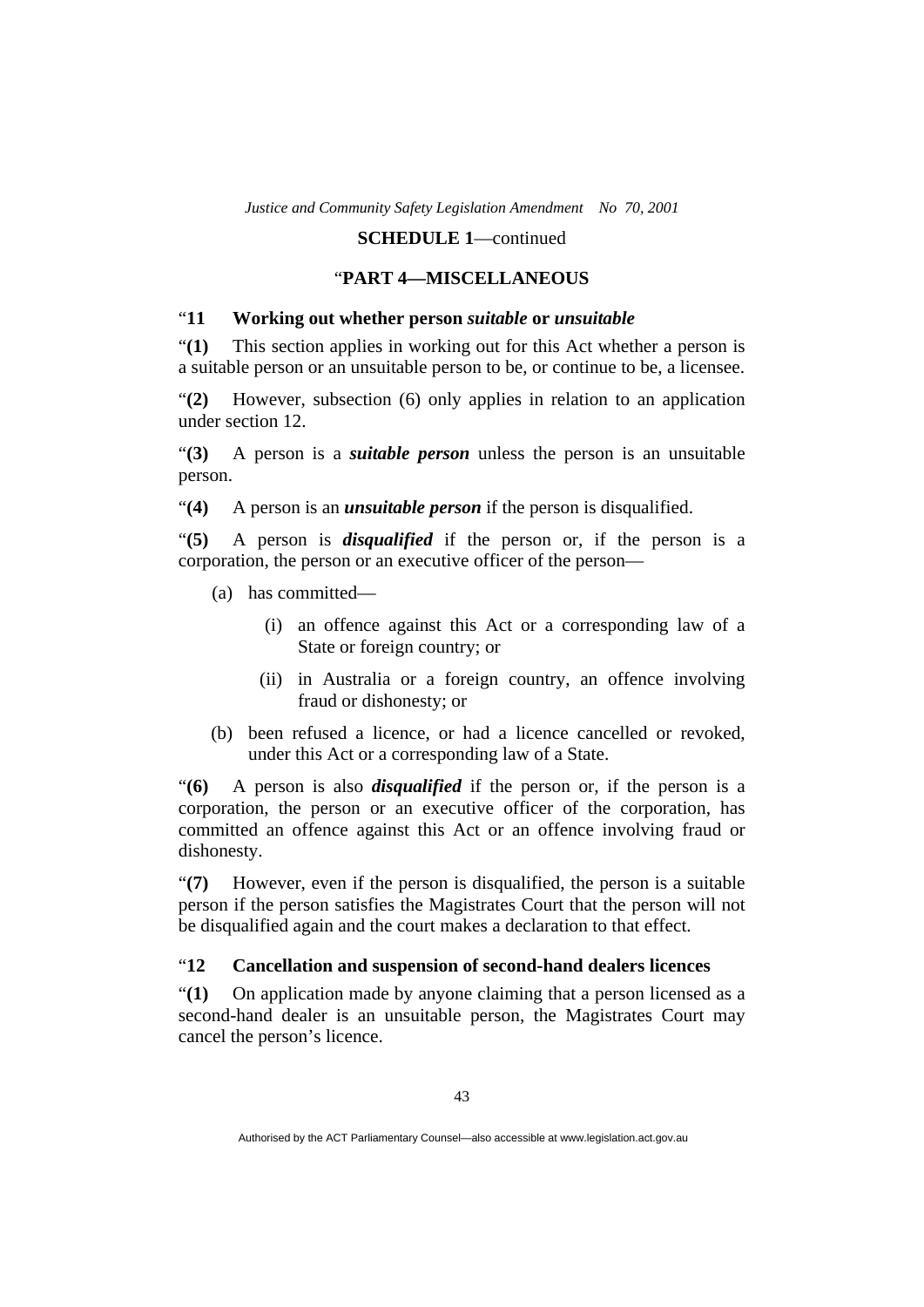**SCHEDULE 1**—continued

"**PART 4—MISCELLANEOUS**

"**11 Working out whether person *suitable* or *unsuitable***

"**(1)** This section applies in working out for this Act whether a person is a suitable person or an unsuitable person to be, or continue to be, a licensee.

"**(2)** However, subsection (6) only applies in relation to an application under section 12.

"**(3)** A person is a ***suitable person*** unless the person is an unsuitable person.

"**(4)** A person is an ***unsuitable person*** if the person is disqualified.

"**(5)** A person is ***disqualified*** if the person or, if the person is a corporation, the person or an executive officer of the person—

(a) has committed—

(i) an offence against this Act or a corresponding law of a State or foreign country; or

(ii) in Australia or a foreign country, an offence involving fraud or dishonesty; or

(b) been refused a licence, or had a licence cancelled or revoked, under this Act or a corresponding law of a State.

"**(6)** A person is also ***disqualified*** if the person or, if the person is a corporation, the person or an executive officer of the corporation, has committed an offence against this Act or an offence involving fraud or dishonesty.

"**(7)** However, even if the person is disqualified, the person is a suitable person if the person satisfies the Magistrates Court that the person will not be disqualified again and the court makes a declaration to that effect.

"**12 Cancellation and suspension of second-hand dealers licences**

"**(1)** On application made by anyone claiming that a person licensed as a second-hand dealer is an unsuitable person, the Magistrates Court may cancel the person's licence.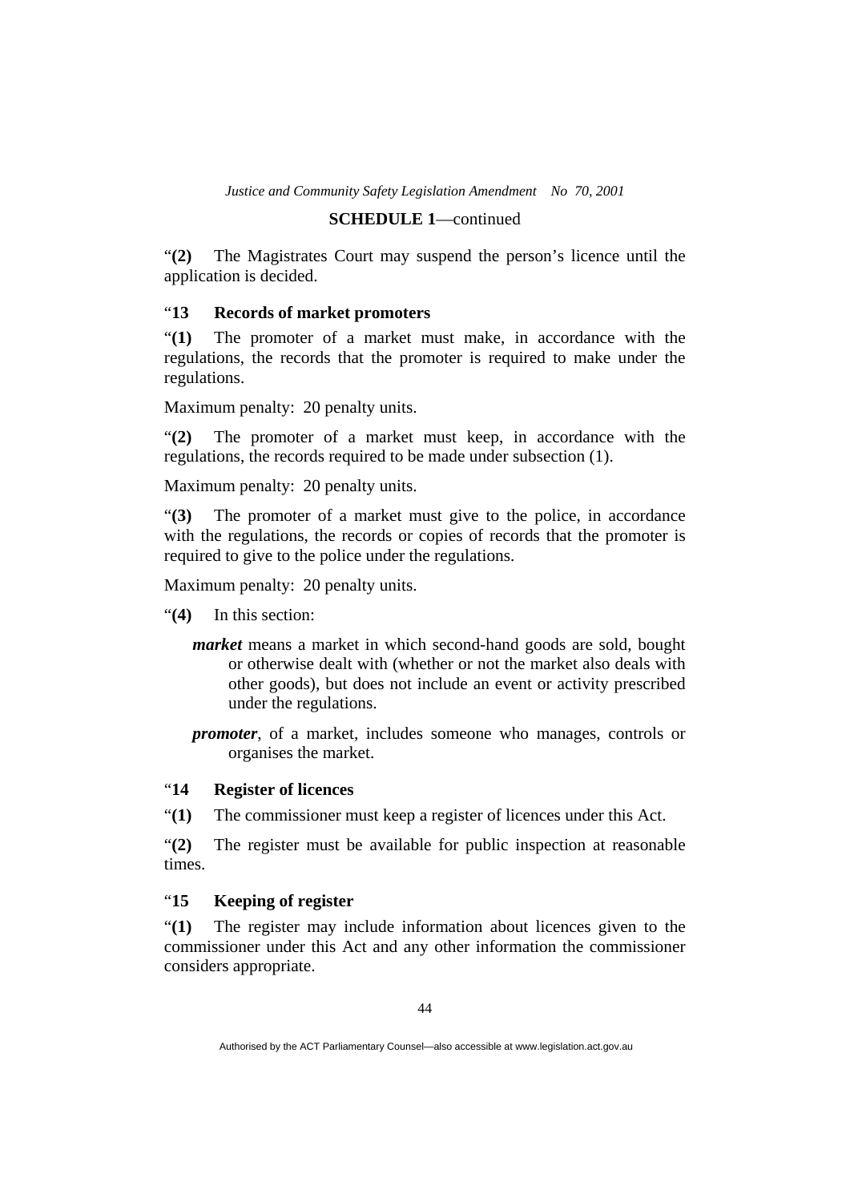**SCHEDULE 1**—continued

"**(2)** The Magistrates Court may suspend the person's licence until the application is decided.

### "13 Records of market promoters

"**(1)** The promoter of a market must make, in accordance with the regulations, the records that the promoter is required to make under the regulations.

Maximum penalty: 20 penalty units.

"**(2)** The promoter of a market must keep, in accordance with the regulations, the records required to be made under subsection (1).

Maximum penalty: 20 penalty units.

"**(3)** The promoter of a market must give to the police, in accordance with the regulations, the records or copies of records that the promoter is required to give to the police under the regulations.

Maximum penalty: 20 penalty units.

"**(4)** In this section:

***market*** means a market in which second-hand goods are sold, bought or otherwise dealt with (whether or not the market also deals with other goods), but does not include an event or activity prescribed under the regulations.

***promoter***, of a market, includes someone who manages, controls or organises the market.

### "14 Register of licences

"**(1)** The commissioner must keep a register of licences under this Act.

"**(2)** The register must be available for public inspection at reasonable times.

### "15 Keeping of register

"**(1)** The register may include information about licences given to the commissioner under this Act and any other information the commissioner considers appropriate.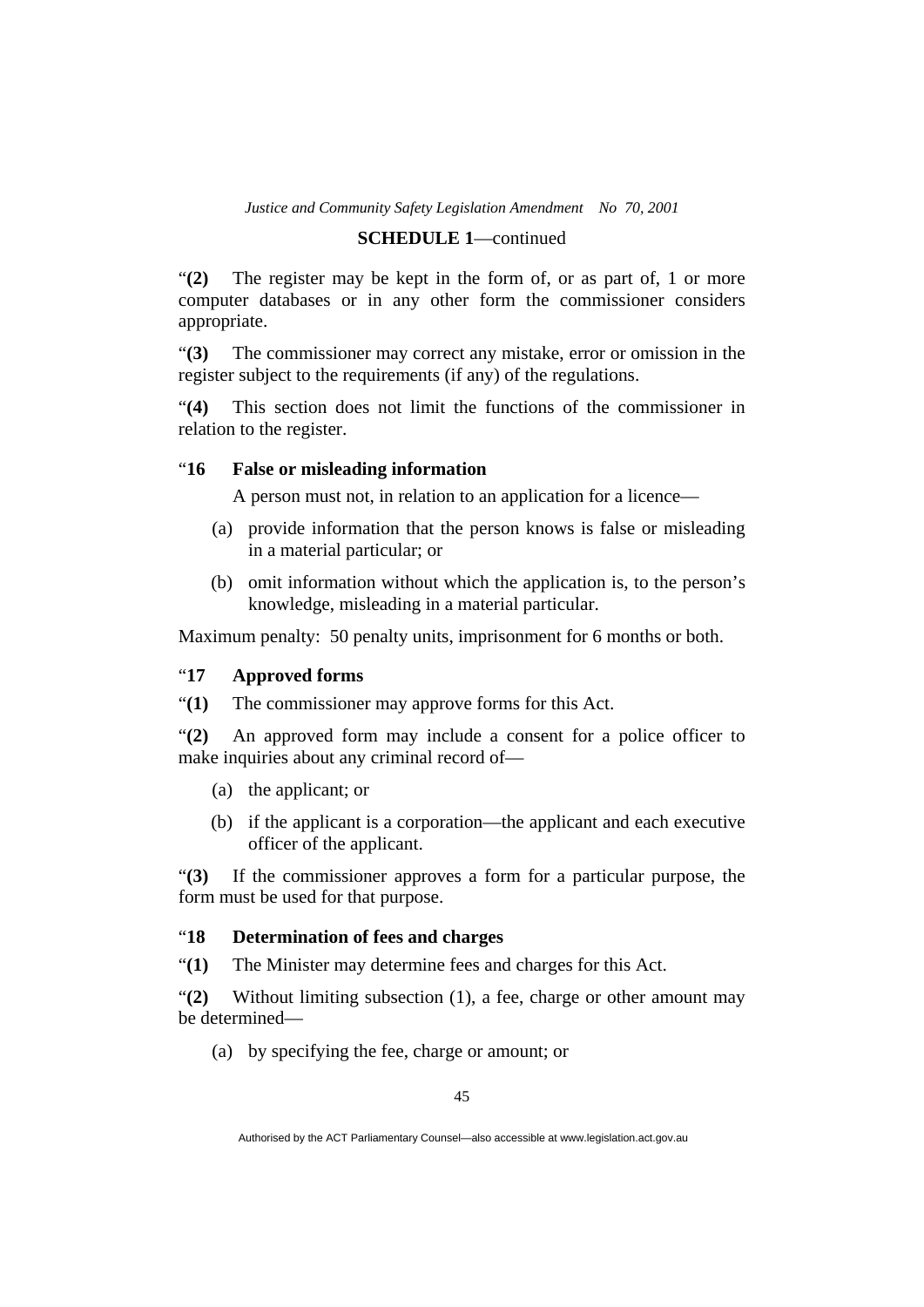**SCHEDULE 1**—continued

“**(2)** The register may be kept in the form of, or as part of, 1 or more computer databases or in any other form the commissioner considers appropriate.

“**(3)** The commissioner may correct any mistake, error or omission in the register subject to the requirements (if any) of the regulations.

“**(4)** This section does not limit the functions of the commissioner in relation to the register.

### “16 False or misleading information

A person must not, in relation to an application for a licence—

(a) provide information that the person knows is false or misleading in a material particular; or

(b) omit information without which the application is, to the person’s knowledge, misleading in a material particular.

Maximum penalty: 50 penalty units, imprisonment for 6 months or both.

### “17 Approved forms

“**(1)** The commissioner may approve forms for this Act.

“**(2)** An approved form may include a consent for a police officer to make inquiries about any criminal record of—

(a) the applicant; or

(b) if the applicant is a corporation—the applicant and each executive officer of the applicant.

“**(3)** If the commissioner approves a form for a particular purpose, the form must be used for that purpose.

### “18 Determination of fees and charges

“**(1)** The Minister may determine fees and charges for this Act.

“**(2)** Without limiting subsection (1), a fee, charge or other amount may be determined—

(a) by specifying the fee, charge or amount; or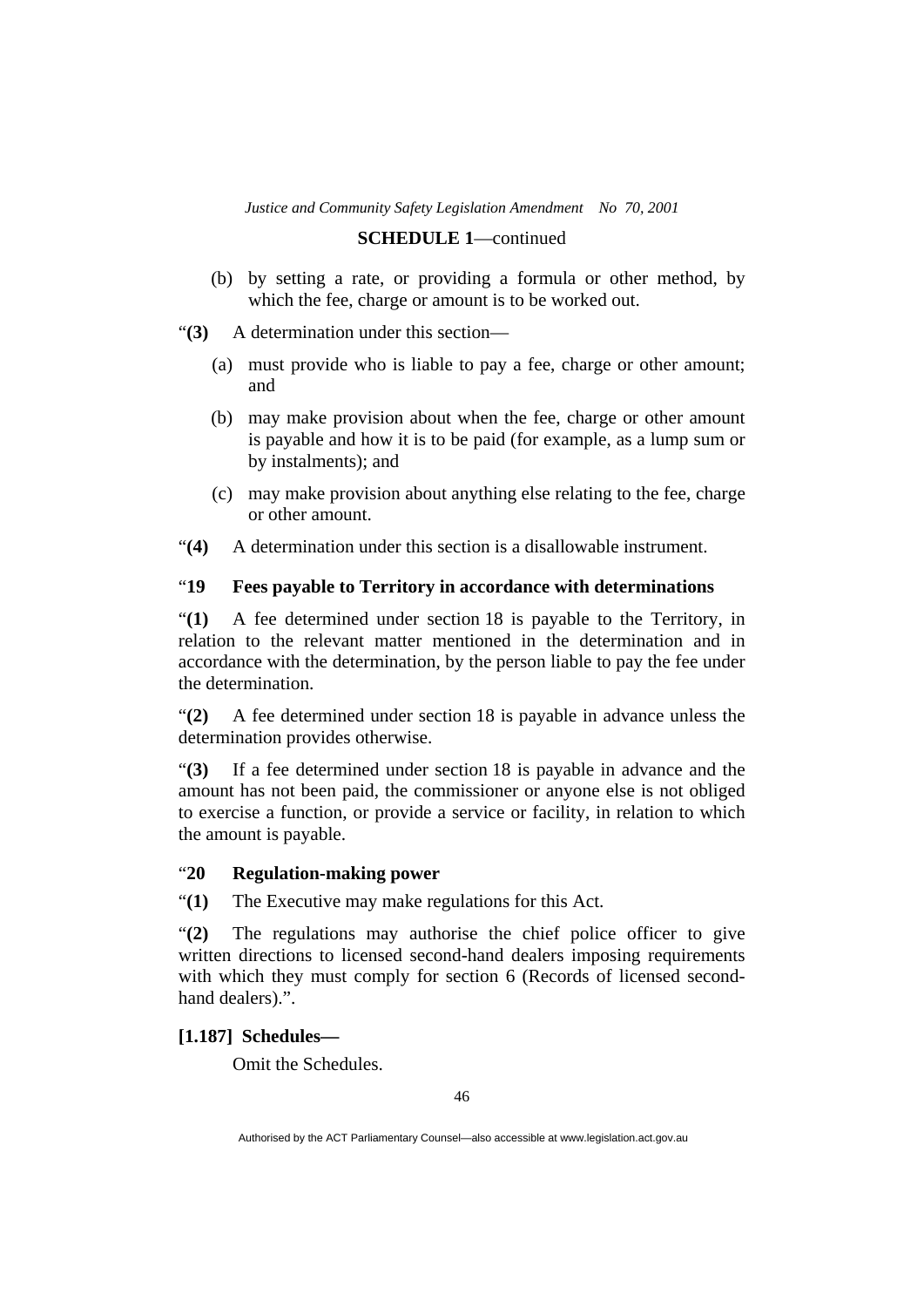**SCHEDULE 1**—continued

(b) by setting a rate, or providing a formula or other method, by which the fee, charge or amount is to be worked out.

"**(3)** A determination under this section—

(a) must provide who is liable to pay a fee, charge or other amount; and

(b) may make provision about when the fee, charge or other amount is payable and how it is to be paid (for example, as a lump sum or by instalments); and

(c) may make provision about anything else relating to the fee, charge or other amount.

"**(4)** A determination under this section is a disallowable instrument.

"**19 Fees payable to Territory in accordance with determinations**

"**(1)** A fee determined under section 18 is payable to the Territory, in relation to the relevant matter mentioned in the determination and in accordance with the determination, by the person liable to pay the fee under the determination.

"**(2)** A fee determined under section 18 is payable in advance unless the determination provides otherwise.

"**(3)** If a fee determined under section 18 is payable in advance and the amount has not been paid, the commissioner or anyone else is not obliged to exercise a function, or provide a service or facility, in relation to which the amount is payable.

"**20 Regulation-making power**

"**(1)** The Executive may make regulations for this Act.

"**(2)** The regulations may authorise the chief police officer to give written directions to licensed second-hand dealers imposing requirements with which they must comply for section 6 (Records of licensed second-hand dealers).".

**[1.187] Schedules—**

Omit the Schedules.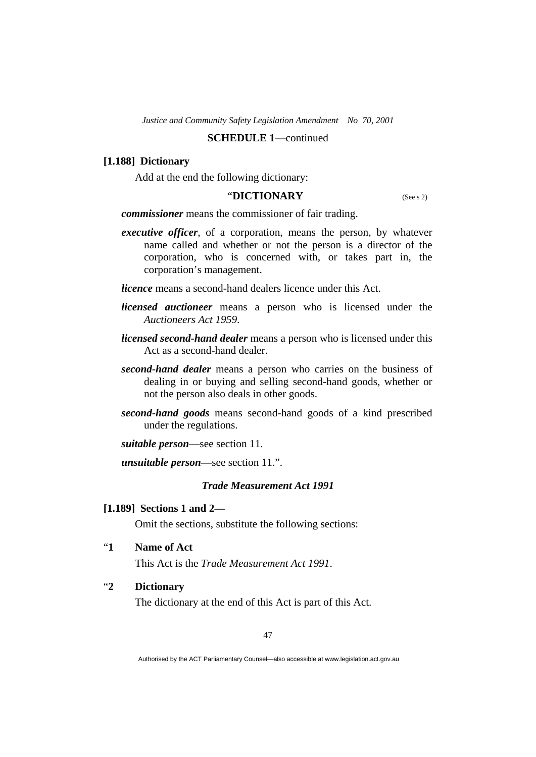**SCHEDULE 1**—continued

**[1.188] Dictionary**

Add at the end the following dictionary:

"**DICTIONARY** (See s 2)

***commissioner*** means the commissioner of fair trading.

***executive officer***, of a corporation, means the person, by whatever name called and whether or not the person is a director of the corporation, who is concerned with, or takes part in, the corporation's management.

***licence*** means a second-hand dealers licence under this Act.

***licensed auctioneer*** means a person who is licensed under the *Auctioneers Act 1959*.

***licensed second-hand dealer*** means a person who is licensed under this Act as a second-hand dealer.

***second-hand dealer*** means a person who carries on the business of dealing in or buying and selling second-hand goods, whether or not the person also deals in other goods.

***second-hand goods*** means second-hand goods of a kind prescribed under the regulations.

***suitable person***—see section 11.

***unsuitable person***—see section 11.".

*Trade Measurement Act 1991*

**[1.189] Sections 1 and 2—**

Omit the sections, substitute the following sections:

"**1 Name of Act**

This Act is the *Trade Measurement Act 1991*.

"**2 Dictionary**

The dictionary at the end of this Act is part of this Act.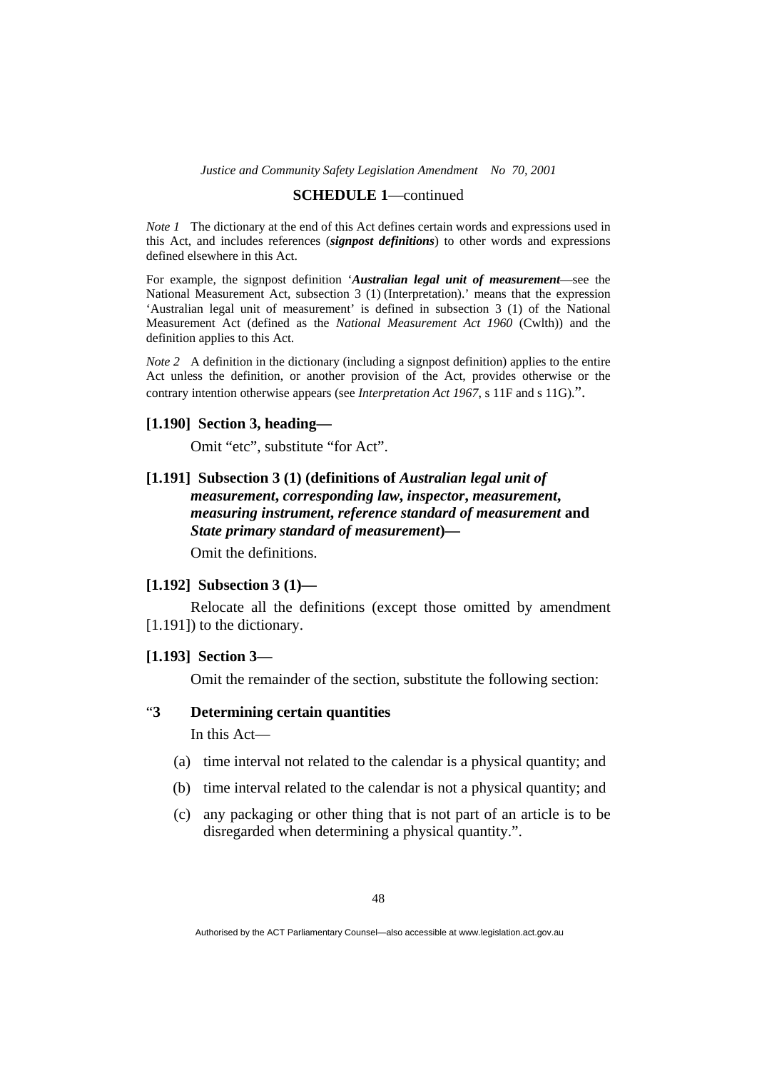*Note 1* The dictionary at the end of this Act defines certain words and expressions used in this Act, and includes references (***signpost definitions***) to other words and expressions defined elsewhere in this Act.

For example, the signpost definition '***Australian legal unit of measurement***—see the National Measurement Act, subsection 3 (1) (Interpretation).' means that the expression 'Australian legal unit of measurement' is defined in subsection 3 (1) of the National Measurement Act (defined as the *National Measurement Act 1960* (Cwlth)) and the definition applies to this Act.

*Note 2* A definition in the dictionary (including a signpost definition) applies to the entire Act unless the definition, or another provision of the Act, provides otherwise or the contrary intention otherwise appears (see *Interpretation Act 1967*, s 11F and s 11G).".

**[1.190] Section 3, heading—**

Omit "etc", substitute "for Act".

**[1.191] Subsection 3 (1) (definitions of *Australian legal unit of measurement*, *corresponding law*, *inspector*, *measurement*, *measuring instrument*, *reference standard of measurement* and *State primary standard of measurement*)—**

Omit the definitions.

**[1.192] Subsection 3 (1)—**

Relocate all the definitions (except those omitted by amendment [1.191]) to the dictionary.

**[1.193] Section 3—**

Omit the remainder of the section, substitute the following section:

"**3 Determining certain quantities**

In this Act—

(a) time interval not related to the calendar is a physical quantity; and

(b) time interval related to the calendar is not a physical quantity; and

(c) any packaging or other thing that is not part of an article is to be disregarded when determining a physical quantity.".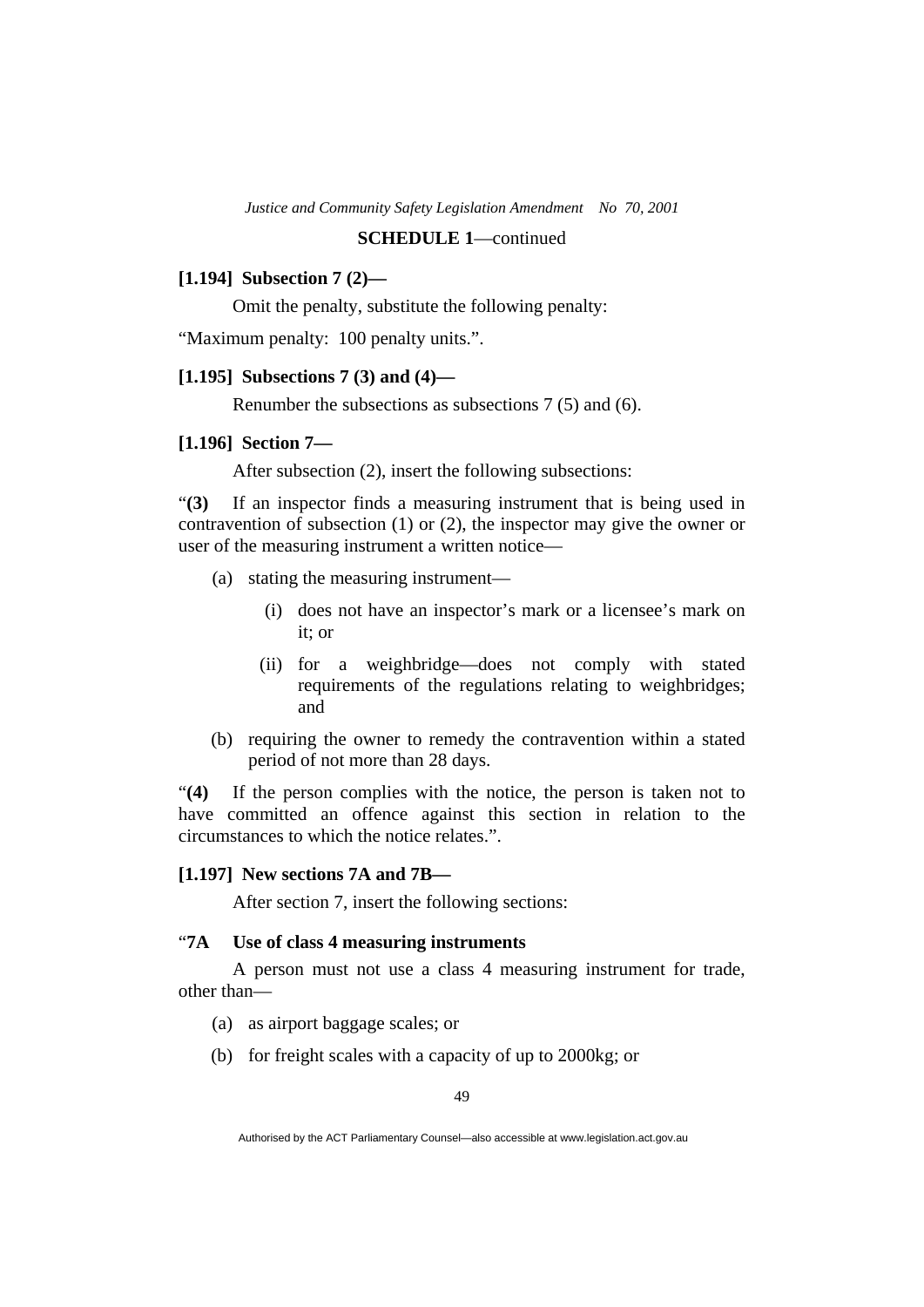**SCHEDULE 1**—continued

**[1.194] Subsection 7 (2)—**

Omit the penalty, substitute the following penalty:

"Maximum penalty: 100 penalty units.".

**[1.195] Subsections 7 (3) and (4)—**

Renumber the subsections as subsections 7 (5) and (6).

**[1.196] Section 7—**

After subsection (2), insert the following subsections:

"**(3)** If an inspector finds a measuring instrument that is being used in contravention of subsection (1) or (2), the inspector may give the owner or user of the measuring instrument a written notice—

- (a) stating the measuring instrument—
  - (i) does not have an inspector's mark or a licensee's mark on it; or
  - (ii) for a weighbridge—does not comply with stated requirements of the regulations relating to weighbridges; and
- (b) requiring the owner to remedy the contravention within a stated period of not more than 28 days.

"**(4)** If the person complies with the notice, the person is taken not to have committed an offence against this section in relation to the circumstances to which the notice relates.".

**[1.197] New sections 7A and 7B—**

After section 7, insert the following sections:

"**7A Use of class 4 measuring instruments**

A person must not use a class 4 measuring instrument for trade, other than—

- (a) as airport baggage scales; or
- (b) for freight scales with a capacity of up to 2000kg; or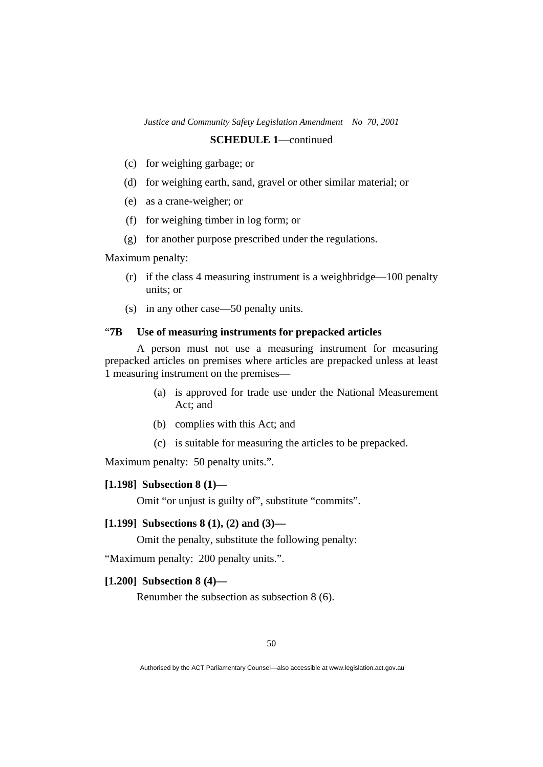**SCHEDULE 1**—continued

(c) for weighing garbage; or

(d) for weighing earth, sand, gravel or other similar material; or

(e) as a crane-weigher; or

(f) for weighing timber in log form; or

(g) for another purpose prescribed under the regulations.

Maximum penalty:

(r) if the class 4 measuring instrument is a weighbridge—100 penalty units; or

(s) in any other case—50 penalty units.

**“7B Use of measuring instruments for prepacked articles**

A person must not use a measuring instrument for measuring prepacked articles on premises where articles are prepacked unless at least 1 measuring instrument on the premises—

(a) is approved for trade use under the National Measurement Act; and

(b) complies with this Act; and

(c) is suitable for measuring the articles to be prepacked.

Maximum penalty: 50 penalty units.”.

**[1.198] Subsection 8 (1)—**

Omit “or unjust is guilty of”, substitute “commits”.

**[1.199] Subsections 8 (1), (2) and (3)—**

Omit the penalty, substitute the following penalty:

“Maximum penalty: 200 penalty units.”.

**[1.200] Subsection 8 (4)—**

Renumber the subsection as subsection 8 (6).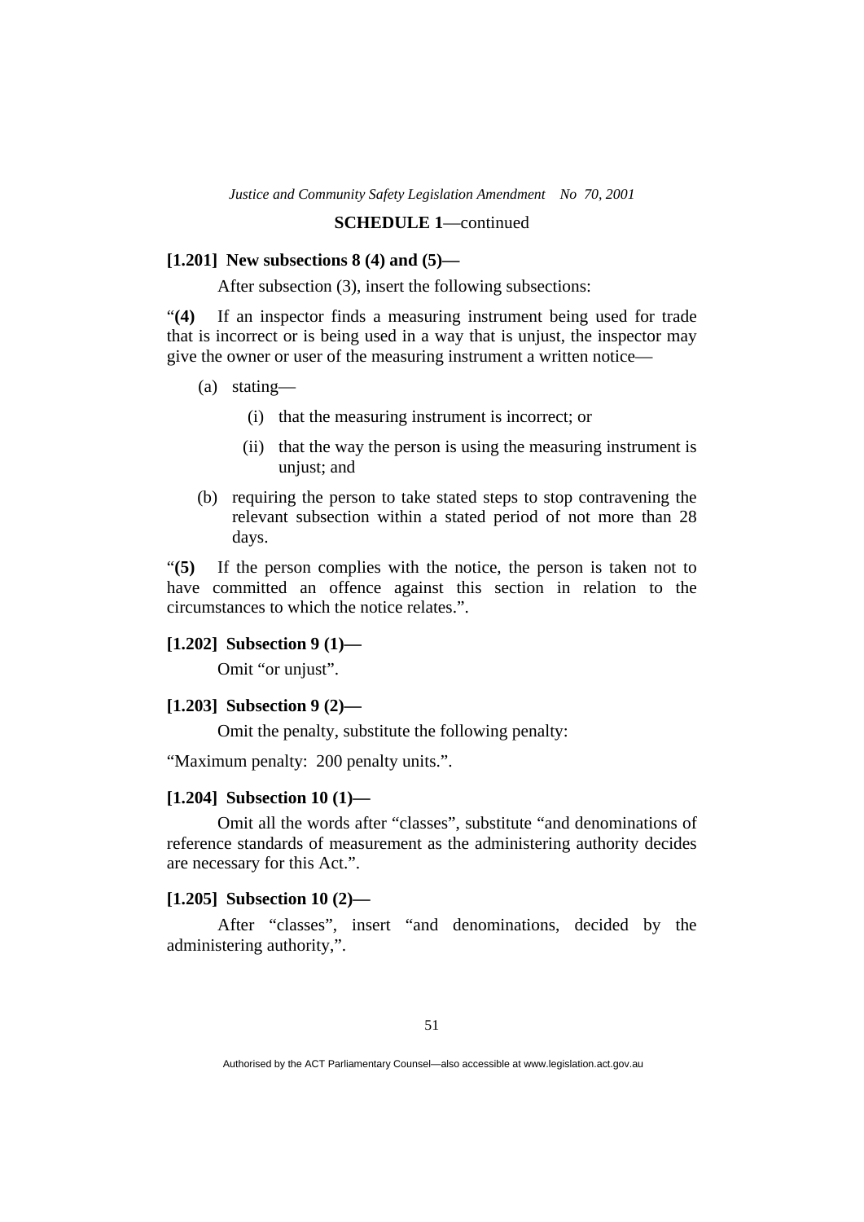**SCHEDULE 1**—continued

**[1.201] New subsections 8 (4) and (5)—**

After subsection (3), insert the following subsections:

"**(4)** If an inspector finds a measuring instrument being used for trade that is incorrect or is being used in a way that is unjust, the inspector may give the owner or user of the measuring instrument a written notice—

- (a) stating—
  - (i) that the measuring instrument is incorrect; or
  - (ii) that the way the person is using the measuring instrument is unjust; and
- (b) requiring the person to take stated steps to stop contravening the relevant subsection within a stated period of not more than 28 days.

"**(5)** If the person complies with the notice, the person is taken not to have committed an offence against this section in relation to the circumstances to which the notice relates.".

**[1.202] Subsection 9 (1)—**

Omit "or unjust".

**[1.203] Subsection 9 (2)—**

Omit the penalty, substitute the following penalty:

"Maximum penalty: 200 penalty units.".

**[1.204] Subsection 10 (1)—**

Omit all the words after "classes", substitute "and denominations of reference standards of measurement as the administering authority decides are necessary for this Act.".

**[1.205] Subsection 10 (2)—**

After "classes", insert "and denominations, decided by the administering authority,".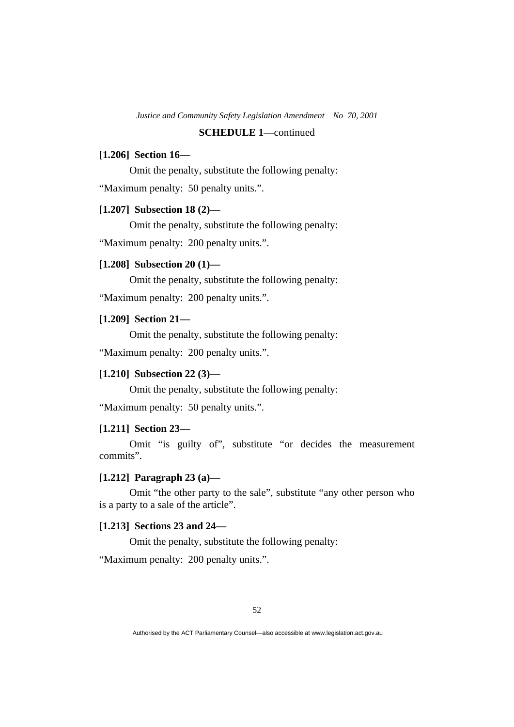**SCHEDULE 1**—continued

**[1.206] Section 16—**

Omit the penalty, substitute the following penalty:

"Maximum penalty: 50 penalty units.".

**[1.207] Subsection 18 (2)—**

Omit the penalty, substitute the following penalty:

"Maximum penalty: 200 penalty units.".

**[1.208] Subsection 20 (1)—**

Omit the penalty, substitute the following penalty:

"Maximum penalty: 200 penalty units.".

**[1.209] Section 21—**

Omit the penalty, substitute the following penalty:

"Maximum penalty: 200 penalty units.".

**[1.210] Subsection 22 (3)—**

Omit the penalty, substitute the following penalty:

"Maximum penalty: 50 penalty units.".

**[1.211] Section 23—**

Omit "is guilty of", substitute "or decides the measurement commits".

**[1.212] Paragraph 23 (a)—**

Omit "the other party to the sale", substitute "any other person who is a party to a sale of the article".

**[1.213] Sections 23 and 24—**

Omit the penalty, substitute the following penalty:

"Maximum penalty: 200 penalty units.".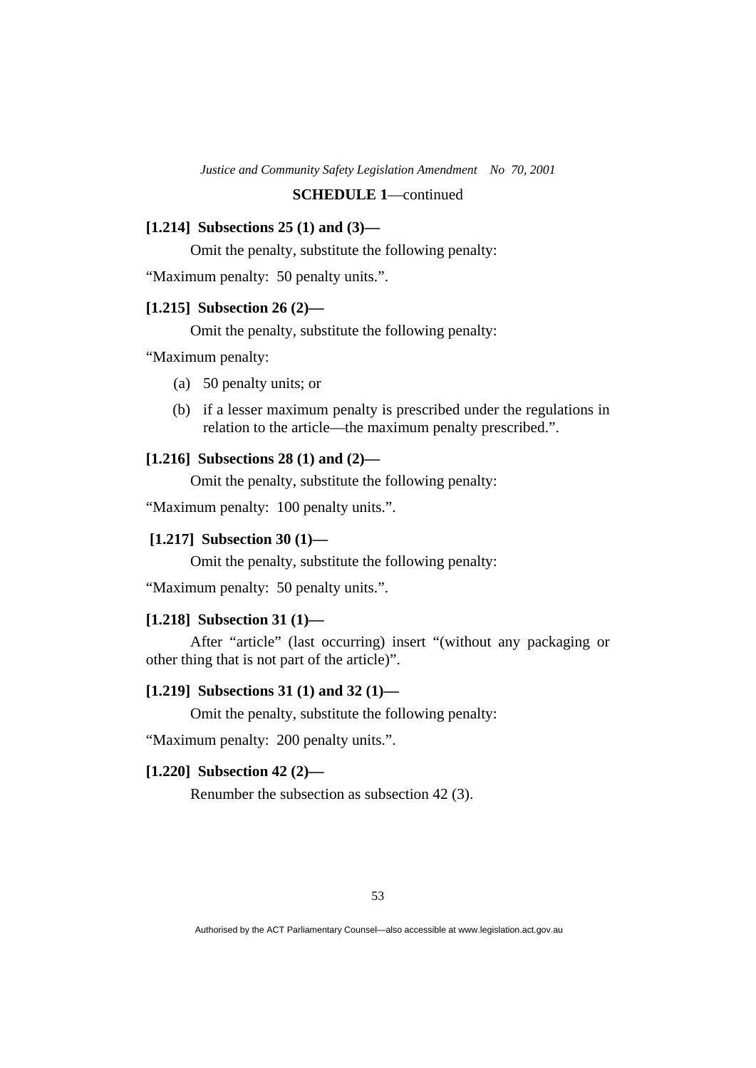**SCHEDULE 1**—continued

**[1.214] Subsections 25 (1) and (3)—**

Omit the penalty, substitute the following penalty:

"Maximum penalty: 50 penalty units.".

**[1.215] Subsection 26 (2)—**

Omit the penalty, substitute the following penalty:

"Maximum penalty:

(a) 50 penalty units; or

(b) if a lesser maximum penalty is prescribed under the regulations in relation to the article—the maximum penalty prescribed.".

**[1.216] Subsections 28 (1) and (2)—**

Omit the penalty, substitute the following penalty:

"Maximum penalty: 100 penalty units.".

**[1.217] Subsection 30 (1)—**

Omit the penalty, substitute the following penalty:

"Maximum penalty: 50 penalty units.".

**[1.218] Subsection 31 (1)—**

After "article" (last occurring) insert "(without any packaging or other thing that is not part of the article)".

**[1.219] Subsections 31 (1) and 32 (1)—**

Omit the penalty, substitute the following penalty:

"Maximum penalty: 200 penalty units.".

**[1.220] Subsection 42 (2)—**

Renumber the subsection as subsection 42 (3).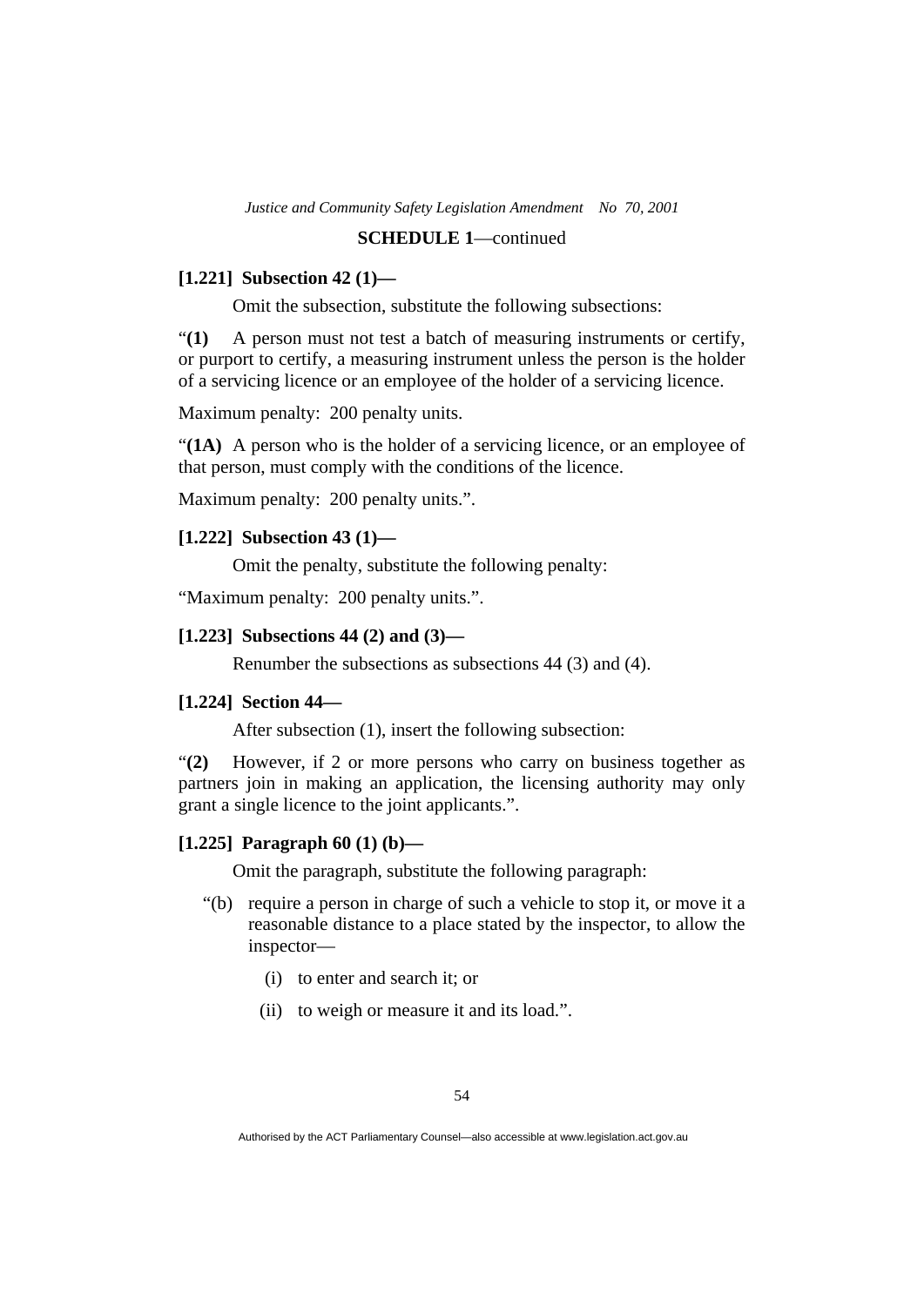**[1.221] Subsection 42 (1)—**

Omit the subsection, substitute the following subsections:

"**(1)** A person must not test a batch of measuring instruments or certify, or purport to certify, a measuring instrument unless the person is the holder of a servicing licence or an employee of the holder of a servicing licence.

Maximum penalty: 200 penalty units.

"**(1A)** A person who is the holder of a servicing licence, or an employee of that person, must comply with the conditions of the licence.

Maximum penalty: 200 penalty units.".

**[1.222] Subsection 43 (1)—**

Omit the penalty, substitute the following penalty:

"Maximum penalty: 200 penalty units.".

**[1.223] Subsections 44 (2) and (3)—**

Renumber the subsections as subsections 44 (3) and (4).

**[1.224] Section 44—**

After subsection (1), insert the following subsection:

"**(2)** However, if 2 or more persons who carry on business together as partners join in making an application, the licensing authority may only grant a single licence to the joint applicants.".

**[1.225] Paragraph 60 (1) (b)—**

Omit the paragraph, substitute the following paragraph:

"(b) require a person in charge of such a vehicle to stop it, or move it a reasonable distance to a place stated by the inspector, to allow the inspector—

(i) to enter and search it; or

(ii) to weigh or measure it and its load.".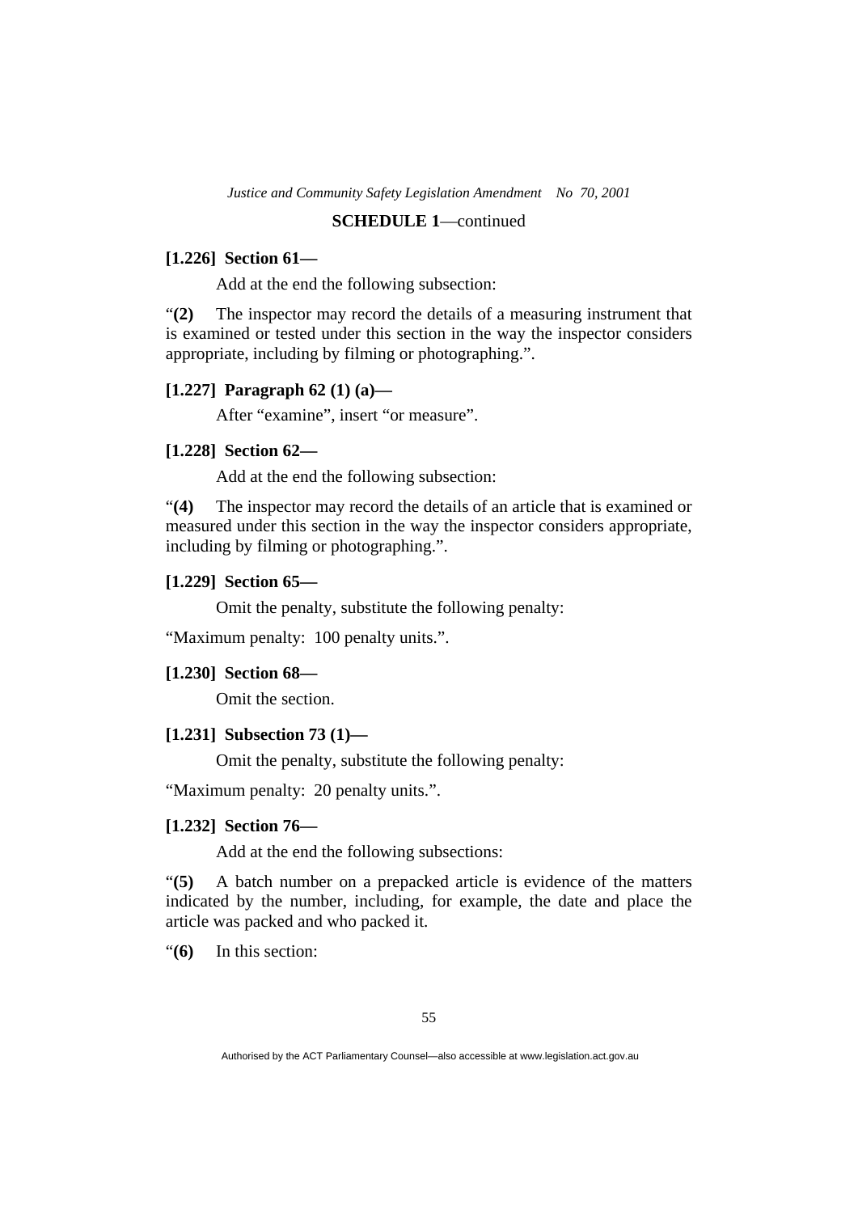**SCHEDULE 1**—continued

**[1.226] Section 61—**

Add at the end the following subsection:

"**(2)** The inspector may record the details of a measuring instrument that is examined or tested under this section in the way the inspector considers appropriate, including by filming or photographing.".

**[1.227] Paragraph 62 (1) (a)—**

After "examine", insert "or measure".

**[1.228] Section 62—**

Add at the end the following subsection:

"**(4)** The inspector may record the details of an article that is examined or measured under this section in the way the inspector considers appropriate, including by filming or photographing.".

**[1.229] Section 65—**

Omit the penalty, substitute the following penalty:

"Maximum penalty: 100 penalty units.".

**[1.230] Section 68—**

Omit the section.

**[1.231] Subsection 73 (1)—**

Omit the penalty, substitute the following penalty:

"Maximum penalty: 20 penalty units.".

**[1.232] Section 76—**

Add at the end the following subsections:

"**(5)** A batch number on a prepacked article is evidence of the matters indicated by the number, including, for example, the date and place the article was packed and who packed it.

"**(6)** In this section: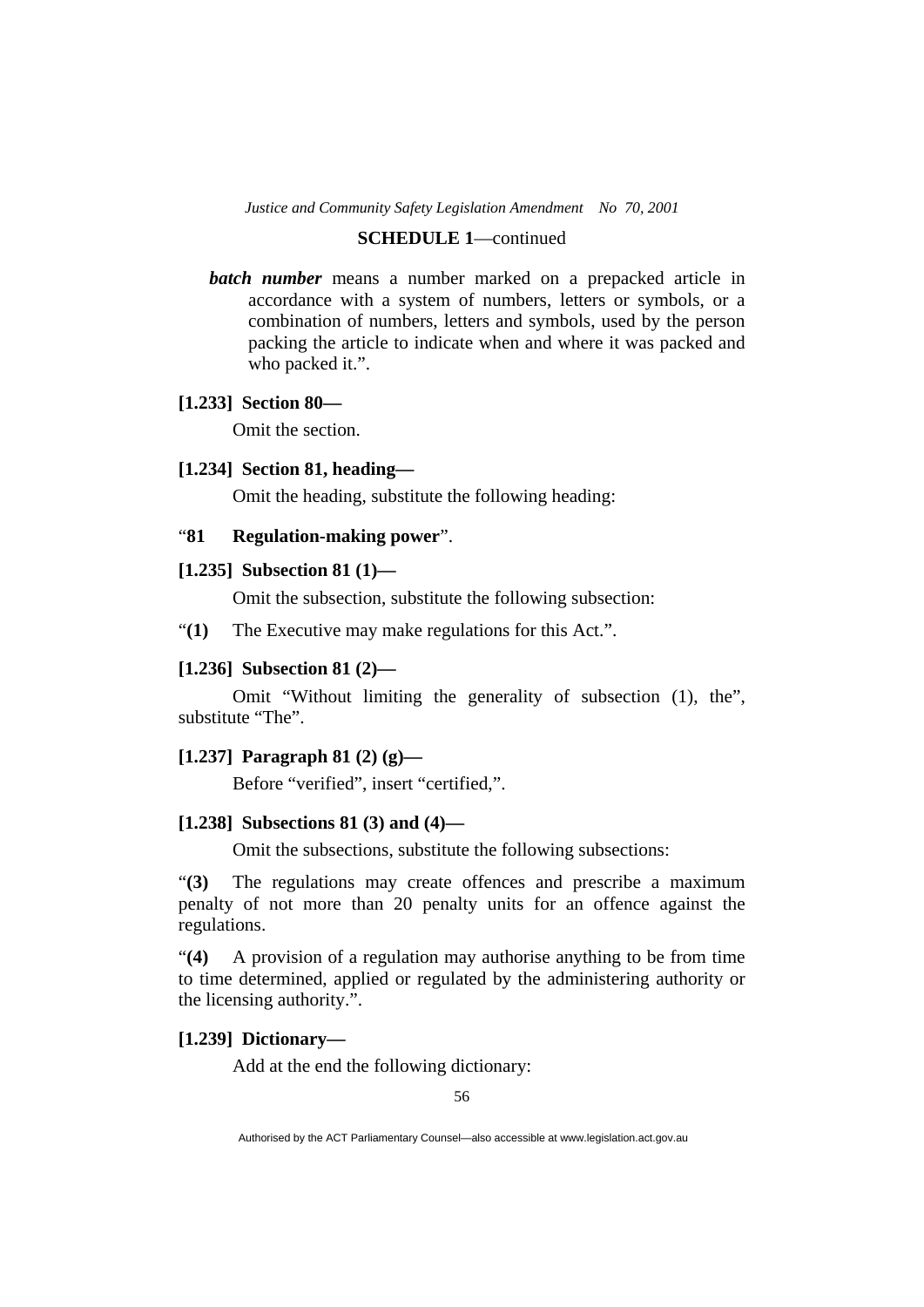**SCHEDULE 1**—continued

***batch number*** means a number marked on a prepacked article in accordance with a system of numbers, letters or symbols, or a combination of numbers, letters and symbols, used by the person packing the article to indicate when and where it was packed and who packed it.".

**[1.233] Section 80—**

Omit the section.

**[1.234] Section 81, heading—**

Omit the heading, substitute the following heading:

"**81 Regulation-making power**".

**[1.235] Subsection 81 (1)—**

Omit the subsection, substitute the following subsection:

"**(1)** The Executive may make regulations for this Act.".

**[1.236] Subsection 81 (2)—**

Omit "Without limiting the generality of subsection (1), the", substitute "The".

**[1.237] Paragraph 81 (2) (g)—**

Before "verified", insert "certified,".

**[1.238] Subsections 81 (3) and (4)—**

Omit the subsections, substitute the following subsections:

"**(3)** The regulations may create offences and prescribe a maximum penalty of not more than 20 penalty units for an offence against the regulations.

"**(4)** A provision of a regulation may authorise anything to be from time to time determined, applied or regulated by the administering authority or the licensing authority.".

**[1.239] Dictionary—**

Add at the end the following dictionary: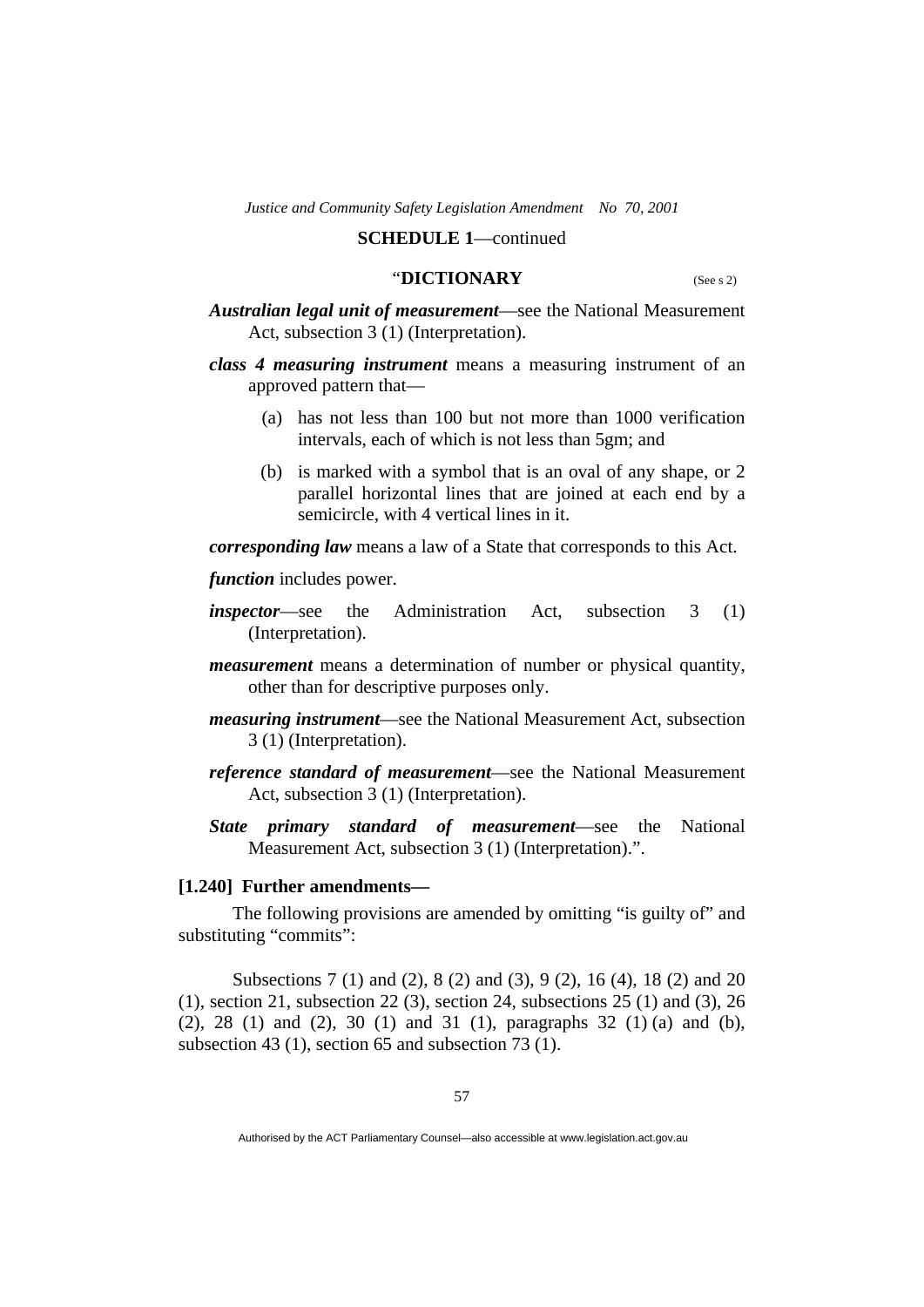**SCHEDULE 1**—continued

## "DICTIONARY

(See s 2)

***Australian legal unit of measurement***—see the National Measurement Act, subsection 3 (1) (Interpretation).

***class 4 measuring instrument*** means a measuring instrument of an approved pattern that—

(a) has not less than 100 but not more than 1000 verification intervals, each of which is not less than 5gm; and

(b) is marked with a symbol that is an oval of any shape, or 2 parallel horizontal lines that are joined at each end by a semicircle, with 4 vertical lines in it.

***corresponding law*** means a law of a State that corresponds to this Act.

***function*** includes power.

***inspector***—see the Administration Act, subsection 3 (1) (Interpretation).

***measurement*** means a determination of number or physical quantity, other than for descriptive purposes only.

***measuring instrument***—see the National Measurement Act, subsection 3 (1) (Interpretation).

***reference standard of measurement***—see the National Measurement Act, subsection 3 (1) (Interpretation).

***State primary standard of measurement***—see the National Measurement Act, subsection 3 (1) (Interpretation).".

**[1.240] Further amendments—**

The following provisions are amended by omitting "is guilty of" and substituting "commits":

Subsections 7 (1) and (2), 8 (2) and (3), 9 (2), 16 (4), 18 (2) and 20 (1), section 21, subsection 22 (3), section 24, subsections 25 (1) and (3), 26 (2), 28 (1) and (2), 30 (1) and 31 (1), paragraphs 32 (1) (a) and (b), subsection 43 (1), section 65 and subsection 73 (1).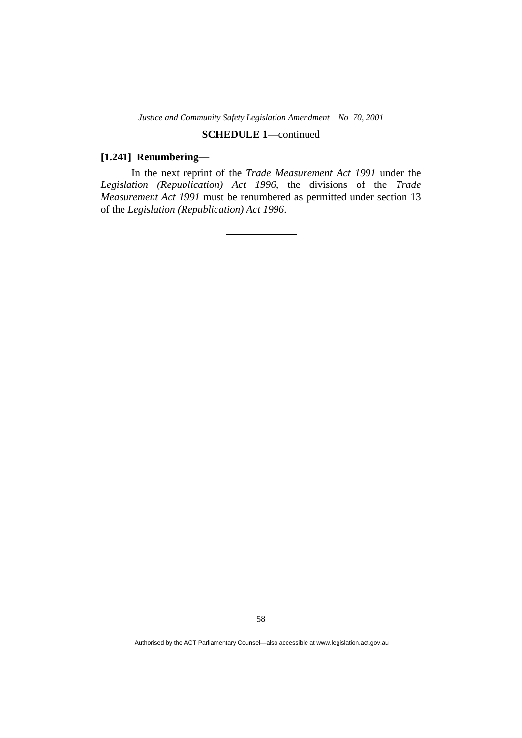**SCHEDULE 1**—continued

**[1.241] Renumbering—**

In the next reprint of the *Trade Measurement Act 1991* under the *Legislation (Republication) Act 1996*, the divisions of the *Trade Measurement Act 1991* must be renumbered as permitted under section 13 of the *Legislation (Republication) Act 1996*.

---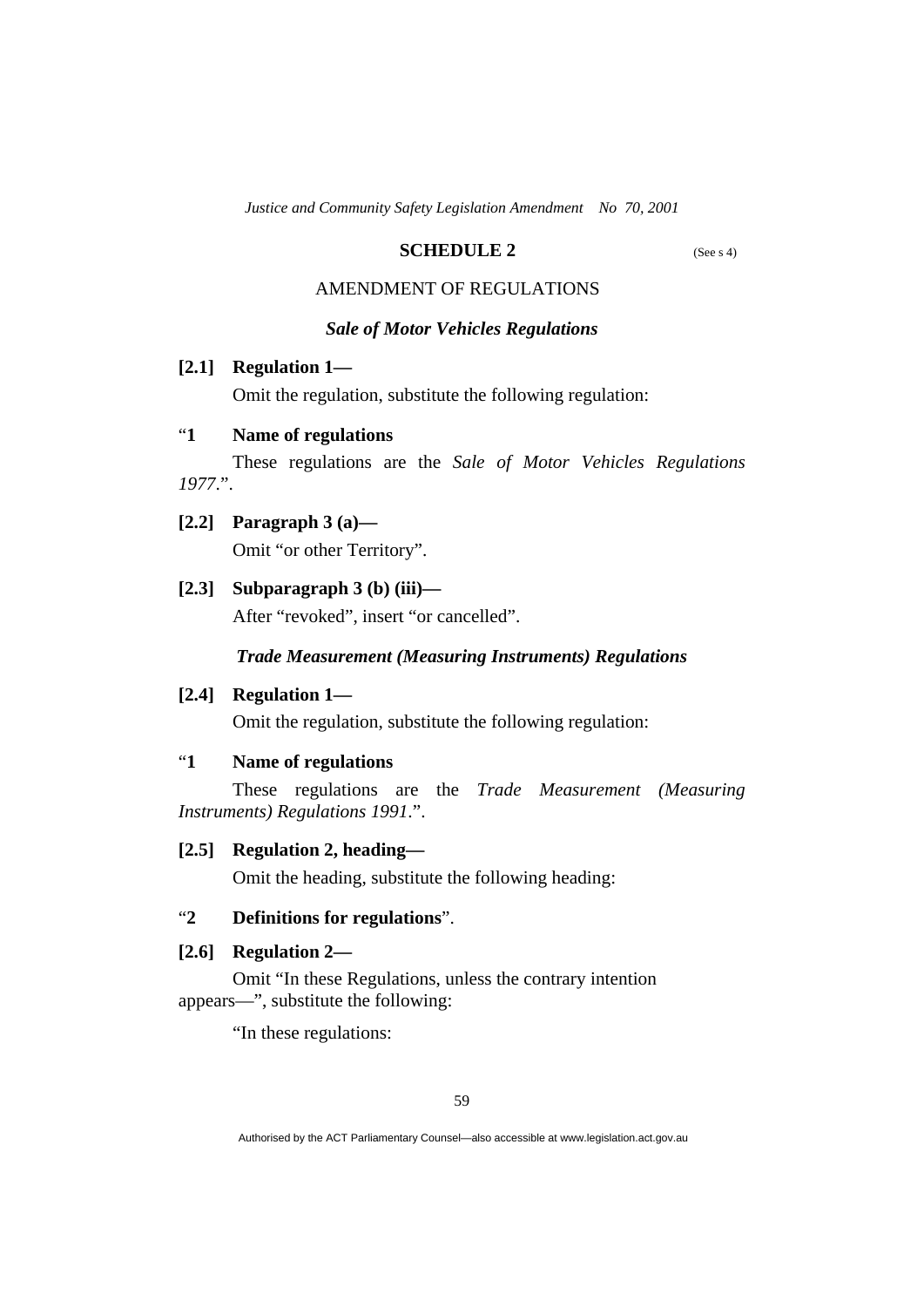## SCHEDULE 2

(See s 4)

### AMENDMENT OF REGULATIONS

### *Sale of Motor Vehicles Regulations*

**[2.1] Regulation 1—**

Omit the regulation, substitute the following regulation:

"**1 Name of regulations**

These regulations are the *Sale of Motor Vehicles Regulations 1977*.".

**[2.2] Paragraph 3 (a)—**

Omit "or other Territory".

**[2.3] Subparagraph 3 (b) (iii)—**

After "revoked", insert "or cancelled".

### *Trade Measurement (Measuring Instruments) Regulations*

**[2.4] Regulation 1—**

Omit the regulation, substitute the following regulation:

"**1 Name of regulations**

These regulations are the *Trade Measurement (Measuring Instruments) Regulations 1991*.".

**[2.5] Regulation 2, heading—**

Omit the heading, substitute the following heading:

"**2 Definitions for regulations**".

**[2.6] Regulation 2—**

Omit "In these Regulations, unless the contrary intention appears—", substitute the following:

"In these regulations: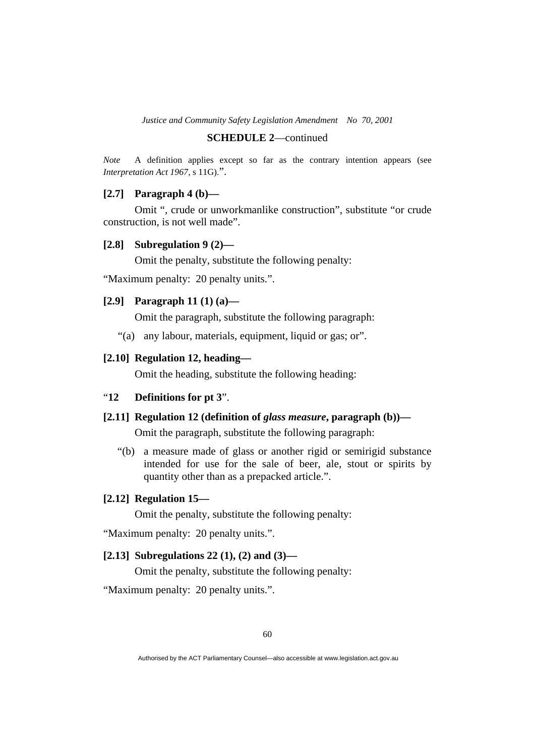**SCHEDULE 2**—continued

*Note* A definition applies except so far as the contrary intention appears (see *Interpretation Act 1967*, s 11G).".

**[2.7] Paragraph 4 (b)—**

Omit ", crude or unworkmanlike construction", substitute "or crude construction, is not well made".

**[2.8] Subregulation 9 (2)—**

Omit the penalty, substitute the following penalty:

"Maximum penalty: 20 penalty units.".

**[2.9] Paragraph 11 (1) (a)—**

Omit the paragraph, substitute the following paragraph:

"(a) any labour, materials, equipment, liquid or gas; or".

**[2.10] Regulation 12, heading—**

Omit the heading, substitute the following heading:

"**12 Definitions for pt 3**".

**[2.11] Regulation 12 (definition of *glass measure*, paragraph (b))—**

Omit the paragraph, substitute the following paragraph:

"(b) a measure made of glass or another rigid or semirigid substance intended for use for the sale of beer, ale, stout or spirits by quantity other than as a prepacked article.".

**[2.12] Regulation 15—**

Omit the penalty, substitute the following penalty:

"Maximum penalty: 20 penalty units.".

**[2.13] Subregulations 22 (1), (2) and (3)—**

Omit the penalty, substitute the following penalty:

"Maximum penalty: 20 penalty units.".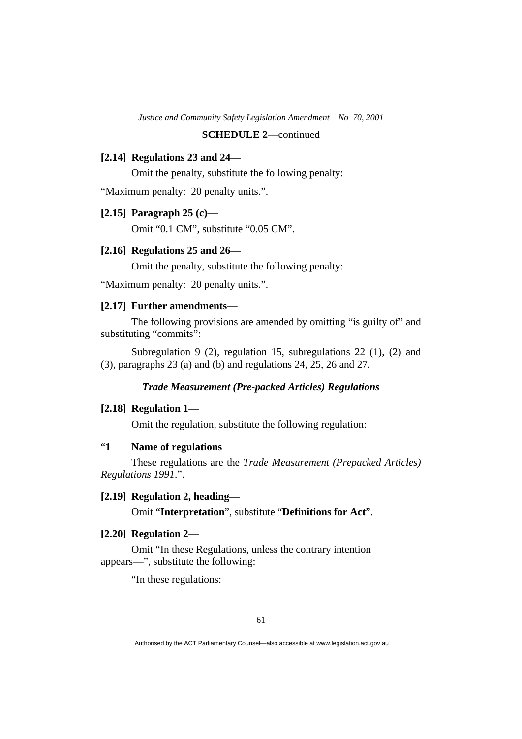**SCHEDULE 2**—continued

**[2.14] Regulations 23 and 24—**

Omit the penalty, substitute the following penalty:

"Maximum penalty: 20 penalty units.".

**[2.15] Paragraph 25 (c)—**

Omit "0.1 CM", substitute "0.05 CM".

**[2.16] Regulations 25 and 26—**

Omit the penalty, substitute the following penalty:

"Maximum penalty: 20 penalty units.".

**[2.17] Further amendments—**

The following provisions are amended by omitting "is guilty of" and substituting "commits":

Subregulation 9 (2), regulation 15, subregulations 22 (1), (2) and (3), paragraphs 23 (a) and (b) and regulations 24, 25, 26 and 27.

***Trade Measurement (Pre-packed Articles) Regulations***

**[2.18] Regulation 1—**

Omit the regulation, substitute the following regulation:

"**1 Name of regulations**

These regulations are the *Trade Measurement (Prepacked Articles) Regulations 1991*.".

**[2.19] Regulation 2, heading—**

Omit "**Interpretation**", substitute "**Definitions for Act**".

**[2.20] Regulation 2—**

Omit "In these Regulations, unless the contrary intention appears—", substitute the following:

"In these regulations: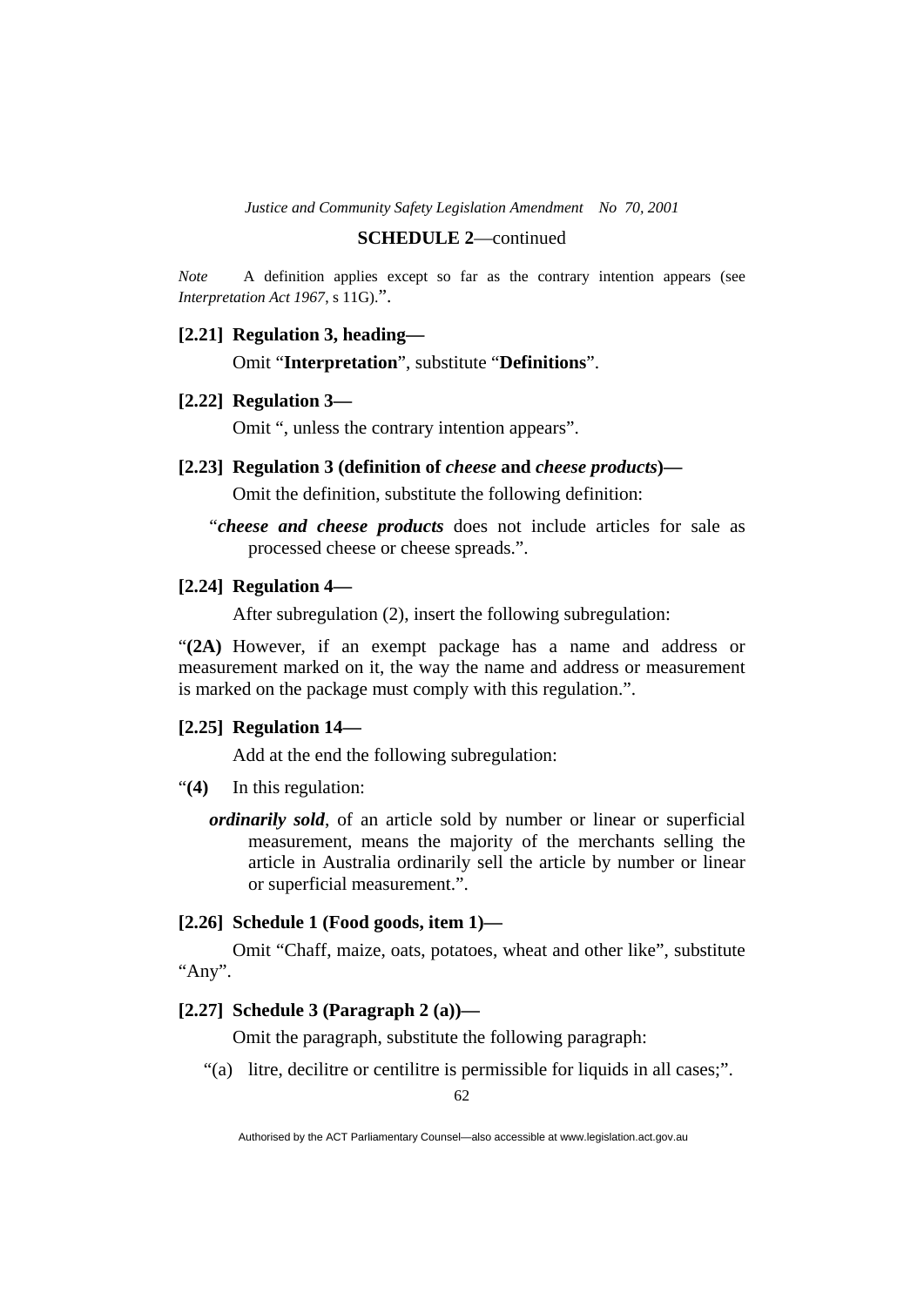**SCHEDULE 2**—continued

*Note* A definition applies except so far as the contrary intention appears (see *Interpretation Act 1967*, s 11G).".

**[2.21] Regulation 3, heading—**

Omit "**Interpretation**", substitute "**Definitions**".

**[2.22] Regulation 3—**

Omit ", unless the contrary intention appears".

**[2.23] Regulation 3 (definition of *cheese* and *cheese products*)—**

Omit the definition, substitute the following definition:

"***cheese and cheese products*** does not include articles for sale as processed cheese or cheese spreads.".

**[2.24] Regulation 4—**

After subregulation (2), insert the following subregulation:

"**(2A)** However, if an exempt package has a name and address or measurement marked on it, the way the name and address or measurement is marked on the package must comply with this regulation.".

**[2.25] Regulation 14—**

Add at the end the following subregulation:

"**(4)** In this regulation:

***ordinarily sold***, of an article sold by number or linear or superficial measurement, means the majority of the merchants selling the article in Australia ordinarily sell the article by number or linear or superficial measurement.".

**[2.26] Schedule 1 (Food goods, item 1)—**

Omit "Chaff, maize, oats, potatoes, wheat and other like", substitute "Any".

**[2.27] Schedule 3 (Paragraph 2 (a))—**

Omit the paragraph, substitute the following paragraph:

"(a) litre, decilitre or centilitre is permissible for liquids in all cases;".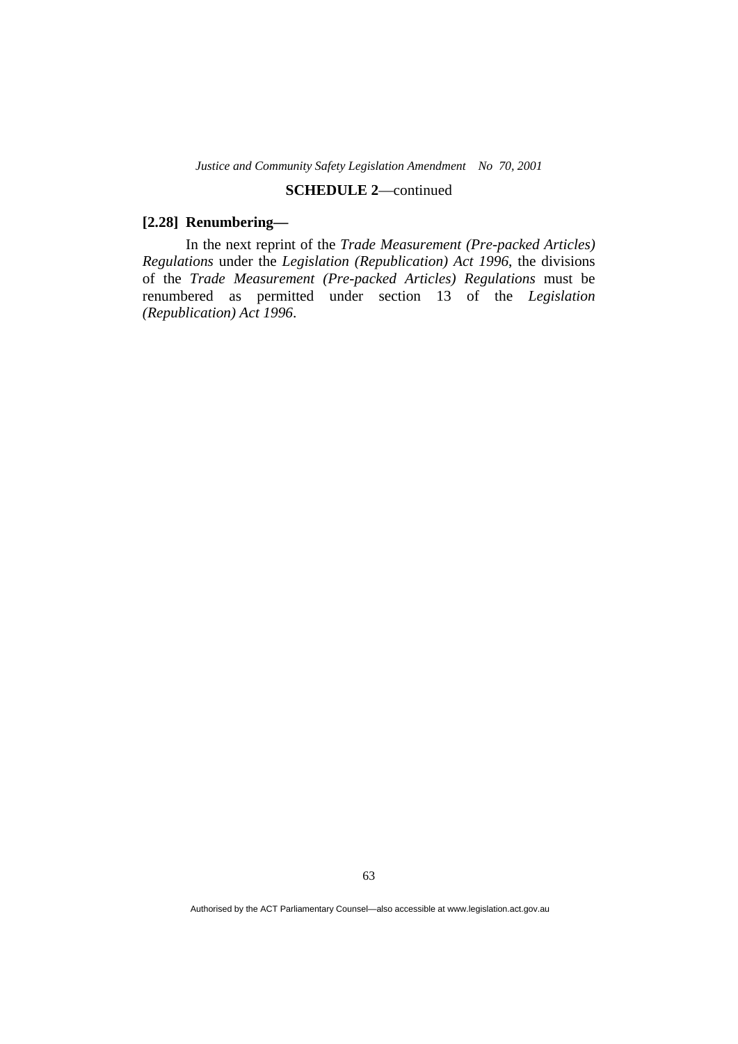**SCHEDULE 2**—continued

**[2.28] Renumbering—**

In the next reprint of the *Trade Measurement (Pre-packed Articles) Regulations* under the *Legislation (Republication) Act 1996*, the divisions of the *Trade Measurement (Pre-packed Articles) Regulations* must be renumbered as permitted under section 13 of the *Legislation (Republication) Act 1996*.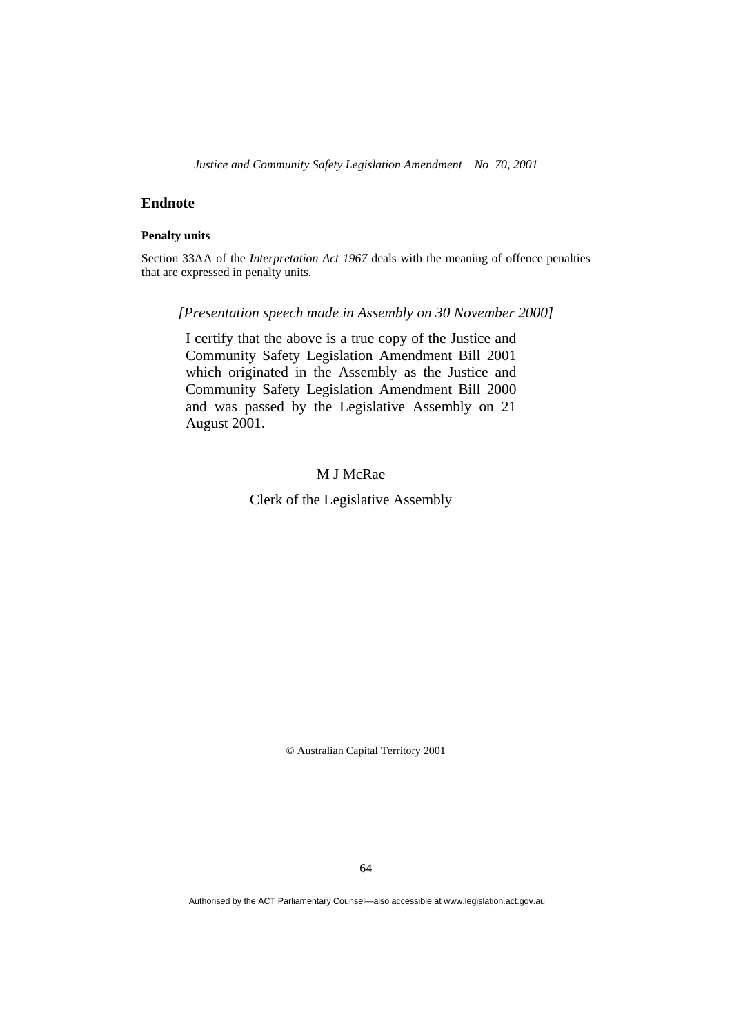## Endnote

### Penalty units

Section 33AA of the *Interpretation Act 1967* deals with the meaning of offence penalties that are expressed in penalty units.

*[Presentation speech made in Assembly on 30 November 2000]*

I certify that the above is a true copy of the Justice and Community Safety Legislation Amendment Bill 2001 which originated in the Assembly as the Justice and Community Safety Legislation Amendment Bill 2000 and was passed by the Legislative Assembly on 21 August 2001.

M J McRae

Clerk of the Legislative Assembly

© Australian Capital Territory 2001